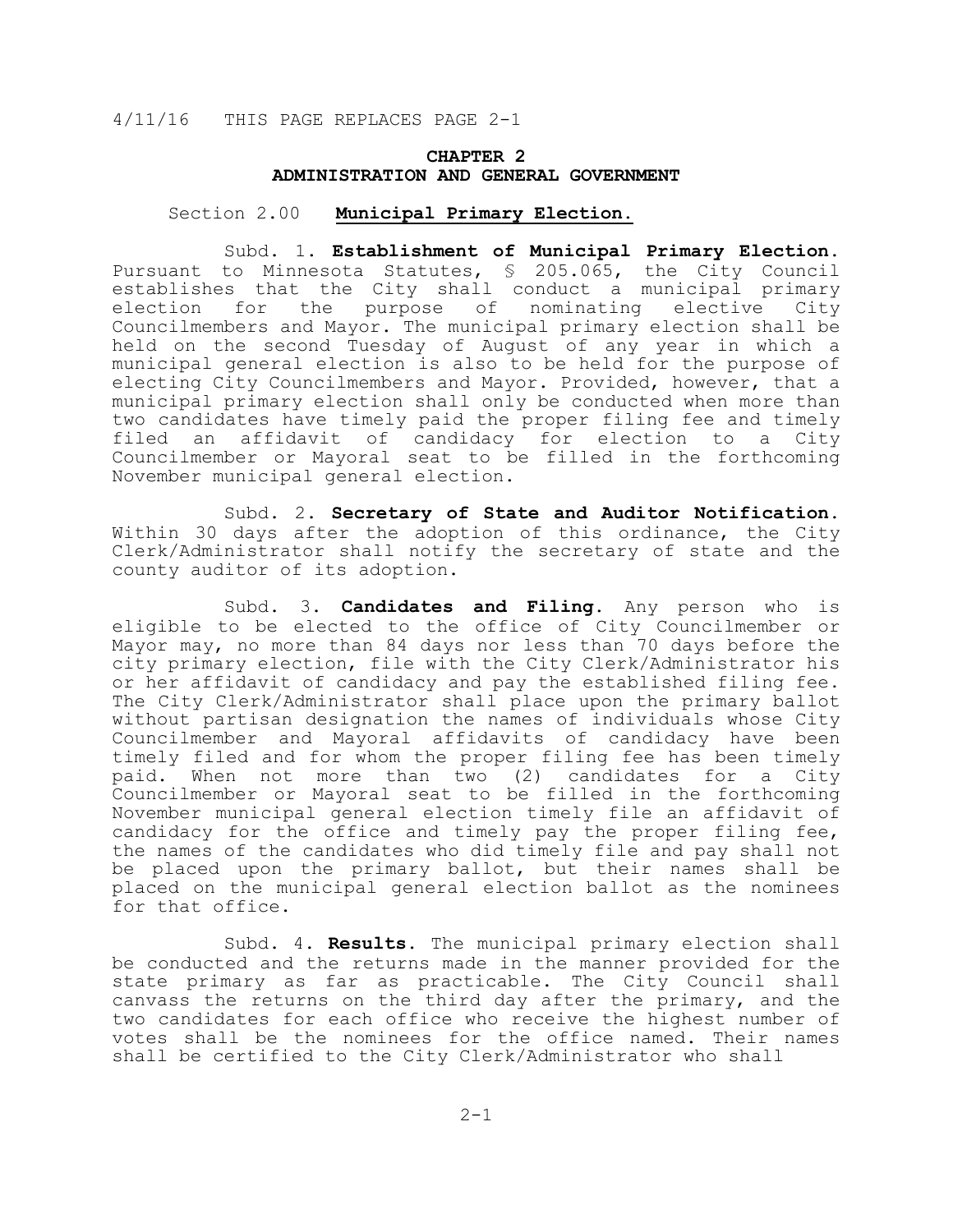4/11/16 THIS PAGE REPLACES PAGE 2-1

# CHAPTER 2
# ADMINISTRATION AND GENERAL GOVERNMENT

## Section 2.00 **Municipal Primary Election.**

Subd. 1. **Establishment of Municipal Primary Election.** Pursuant to Minnesota Statutes, § 205.065, the City Council establishes that the City shall conduct a municipal primary election for the purpose of nominating elective City Councilmembers and Mayor. The municipal primary election shall be held on the second Tuesday of August of any year in which a municipal general election is also to be held for the purpose of electing City Councilmembers and Mayor. Provided, however, that a municipal primary election shall only be conducted when more than two candidates have timely paid the proper filing fee and timely filed an affidavit of candidacy for election to a City Councilmember or Mayoral seat to be filled in the forthcoming November municipal general election.

Subd. 2. **Secretary of State and Auditor Notification.** Within 30 days after the adoption of this ordinance, the City Clerk/Administrator shall notify the secretary of state and the county auditor of its adoption.

Subd. 3. **Candidates and Filing.** Any person who is eligible to be elected to the office of City Councilmember or Mayor may, no more than 84 days nor less than 70 days before the city primary election, file with the City Clerk/Administrator his or her affidavit of candidacy and pay the established filing fee. The City Clerk/Administrator shall place upon the primary ballot without partisan designation the names of individuals whose City Councilmember and Mayoral affidavits of candidacy have been timely filed and for whom the proper filing fee has been timely paid. When not more than two (2) candidates for a City Councilmember or Mayoral seat to be filled in the forthcoming November municipal general election timely file an affidavit of candidacy for the office and timely pay the proper filing fee, the names of the candidates who did timely file and pay shall not be placed upon the primary ballot, but their names shall be placed on the municipal general election ballot as the nominees for that office.

Subd. 4. **Results.** The municipal primary election shall be conducted and the returns made in the manner provided for the state primary as far as practicable. The City Council shall canvass the returns on the third day after the primary, and the two candidates for each office who receive the highest number of votes shall be the nominees for the office named. Their names shall be certified to the City Clerk/Administrator who shall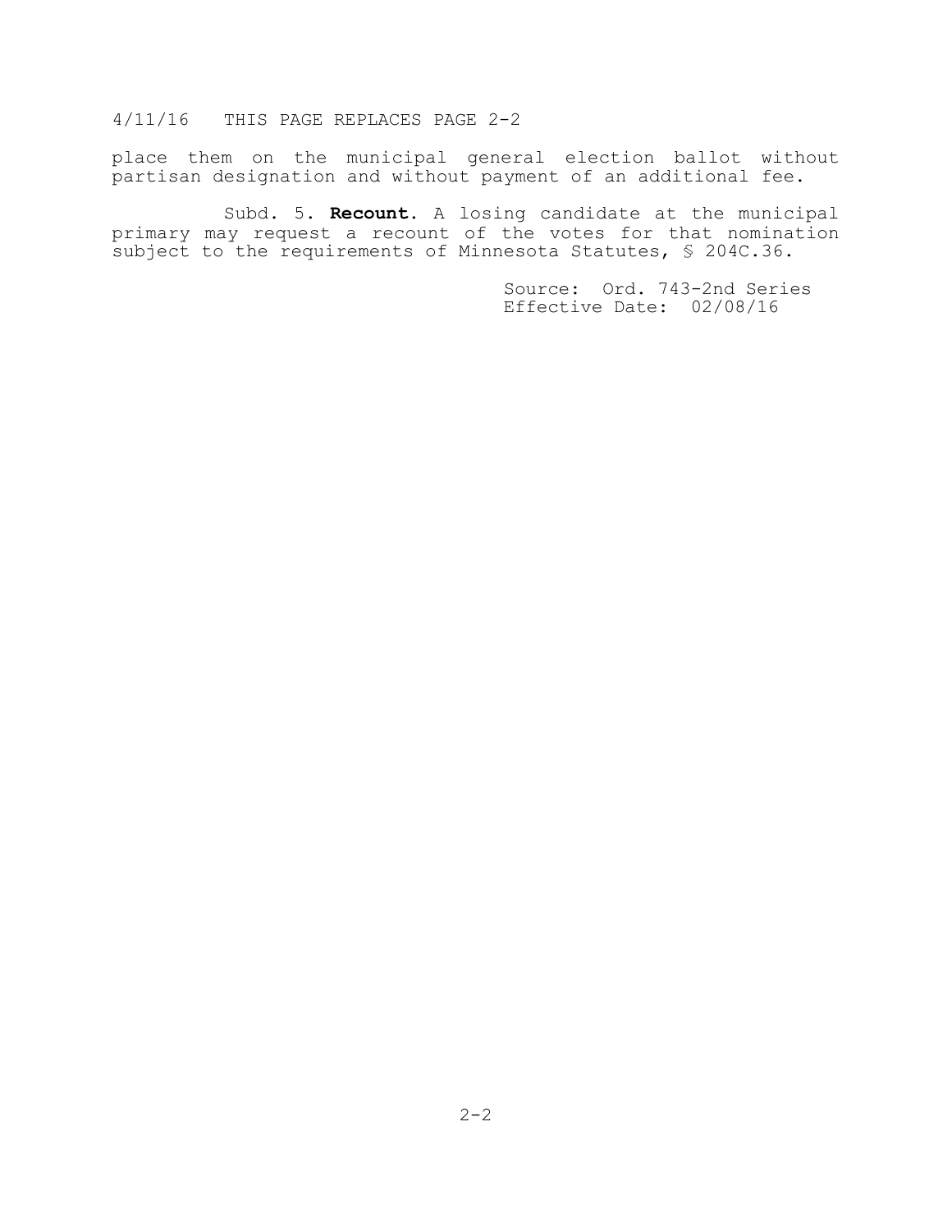place them on the municipal general election ballot without partisan designation and without payment of an additional fee.

Subd. 5. **Recount.** A losing candidate at the municipal primary may request a recount of the votes for that nomination subject to the requirements of Minnesota Statutes, § 204C.36.

Source: Ord. 743-2nd Series
Effective Date: 02/08/16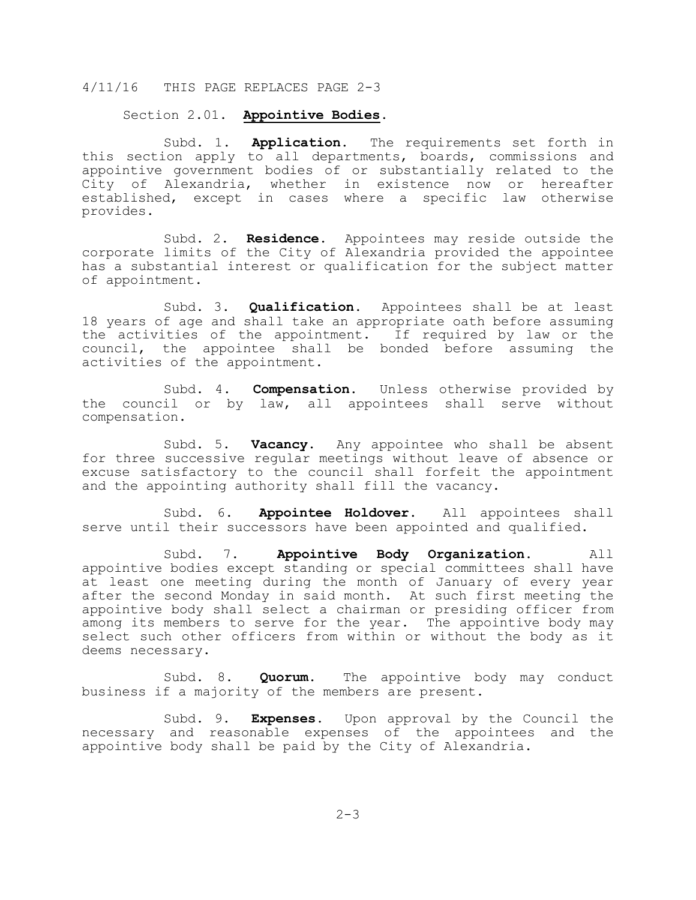4/11/16 THIS PAGE REPLACES PAGE 2-3

Section 2.01. **Appointive Bodies**.

Subd. 1. **Application.** The requirements set forth in this section apply to all departments, boards, commissions and appointive government bodies of or substantially related to the City of Alexandria, whether in existence now or hereafter established, except in cases where a specific law otherwise provides.

Subd. 2. **Residence.** Appointees may reside outside the corporate limits of the City of Alexandria provided the appointee has a substantial interest or qualification for the subject matter of appointment.

Subd. 3. **Qualification.** Appointees shall be at least 18 years of age and shall take an appropriate oath before assuming the activities of the appointment. If required by law or the council, the appointee shall be bonded before assuming the activities of the appointment.

Subd. 4. **Compensation.** Unless otherwise provided by the council or by law, all appointees shall serve without compensation.

Subd. 5. **Vacancy.** Any appointee who shall be absent for three successive regular meetings without leave of absence or excuse satisfactory to the council shall forfeit the appointment and the appointing authority shall fill the vacancy.

Subd. 6. **Appointee Holdover.** All appointees shall serve until their successors have been appointed and qualified.

Subd. 7. **Appointive Body Organization.** All appointive bodies except standing or special committees shall have at least one meeting during the month of January of every year after the second Monday in said month. At such first meeting the appointive body shall select a chairman or presiding officer from among its members to serve for the year. The appointive body may select such other officers from within or without the body as it deems necessary.

Subd. 8. **Quorum.** The appointive body may conduct business if a majority of the members are present.

Subd. 9. **Expenses.** Upon approval by the Council the necessary and reasonable expenses of the appointees and the appointive body shall be paid by the City of Alexandria.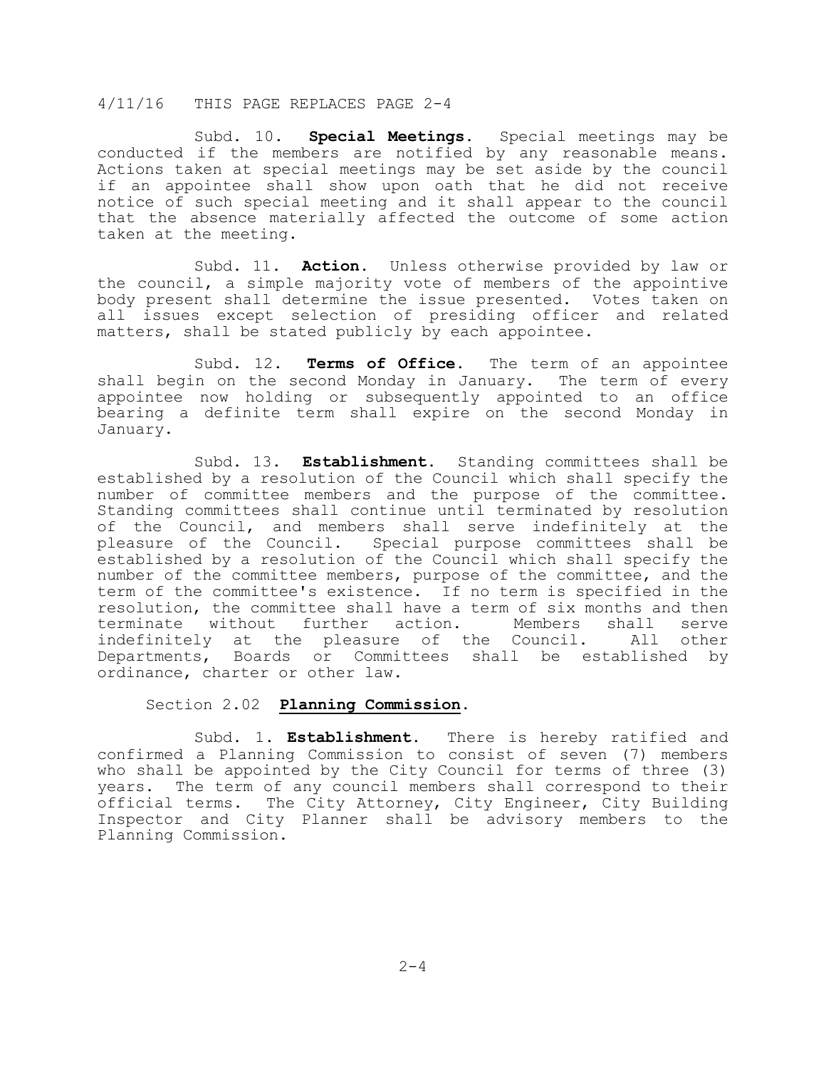4/11/16 THIS PAGE REPLACES PAGE 2-4

Subd. 10. **Special Meetings.** Special meetings may be conducted if the members are notified by any reasonable means. Actions taken at special meetings may be set aside by the council if an appointee shall show upon oath that he did not receive notice of such special meeting and it shall appear to the council that the absence materially affected the outcome of some action taken at the meeting.

Subd. 11. **Action.** Unless otherwise provided by law or the council, a simple majority vote of members of the appointive body present shall determine the issue presented. Votes taken on all issues except selection of presiding officer and related matters, shall be stated publicly by each appointee.

Subd. 12. **Terms of Office.** The term of an appointee shall begin on the second Monday in January. The term of every appointee now holding or subsequently appointed to an office bearing a definite term shall expire on the second Monday in January.

Subd. 13. **Establishment.** Standing committees shall be established by a resolution of the Council which shall specify the number of committee members and the purpose of the committee. Standing committees shall continue until terminated by resolution of the Council, and members shall serve indefinitely at the pleasure of the Council. Special purpose committees shall be established by a resolution of the Council which shall specify the number of the committee members, purpose of the committee, and the term of the committee's existence. If no term is specified in the resolution, the committee shall have a term of six months and then terminate without further action. Members shall serve indefinitely at the pleasure of the Council. All other Departments, Boards or Committees shall be established by ordinance, charter or other law.

## Section 2.02 **Planning Commission.**

Subd. 1. **Establishment.** There is hereby ratified and confirmed a Planning Commission to consist of seven (7) members who shall be appointed by the City Council for terms of three (3) years. The term of any council members shall correspond to their official terms. The City Attorney, City Engineer, City Building Inspector and City Planner shall be advisory members to the Planning Commission.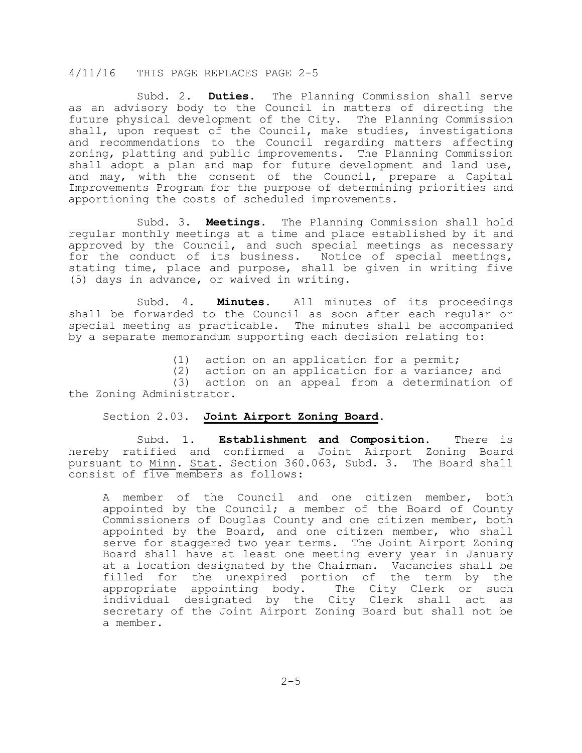4/11/16 THIS PAGE REPLACES PAGE 2-5

Subd. 2. **Duties.** The Planning Commission shall serve as an advisory body to the Council in matters of directing the future physical development of the City. The Planning Commission shall, upon request of the Council, make studies, investigations and recommendations to the Council regarding matters affecting zoning, platting and public improvements. The Planning Commission shall adopt a plan and map for future development and land use, and may, with the consent of the Council, prepare a Capital Improvements Program for the purpose of determining priorities and apportioning the costs of scheduled improvements.

Subd. 3. **Meetings.** The Planning Commission shall hold regular monthly meetings at a time and place established by it and approved by the Council, and such special meetings as necessary for the conduct of its business. Notice of special meetings, stating time, place and purpose, shall be given in writing five (5) days in advance, or waived in writing.

Subd. 4. **Minutes.** All minutes of its proceedings shall be forwarded to the Council as soon after each regular or special meeting as practicable. The minutes shall be accompanied by a separate memorandum supporting each decision relating to:

(1) action on an application for a permit;
(2) action on an application for a variance; and
(3) action on an appeal from a determination of the Zoning Administrator.

Section 2.03. **Joint Airport Zoning Board.**

Subd. 1. **Establishment and Composition.** There is hereby ratified and confirmed a Joint Airport Zoning Board pursuant to Minn. Stat. Section 360.063, Subd. 3. The Board shall consist of five members as follows:

A member of the Council and one citizen member, both appointed by the Council; a member of the Board of County Commissioners of Douglas County and one citizen member, both appointed by the Board, and one citizen member, who shall serve for staggered two year terms. The Joint Airport Zoning Board shall have at least one meeting every year in January at a location designated by the Chairman. Vacancies shall be filled for the unexpired portion of the term by the appropriate appointing body. The City Clerk or such individual designated by the City Clerk shall act as secretary of the Joint Airport Zoning Board but shall not be a member.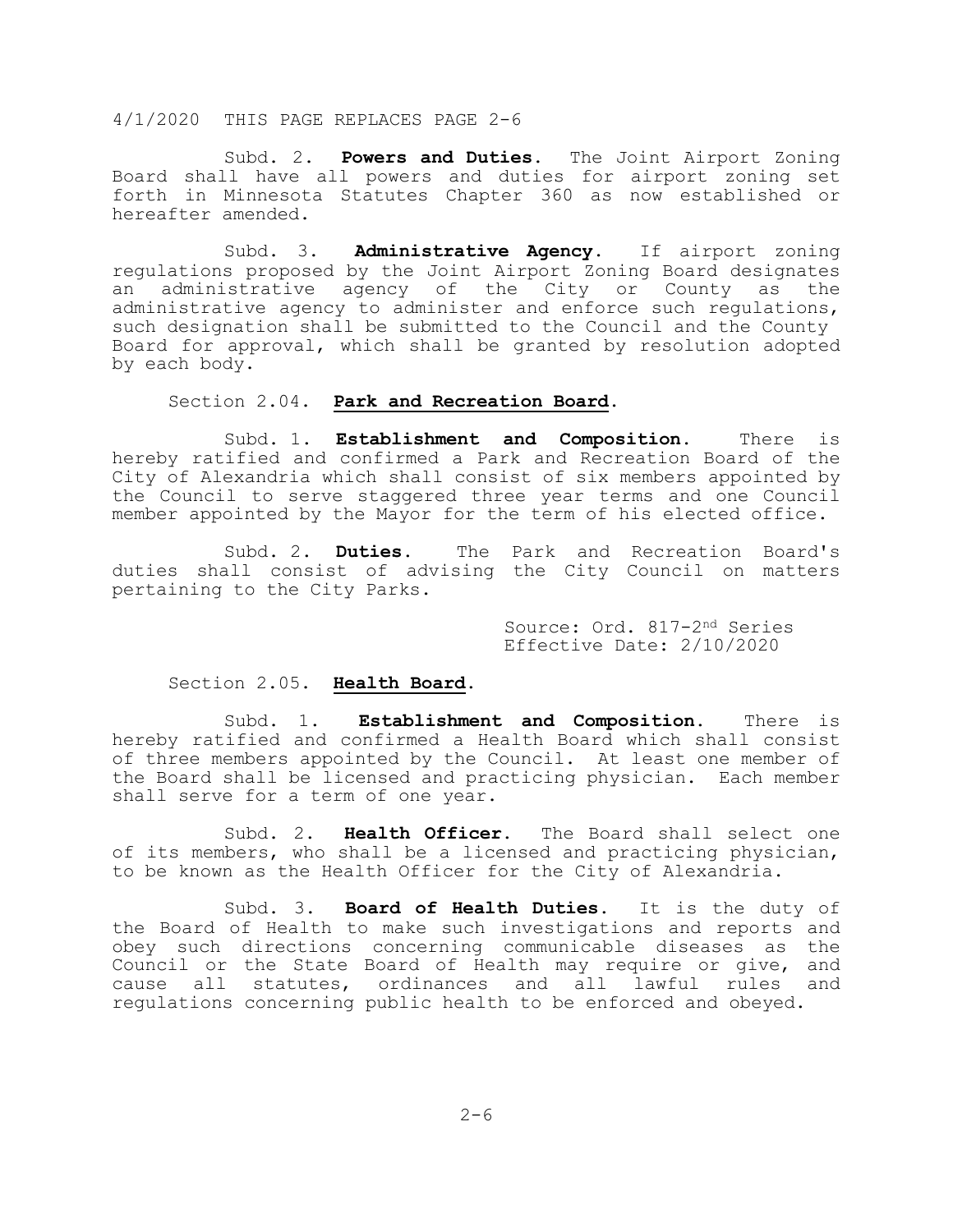4/1/2020 THIS PAGE REPLACES PAGE 2-6

Subd. 2. **Powers and Duties.** The Joint Airport Zoning Board shall have all powers and duties for airport zoning set forth in Minnesota Statutes Chapter 360 as now established or hereafter amended.

Subd. 3. **Administrative Agency.** If airport zoning regulations proposed by the Joint Airport Zoning Board designates an administrative agency of the City or County as the administrative agency to administer and enforce such regulations, such designation shall be submitted to the Council and the County Board for approval, which shall be granted by resolution adopted by each body.

Section 2.04. **Park and Recreation Board.**

Subd. 1. **Establishment and Composition.** There is hereby ratified and confirmed a Park and Recreation Board of the City of Alexandria which shall consist of six members appointed by the Council to serve staggered three year terms and one Council member appointed by the Mayor for the term of his elected office.

Subd. 2. **Duties.** The Park and Recreation Board's duties shall consist of advising the City Council on matters pertaining to the City Parks.

Source: Ord. 817-2nd Series
Effective Date: 2/10/2020

Section 2.05. **Health Board.**

Subd. 1. **Establishment and Composition.** There is hereby ratified and confirmed a Health Board which shall consist of three members appointed by the Council. At least one member of the Board shall be licensed and practicing physician. Each member shall serve for a term of one year.

Subd. 2. **Health Officer.** The Board shall select one of its members, who shall be a licensed and practicing physician, to be known as the Health Officer for the City of Alexandria.

Subd. 3. **Board of Health Duties.** It is the duty of the Board of Health to make such investigations and reports and obey such directions concerning communicable diseases as the Council or the State Board of Health may require or give, and cause all statutes, ordinances and all lawful rules and regulations concerning public health to be enforced and obeyed.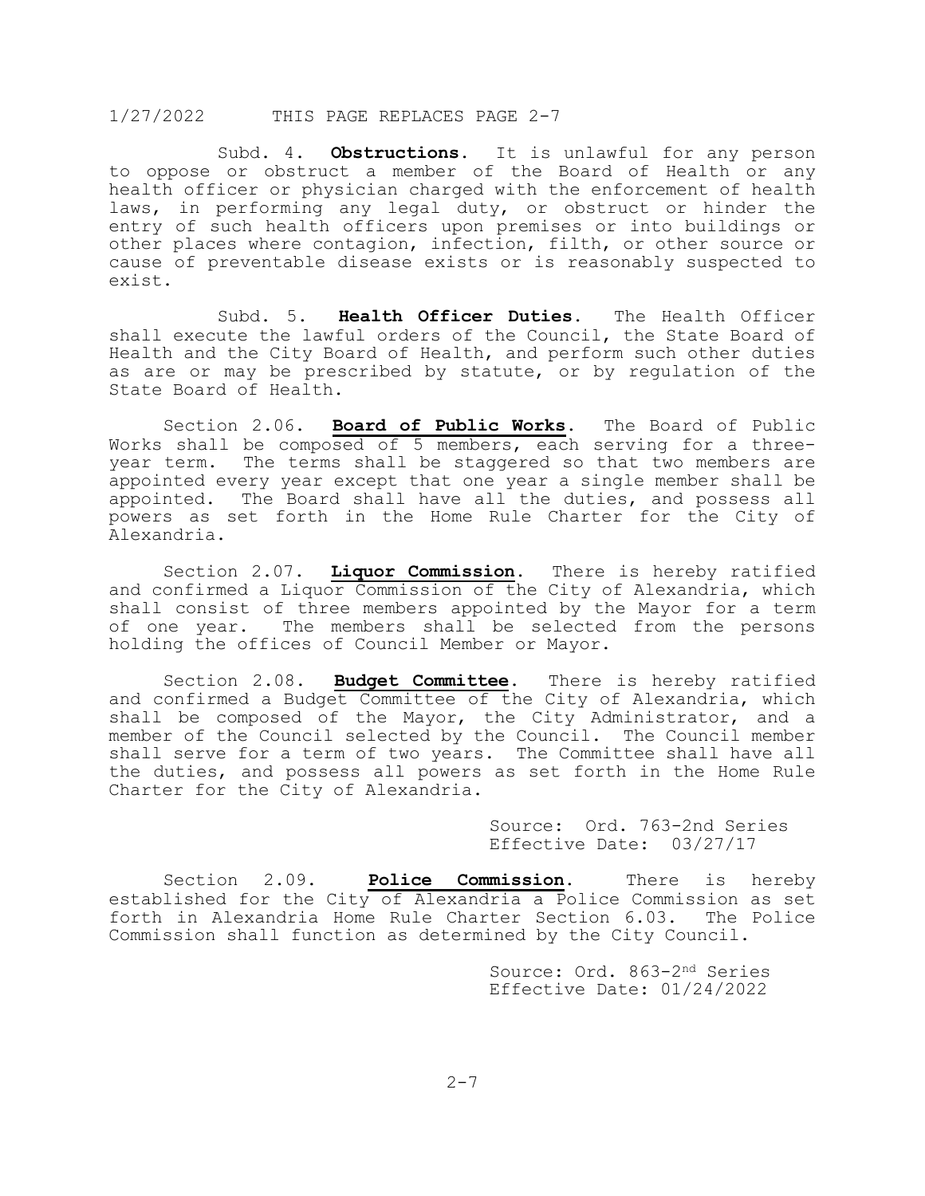1/27/2022 THIS PAGE REPLACES PAGE 2-7

Subd. 4. **Obstructions.** It is unlawful for any person to oppose or obstruct a member of the Board of Health or any health officer or physician charged with the enforcement of health laws, in performing any legal duty, or obstruct or hinder the entry of such health officers upon premises or into buildings or other places where contagion, infection, filth, or other source or cause of preventable disease exists or is reasonably suspected to exist.

Subd. 5. **Health Officer Duties.** The Health Officer shall execute the lawful orders of the Council, the State Board of Health and the City Board of Health, and perform such other duties as are or may be prescribed by statute, or by regulation of the State Board of Health.

Section 2.06. **Board of Public Works.** The Board of Public Works shall be composed of 5 members, each serving for a three-year term. The terms shall be staggered so that two members are appointed every year except that one year a single member shall be appointed. The Board shall have all the duties, and possess all powers as set forth in the Home Rule Charter for the City of Alexandria.

Section 2.07. **Liquor Commission.** There is hereby ratified and confirmed a Liquor Commission of the City of Alexandria, which shall consist of three members appointed by the Mayor for a term of one year. The members shall be selected from the persons holding the offices of Council Member or Mayor.

Section 2.08. **Budget Committee.** There is hereby ratified and confirmed a Budget Committee of the City of Alexandria, which shall be composed of the Mayor, the City Administrator, and a member of the Council selected by the Council. The Council member shall serve for a term of two years. The Committee shall have all the duties, and possess all powers as set forth in the Home Rule Charter for the City of Alexandria.

Source: Ord. 763-2nd Series
Effective Date: 03/27/17

Section 2.09. **Police Commission.** There is hereby established for the City of Alexandria a Police Commission as set forth in Alexandria Home Rule Charter Section 6.03. The Police Commission shall function as determined by the City Council.

Source: Ord. 863-2nd Series
Effective Date: 01/24/2022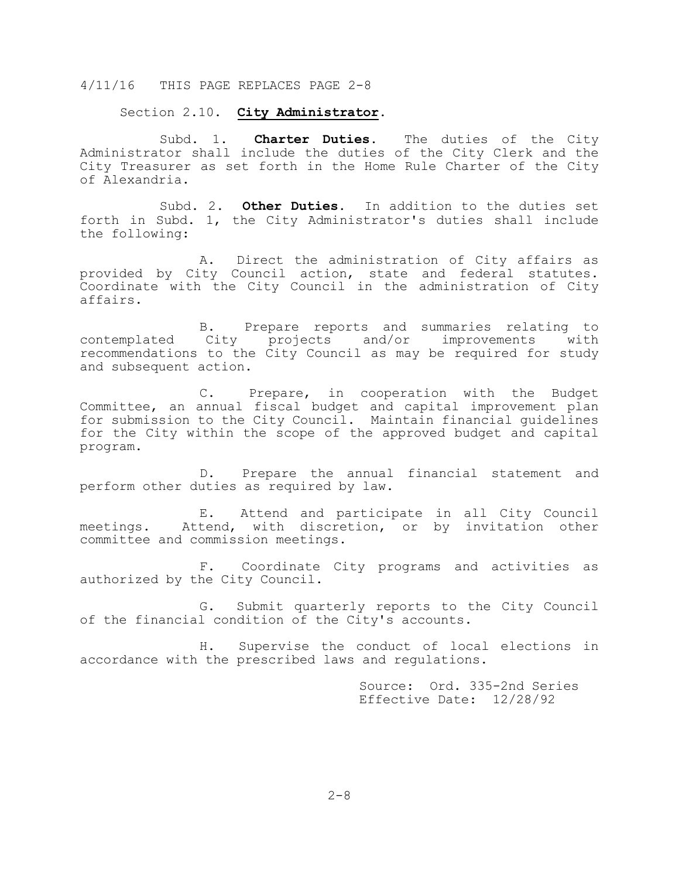4/11/16 THIS PAGE REPLACES PAGE 2-8

Section 2.10. **City Administrator**.

Subd. 1. **Charter Duties**. The duties of the City Administrator shall include the duties of the City Clerk and the City Treasurer as set forth in the Home Rule Charter of the City of Alexandria.

Subd. 2. **Other Duties**. In addition to the duties set forth in Subd. 1, the City Administrator's duties shall include the following:

A. Direct the administration of City affairs as provided by City Council action, state and federal statutes. Coordinate with the City Council in the administration of City affairs.

B. Prepare reports and summaries relating to contemplated City projects and/or improvements with recommendations to the City Council as may be required for study and subsequent action.

C. Prepare, in cooperation with the Budget Committee, an annual fiscal budget and capital improvement plan for submission to the City Council. Maintain financial guidelines for the City within the scope of the approved budget and capital program.

D. Prepare the annual financial statement and perform other duties as required by law.

E. Attend and participate in all City Council meetings. Attend, with discretion, or by invitation other committee and commission meetings.

F. Coordinate City programs and activities as authorized by the City Council.

G. Submit quarterly reports to the City Council of the financial condition of the City's accounts.

H. Supervise the conduct of local elections in accordance with the prescribed laws and regulations.

Source: Ord. 335-2nd Series
Effective Date: 12/28/92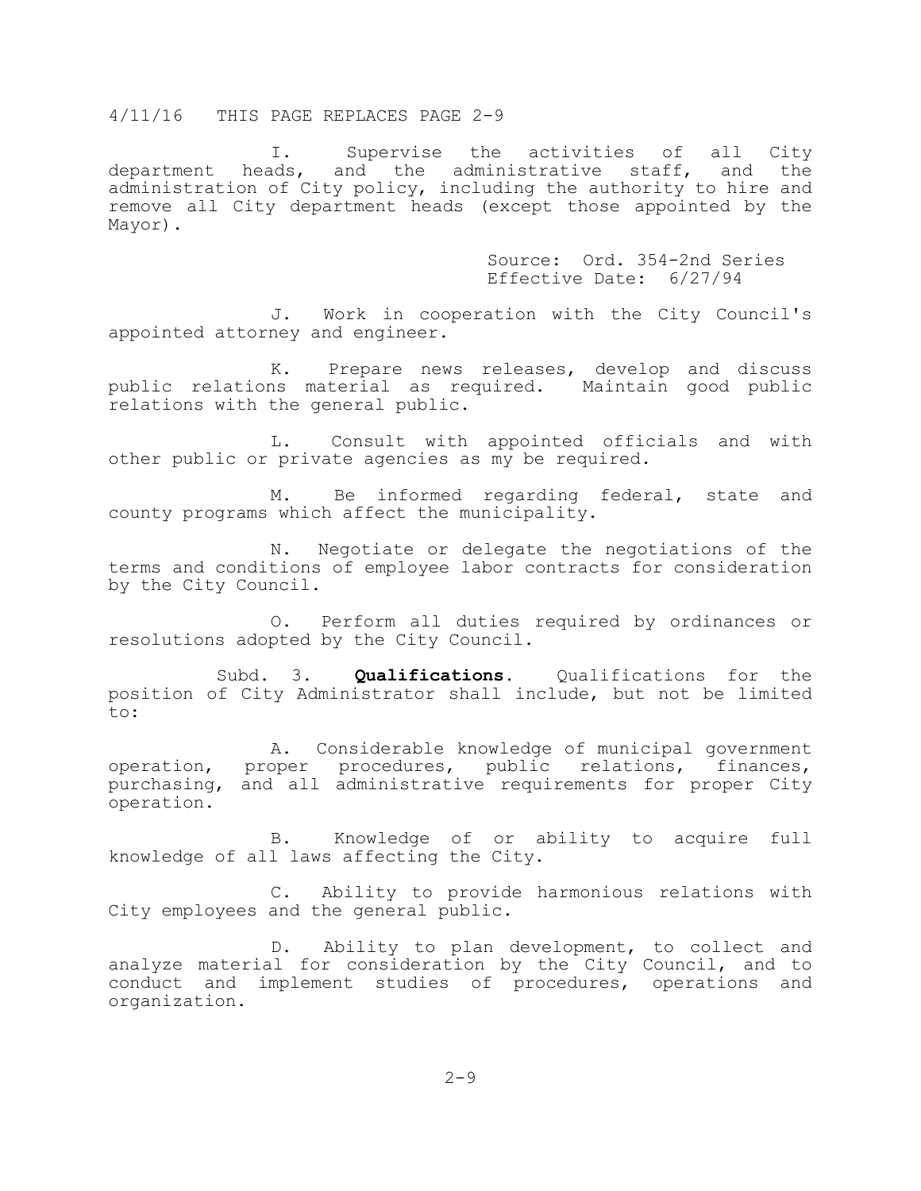4/11/16 THIS PAGE REPLACES PAGE 2-9

I. Supervise the activities of all City department heads, and the administrative staff, and the administration of City policy, including the authority to hire and remove all City department heads (except those appointed by the Mayor).

Source: Ord. 354-2nd Series
Effective Date: 6/27/94

J. Work in cooperation with the City Council's appointed attorney and engineer.

K. Prepare news releases, develop and discuss public relations material as required. Maintain good public relations with the general public.

L. Consult with appointed officials and with other public or private agencies as my be required.

M. Be informed regarding federal, state and county programs which affect the municipality.

N. Negotiate or delegate the negotiations of the terms and conditions of employee labor contracts for consideration by the City Council.

O. Perform all duties required by ordinances or resolutions adopted by the City Council.

Subd. 3. **Qualifications.** Qualifications for the position of City Administrator shall include, but not be limited to:

A. Considerable knowledge of municipal government operation, proper procedures, public relations, finances, purchasing, and all administrative requirements for proper City operation.

B. Knowledge of or ability to acquire full knowledge of all laws affecting the City.

C. Ability to provide harmonious relations with City employees and the general public.

D. Ability to plan development, to collect and analyze material for consideration by the City Council, and to conduct and implement studies of procedures, operations and organization.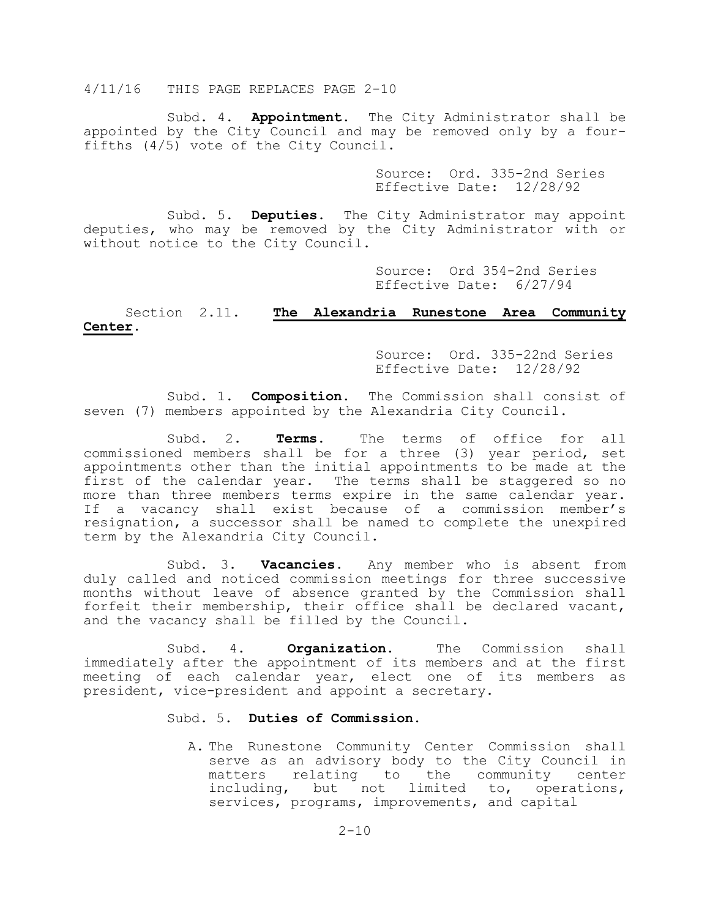4/11/16 THIS PAGE REPLACES PAGE 2-10

Subd. 4. **Appointment.** The City Administrator shall be appointed by the City Council and may be removed only by a four-fifths (4/5) vote of the City Council.

Source: Ord. 335-2nd Series
Effective Date: 12/28/92

Subd. 5. **Deputies.** The City Administrator may appoint deputies, who may be removed by the City Administrator with or without notice to the City Council.

Source: Ord 354-2nd Series
Effective Date: 6/27/94

## Section 2.11. **The Alexandria Runestone Area Community Center.**

Source: Ord. 335-22nd Series
Effective Date: 12/28/92

Subd. 1. **Composition.** The Commission shall consist of seven (7) members appointed by the Alexandria City Council.

Subd. 2. **Terms.** The terms of office for all commissioned members shall be for a three (3) year period, set appointments other than the initial appointments to be made at the first of the calendar year. The terms shall be staggered so no more than three members terms expire in the same calendar year. If a vacancy shall exist because of a commission member's resignation, a successor shall be named to complete the unexpired term by the Alexandria City Council.

Subd. 3. **Vacancies.** Any member who is absent from duly called and noticed commission meetings for three successive months without leave of absence granted by the Commission shall forfeit their membership, their office shall be declared vacant, and the vacancy shall be filled by the Council.

Subd. 4. **Organization.** The Commission shall immediately after the appointment of its members and at the first meeting of each calendar year, elect one of its members as president, vice-president and appoint a secretary.

Subd. 5. **Duties of Commission.**

A. The Runestone Community Center Commission shall serve as an advisory body to the City Council in matters relating to the community center including, but not limited to, operations, services, programs, improvements, and capital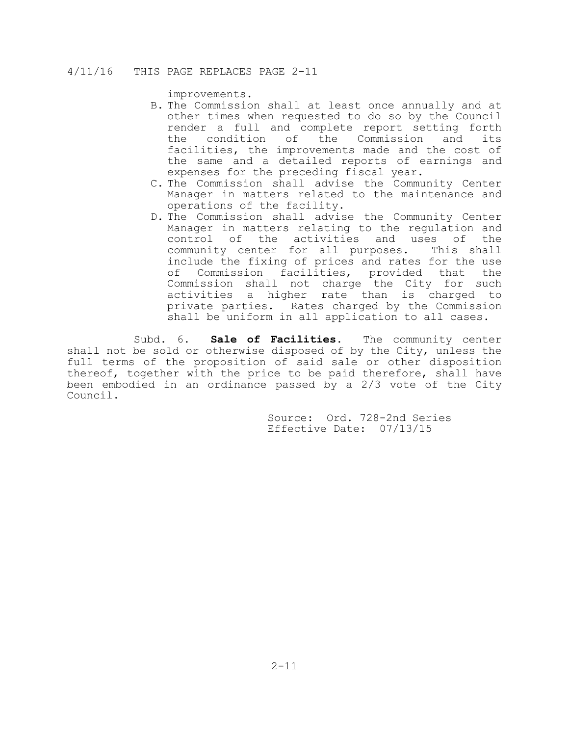improvements.

B. The Commission shall at least once annually and at other times when requested to do so by the Council render a full and complete report setting forth the condition of the Commission and its facilities, the improvements made and the cost of the same and a detailed reports of earnings and expenses for the preceding fiscal year.
C. The Commission shall advise the Community Center Manager in matters related to the maintenance and operations of the facility.
D. The Commission shall advise the Community Center Manager in matters relating to the regulation and control of the activities and uses of the community center for all purposes. This shall include the fixing of prices and rates for the use of Commission facilities, provided that the Commission shall not charge the City for such activities a higher rate than is charged to private parties. Rates charged by the Commission shall be uniform in all application to all cases.

Subd. 6. **Sale of Facilities.** The community center shall not be sold or otherwise disposed of by the City, unless the full terms of the proposition of said sale or other disposition thereof, together with the price to be paid therefore, shall have been embodied in an ordinance passed by a 2/3 vote of the City Council.

Source: Ord. 728-2nd Series
Effective Date: 07/13/15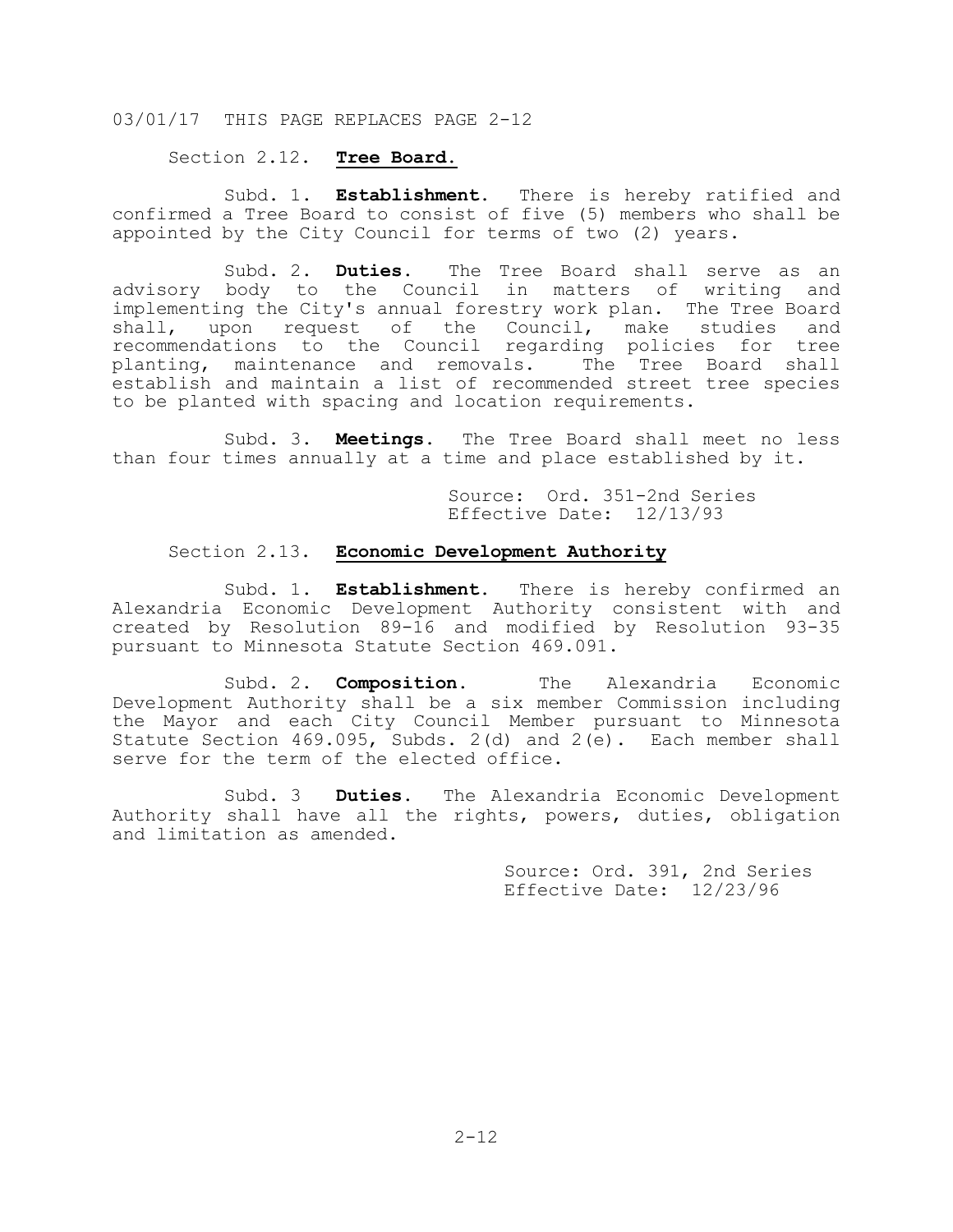03/01/17 THIS PAGE REPLACES PAGE 2-12

## Section 2.12. Tree Board.

Subd. 1. **Establishment.** There is hereby ratified and confirmed a Tree Board to consist of five (5) members who shall be appointed by the City Council for terms of two (2) years.

Subd. 2. **Duties.** The Tree Board shall serve as an advisory body to the Council in matters of writing and implementing the City's annual forestry work plan. The Tree Board shall, upon request of the Council, make studies and recommendations to the Council regarding policies for tree planting, maintenance and removals. The Tree Board shall establish and maintain a list of recommended street tree species to be planted with spacing and location requirements.

Subd. 3. **Meetings.** The Tree Board shall meet no less than four times annually at a time and place established by it.

Source: Ord. 351-2nd Series
Effective Date: 12/13/93

## Section 2.13. Economic Development Authority

Subd. 1. **Establishment.** There is hereby confirmed an Alexandria Economic Development Authority consistent with and created by Resolution 89-16 and modified by Resolution 93-35 pursuant to Minnesota Statute Section 469.091.

Subd. 2. **Composition.** The Alexandria Economic Development Authority shall be a six member Commission including the Mayor and each City Council Member pursuant to Minnesota Statute Section 469.095, Subds. 2(d) and 2(e). Each member shall serve for the term of the elected office.

Subd. 3 **Duties.** The Alexandria Economic Development Authority shall have all the rights, powers, duties, obligation and limitation as amended.

Source: Ord. 391, 2nd Series
Effective Date: 12/23/96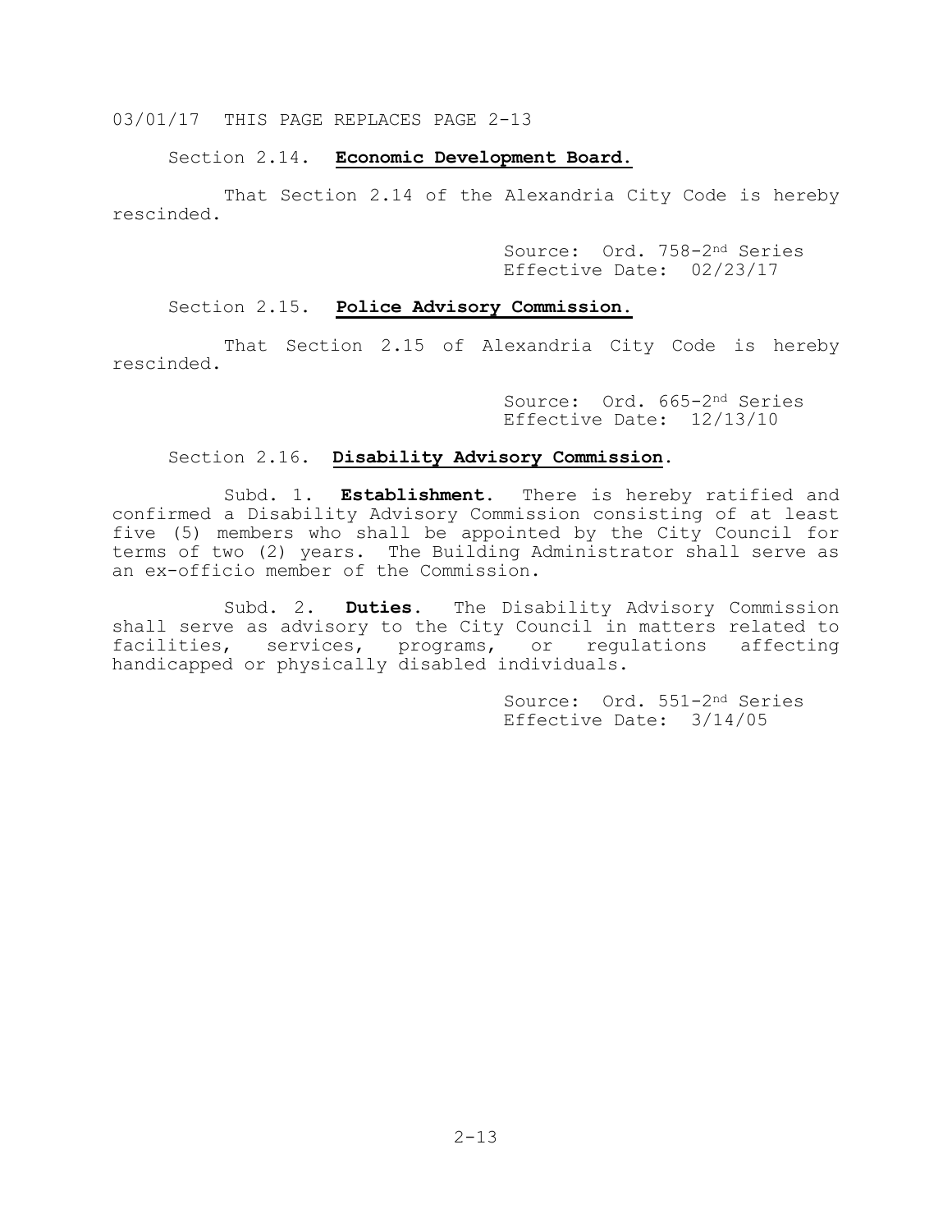03/01/17 THIS PAGE REPLACES PAGE 2-13

Section 2.14. **Economic Development Board.**

That Section 2.14 of the Alexandria City Code is hereby rescinded.

Source: Ord. 758-2nd Series
Effective Date: 02/23/17

Section 2.15. **Police Advisory Commission.**

That Section 2.15 of Alexandria City Code is hereby rescinded.

Source: Ord. 665-2nd Series
Effective Date: 12/13/10

Section 2.16. **Disability Advisory Commission**.

Subd. 1. **Establishment.** There is hereby ratified and confirmed a Disability Advisory Commission consisting of at least five (5) members who shall be appointed by the City Council for terms of two (2) years. The Building Administrator shall serve as an ex-officio member of the Commission.

Subd. 2. **Duties.** The Disability Advisory Commission shall serve as advisory to the City Council in matters related to facilities, services, programs, or regulations affecting handicapped or physically disabled individuals.

Source: Ord. 551-2nd Series
Effective Date: 3/14/05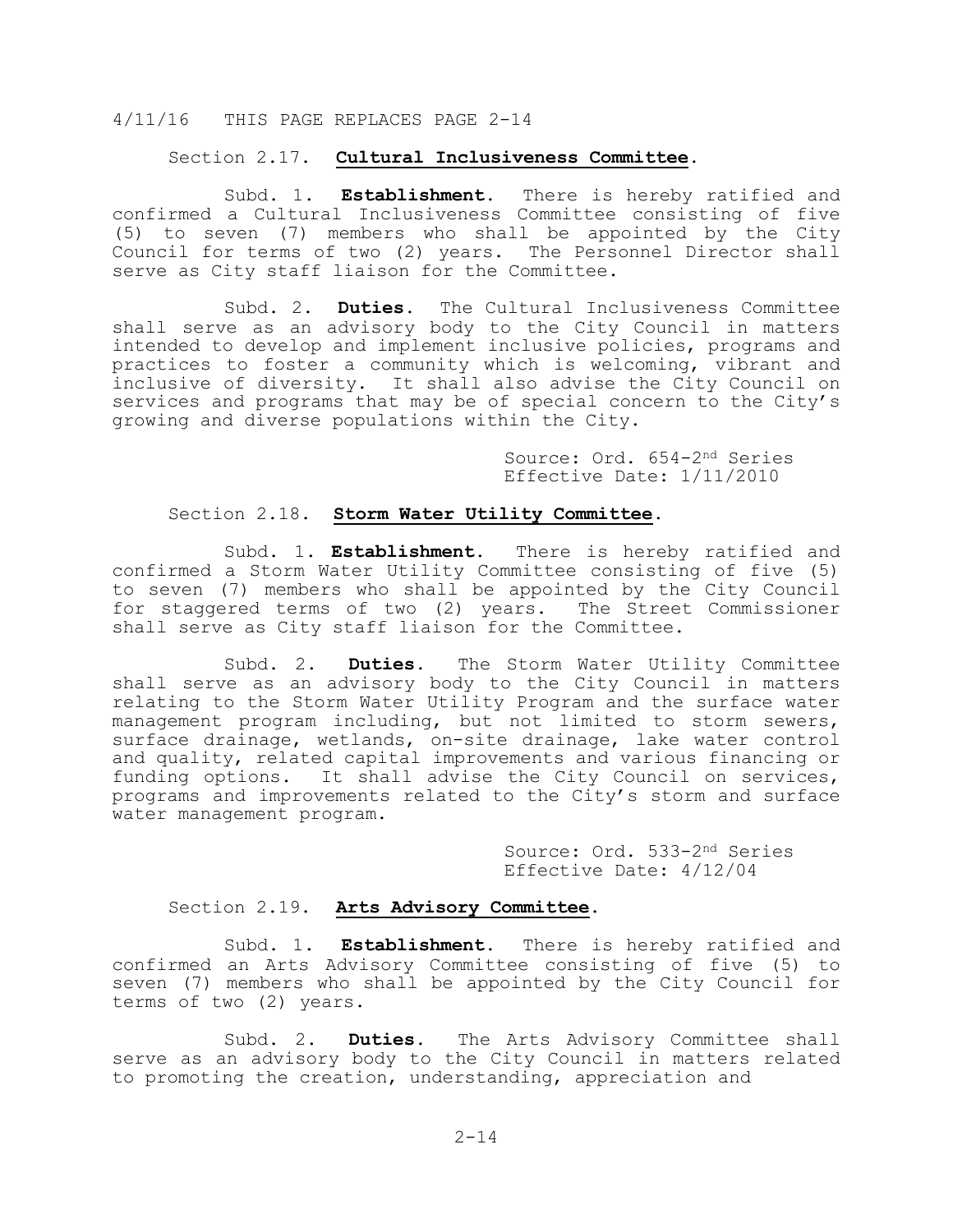4/11/16 THIS PAGE REPLACES PAGE 2-14

Section 2.17. **Cultural Inclusiveness Committee**.

Subd. 1. **Establishment**. There is hereby ratified and confirmed a Cultural Inclusiveness Committee consisting of five (5) to seven (7) members who shall be appointed by the City Council for terms of two (2) years. The Personnel Director shall serve as City staff liaison for the Committee.

Subd. 2. **Duties**. The Cultural Inclusiveness Committee shall serve as an advisory body to the City Council in matters intended to develop and implement inclusive policies, programs and practices to foster a community which is welcoming, vibrant and inclusive of diversity. It shall also advise the City Council on services and programs that may be of special concern to the City's growing and diverse populations within the City.

Source: Ord. 654-2nd Series
Effective Date: 1/11/2010

Section 2.18. **Storm Water Utility Committee**.

Subd. 1. **Establishment**. There is hereby ratified and confirmed a Storm Water Utility Committee consisting of five (5) to seven (7) members who shall be appointed by the City Council for staggered terms of two (2) years. The Street Commissioner shall serve as City staff liaison for the Committee.

Subd. 2. **Duties**. The Storm Water Utility Committee shall serve as an advisory body to the City Council in matters relating to the Storm Water Utility Program and the surface water management program including, but not limited to storm sewers, surface drainage, wetlands, on-site drainage, lake water control and quality, related capital improvements and various financing or funding options. It shall advise the City Council on services, programs and improvements related to the City's storm and surface water management program.

Source: Ord. 533-2nd Series
Effective Date: 4/12/04

Section 2.19. **Arts Advisory Committee**.

Subd. 1. **Establishment**. There is hereby ratified and confirmed an Arts Advisory Committee consisting of five (5) to seven (7) members who shall be appointed by the City Council for terms of two (2) years.

Subd. 2. **Duties**. The Arts Advisory Committee shall serve as an advisory body to the City Council in matters related to promoting the creation, understanding, appreciation and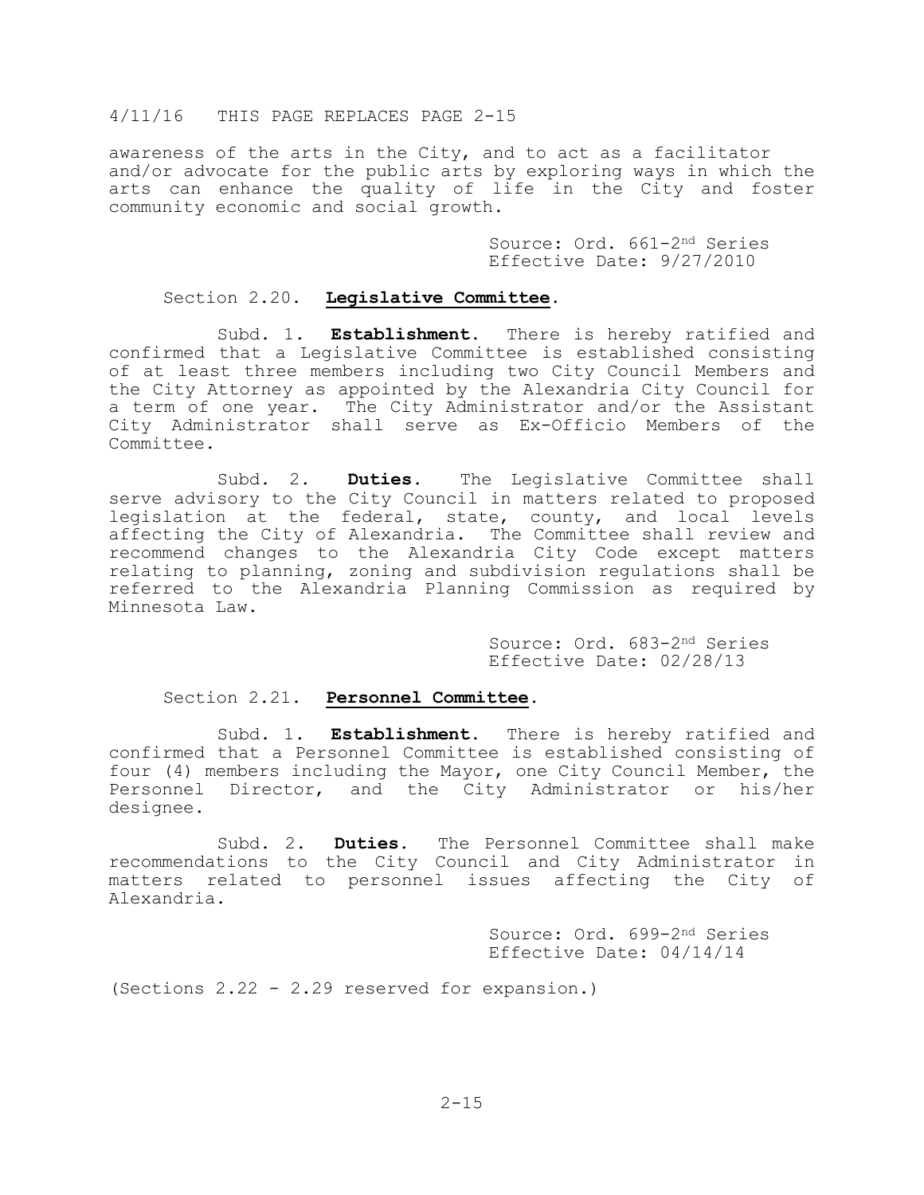4/11/16 THIS PAGE REPLACES PAGE 2-15

awareness of the arts in the City, and to act as a facilitator and/or advocate for the public arts by exploring ways in which the arts can enhance the quality of life in the City and foster community economic and social growth.

Source: Ord. 661-2nd Series
Effective Date: 9/27/2010

Section 2.20. **Legislative Committee.**

Subd. 1. **Establishment.** There is hereby ratified and confirmed that a Legislative Committee is established consisting of at least three members including two City Council Members and the City Attorney as appointed by the Alexandria City Council for a term of one year. The City Administrator and/or the Assistant City Administrator shall serve as Ex-Officio Members of the Committee.

Subd. 2. **Duties.** The Legislative Committee shall serve advisory to the City Council in matters related to proposed legislation at the federal, state, county, and local levels affecting the City of Alexandria. The Committee shall review and recommend changes to the Alexandria City Code except matters relating to planning, zoning and subdivision regulations shall be referred to the Alexandria Planning Commission as required by Minnesota Law.

Source: Ord. 683-2nd Series
Effective Date: 02/28/13

Section 2.21. **Personnel Committee.**

Subd. 1. **Establishment.** There is hereby ratified and confirmed that a Personnel Committee is established consisting of four (4) members including the Mayor, one City Council Member, the Personnel Director, and the City Administrator or his/her designee.

Subd. 2. **Duties.** The Personnel Committee shall make recommendations to the City Council and City Administrator in matters related to personnel issues affecting the City of Alexandria.

Source: Ord. 699-2nd Series
Effective Date: 04/14/14

(Sections 2.22 - 2.29 reserved for expansion.)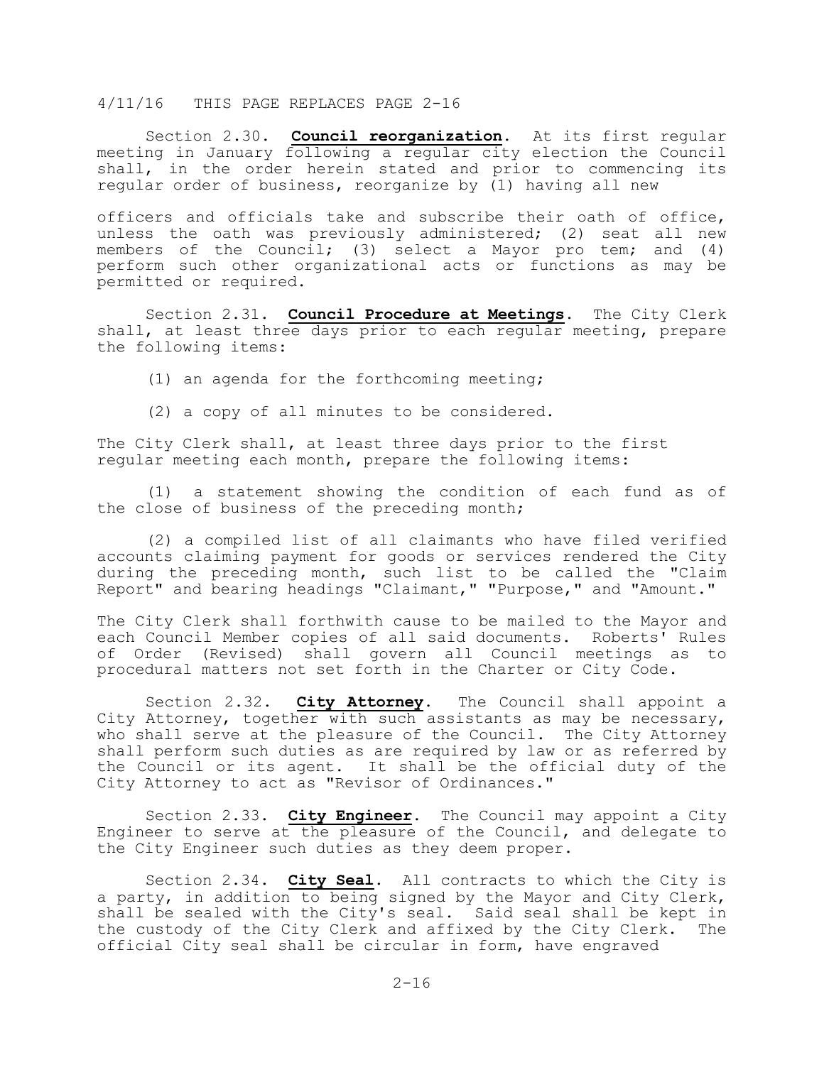4/11/16 THIS PAGE REPLACES PAGE 2-16

Section 2.30. **Council reorganization**. At its first regular meeting in January following a regular city election the Council shall, in the order herein stated and prior to commencing its regular order of business, reorganize by (1) having all new officers and officials take and subscribe their oath of office, unless the oath was previously administered; (2) seat all new members of the Council; (3) select a Mayor pro tem; and (4) perform such other organizational acts or functions as may be permitted or required.

Section 2.31. **Council Procedure at Meetings**. The City Clerk shall, at least three days prior to each regular meeting, prepare the following items:

(1) an agenda for the forthcoming meeting;

(2) a copy of all minutes to be considered.

The City Clerk shall, at least three days prior to the first regular meeting each month, prepare the following items:

(1) a statement showing the condition of each fund as of the close of business of the preceding month;

(2) a compiled list of all claimants who have filed verified accounts claiming payment for goods or services rendered the City during the preceding month, such list to be called the "Claim Report" and bearing headings "Claimant," "Purpose," and "Amount."

The City Clerk shall forthwith cause to be mailed to the Mayor and each Council Member copies of all said documents. Roberts' Rules of Order (Revised) shall govern all Council meetings as to procedural matters not set forth in the Charter or City Code.

Section 2.32. **City Attorney**. The Council shall appoint a City Attorney, together with such assistants as may be necessary, who shall serve at the pleasure of the Council. The City Attorney shall perform such duties as are required by law or as referred by the Council or its agent. It shall be the official duty of the City Attorney to act as "Revisor of Ordinances."

Section 2.33. **City Engineer**. The Council may appoint a City Engineer to serve at the pleasure of the Council, and delegate to the City Engineer such duties as they deem proper.

Section 2.34. **City Seal**. All contracts to which the City is a party, in addition to being signed by the Mayor and City Clerk, shall be sealed with the City's seal. Said seal shall be kept in the custody of the City Clerk and affixed by the City Clerk. The official City seal shall be circular in form, have engraved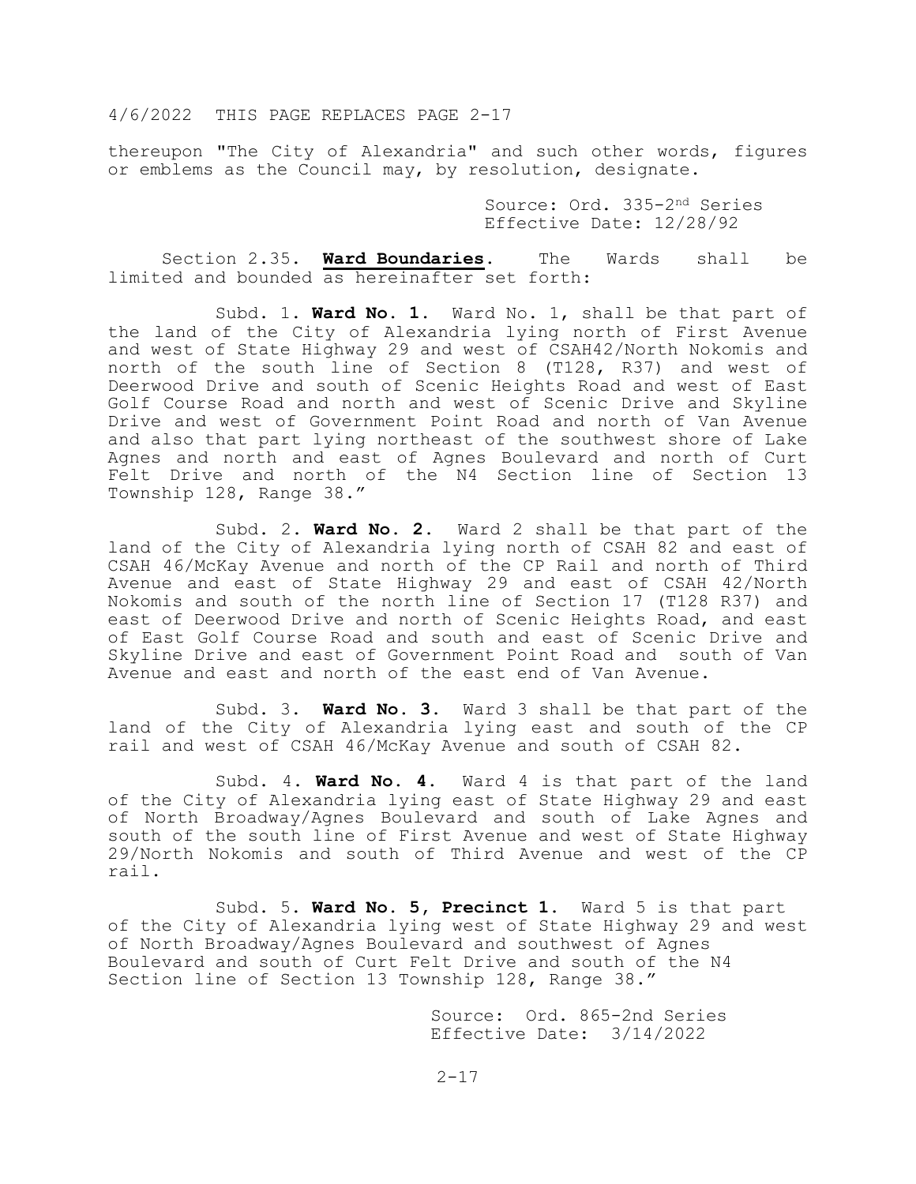4/6/2022 THIS PAGE REPLACES PAGE 2-17

thereupon "The City of Alexandria" and such other words, figures or emblems as the Council may, by resolution, designate.

Source: Ord. 335-2nd Series
Effective Date: 12/28/92

Section 2.35. **Ward Boundaries**. The Wards shall be limited and bounded as hereinafter set forth:

Subd. 1. **Ward No. 1**. Ward No. 1, shall be that part of the land of the City of Alexandria lying north of First Avenue and west of State Highway 29 and west of CSAH42/North Nokomis and north of the south line of Section 8 (T128, R37) and west of Deerwood Drive and south of Scenic Heights Road and west of East Golf Course Road and north and west of Scenic Drive and Skyline Drive and west of Government Point Road and north of Van Avenue and also that part lying northeast of the southwest shore of Lake Agnes and north and east of Agnes Boulevard and north of Curt Felt Drive and north of the N4 Section line of Section 13 Township 128, Range 38."

Subd. 2. **Ward No. 2**. Ward 2 shall be that part of the land of the City of Alexandria lying north of CSAH 82 and east of CSAH 46/McKay Avenue and north of the CP Rail and north of Third Avenue and east of State Highway 29 and east of CSAH 42/North Nokomis and south of the north line of Section 17 (T128 R37) and east of Deerwood Drive and north of Scenic Heights Road, and east of East Golf Course Road and south and east of Scenic Drive and Skyline Drive and east of Government Point Road and south of Van Avenue and east and north of the east end of Van Avenue.

Subd. 3. **Ward No. 3**. Ward 3 shall be that part of the land of the City of Alexandria lying east and south of the CP rail and west of CSAH 46/McKay Avenue and south of CSAH 82.

Subd. 4. **Ward No. 4**. Ward 4 is that part of the land of the City of Alexandria lying east of State Highway 29 and east of North Broadway/Agnes Boulevard and south of Lake Agnes and south of the south line of First Avenue and west of State Highway 29/North Nokomis and south of Third Avenue and west of the CP rail.

Subd. 5. **Ward No. 5, Precinct 1**. Ward 5 is that part of the City of Alexandria lying west of State Highway 29 and west of North Broadway/Agnes Boulevard and southwest of Agnes Boulevard and south of Curt Felt Drive and south of the N4 Section line of Section 13 Township 128, Range 38."

Source: Ord. 865-2nd Series
Effective Date: 3/14/2022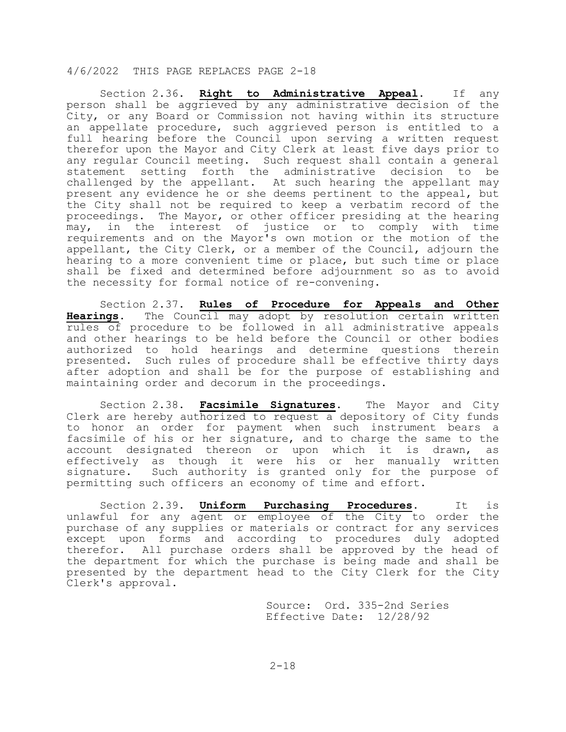4/6/2022 THIS PAGE REPLACES PAGE 2-18

Section 2.36. **Right to Administrative Appeal**. If any person shall be aggrieved by any administrative decision of the City, or any Board or Commission not having within its structure an appellate procedure, such aggrieved person is entitled to a full hearing before the Council upon serving a written request therefor upon the Mayor and City Clerk at least five days prior to any regular Council meeting. Such request shall contain a general statement setting forth the administrative decision to be challenged by the appellant. At such hearing the appellant may present any evidence he or she deems pertinent to the appeal, but the City shall not be required to keep a verbatim record of the proceedings. The Mayor, or other officer presiding at the hearing may, in the interest of justice or to comply with time requirements and on the Mayor's own motion or the motion of the appellant, the City Clerk, or a member of the Council, adjourn the hearing to a more convenient time or place, but such time or place shall be fixed and determined before adjournment so as to avoid the necessity for formal notice of re-convening.

Section 2.37. **Rules of Procedure for Appeals and Other Hearings**. The Council may adopt by resolution certain written rules of procedure to be followed in all administrative appeals and other hearings to be held before the Council or other bodies authorized to hold hearings and determine questions therein presented. Such rules of procedure shall be effective thirty days after adoption and shall be for the purpose of establishing and maintaining order and decorum in the proceedings.

Section 2.38. **Facsimile Signatures**. The Mayor and City Clerk are hereby authorized to request a depository of City funds to honor an order for payment when such instrument bears a facsimile of his or her signature, and to charge the same to the account designated thereon or upon which it is drawn, as effectively as though it were his or her manually written signature. Such authority is granted only for the purpose of permitting such officers an economy of time and effort.

Section 2.39. **Uniform Purchasing Procedures**. It is unlawful for any agent or employee of the City to order the purchase of any supplies or materials or contract for any services except upon forms and according to procedures duly adopted therefor. All purchase orders shall be approved by the head of the department for which the purchase is being made and shall be presented by the department head to the City Clerk for the City Clerk's approval.

Source: Ord. 335-2nd Series
Effective Date: 12/28/92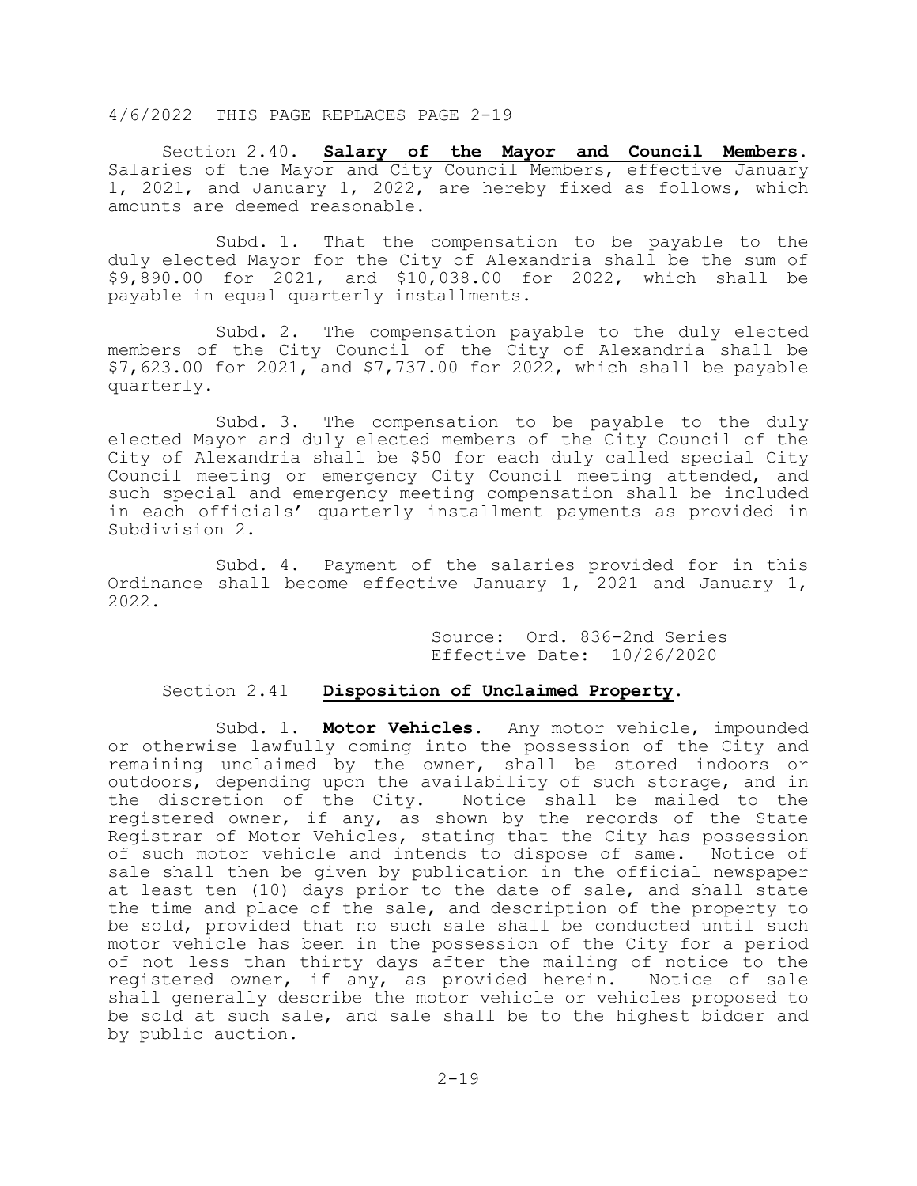4/6/2022 THIS PAGE REPLACES PAGE 2-19

Section 2.40. **Salary of the Mayor and Council Members.** Salaries of the Mayor and City Council Members, effective January 1, 2021, and January 1, 2022, are hereby fixed as follows, which amounts are deemed reasonable.

Subd. 1. That the compensation to be payable to the duly elected Mayor for the City of Alexandria shall be the sum of $9,890.00 for 2021, and $10,038.00 for 2022, which shall be payable in equal quarterly installments.

Subd. 2. The compensation payable to the duly elected members of the City Council of the City of Alexandria shall be $7,623.00 for 2021, and $7,737.00 for 2022, which shall be payable quarterly.

Subd. 3. The compensation to be payable to the duly elected Mayor and duly elected members of the City Council of the City of Alexandria shall be $50 for each duly called special City Council meeting or emergency City Council meeting attended, and such special and emergency meeting compensation shall be included in each officials' quarterly installment payments as provided in Subdivision 2.

Subd. 4. Payment of the salaries provided for in this Ordinance shall become effective January 1, 2021 and January 1, 2022.

Source: Ord. 836-2nd Series
Effective Date: 10/26/2020

Section 2.41 **Disposition of Unclaimed Property.**

Subd. 1. **Motor Vehicles.** Any motor vehicle, impounded or otherwise lawfully coming into the possession of the City and remaining unclaimed by the owner, shall be stored indoors or outdoors, depending upon the availability of such storage, and in the discretion of the City. Notice shall be mailed to the registered owner, if any, as shown by the records of the State Registrar of Motor Vehicles, stating that the City has possession of such motor vehicle and intends to dispose of same. Notice of sale shall then be given by publication in the official newspaper at least ten (10) days prior to the date of sale, and shall state the time and place of the sale, and description of the property to be sold, provided that no such sale shall be conducted until such motor vehicle has been in the possession of the City for a period of not less than thirty days after the mailing of notice to the registered owner, if any, as provided herein. Notice of sale shall generally describe the motor vehicle or vehicles proposed to be sold at such sale, and sale shall be to the highest bidder and by public auction.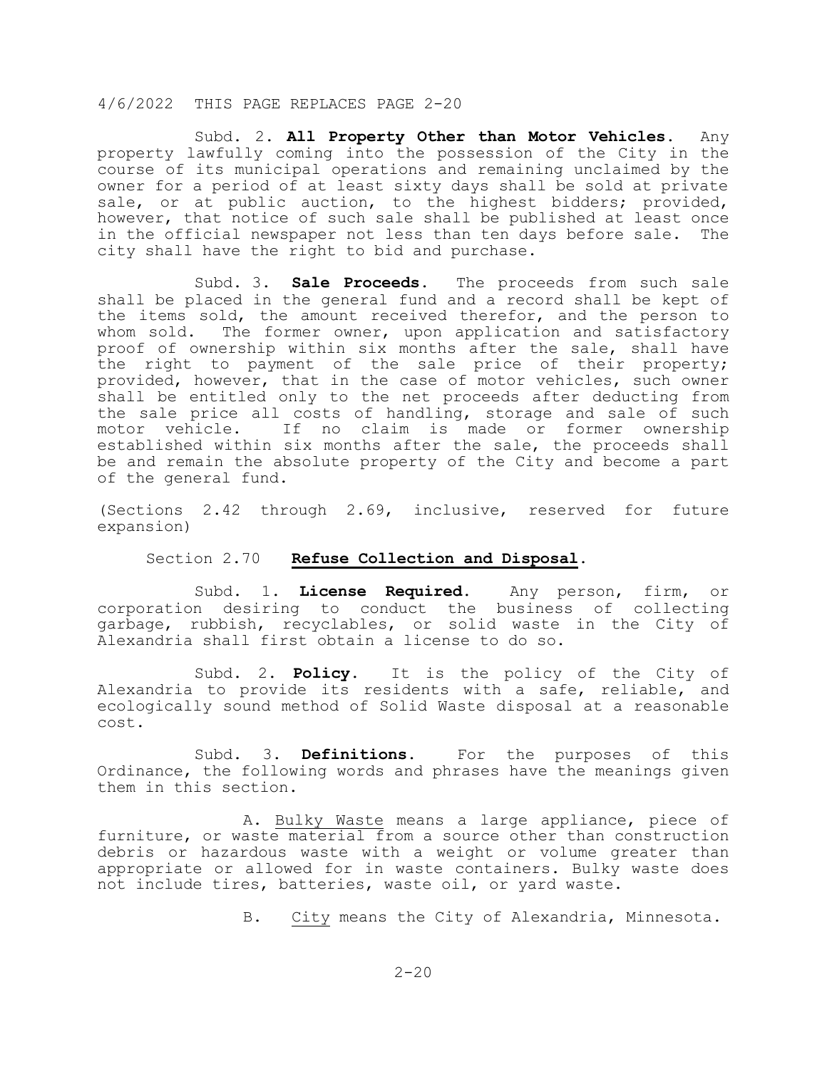4/6/2022 THIS PAGE REPLACES PAGE 2-20

Subd. 2. **All Property Other than Motor Vehicles.** Any property lawfully coming into the possession of the City in the course of its municipal operations and remaining unclaimed by the owner for a period of at least sixty days shall be sold at private sale, or at public auction, to the highest bidders; provided, however, that notice of such sale shall be published at least once in the official newspaper not less than ten days before sale. The city shall have the right to bid and purchase.

Subd. 3. **Sale Proceeds.** The proceeds from such sale shall be placed in the general fund and a record shall be kept of the items sold, the amount received therefor, and the person to whom sold. The former owner, upon application and satisfactory proof of ownership within six months after the sale, shall have the right to payment of the sale price of their property; provided, however, that in the case of motor vehicles, such owner shall be entitled only to the net proceeds after deducting from the sale price all costs of handling, storage and sale of such motor vehicle. If no claim is made or former ownership established within six months after the sale, the proceeds shall be and remain the absolute property of the City and become a part of the general fund.

(Sections 2.42 through 2.69, inclusive, reserved for future expansion)

## Section 2.70 **Refuse Collection and Disposal.**

Subd. 1. **License Required.** Any person, firm, or corporation desiring to conduct the business of collecting garbage, rubbish, recyclables, or solid waste in the City of Alexandria shall first obtain a license to do so.

Subd. 2. **Policy.** It is the policy of the City of Alexandria to provide its residents with a safe, reliable, and ecologically sound method of Solid Waste disposal at a reasonable cost.

Subd. 3. **Definitions.** For the purposes of this Ordinance, the following words and phrases have the meanings given them in this section.

A. Bulky Waste means a large appliance, piece of furniture, or waste material from a source other than construction debris or hazardous waste with a weight or volume greater than appropriate or allowed for in waste containers. Bulky waste does not include tires, batteries, waste oil, or yard waste.

B. City means the City of Alexandria, Minnesota.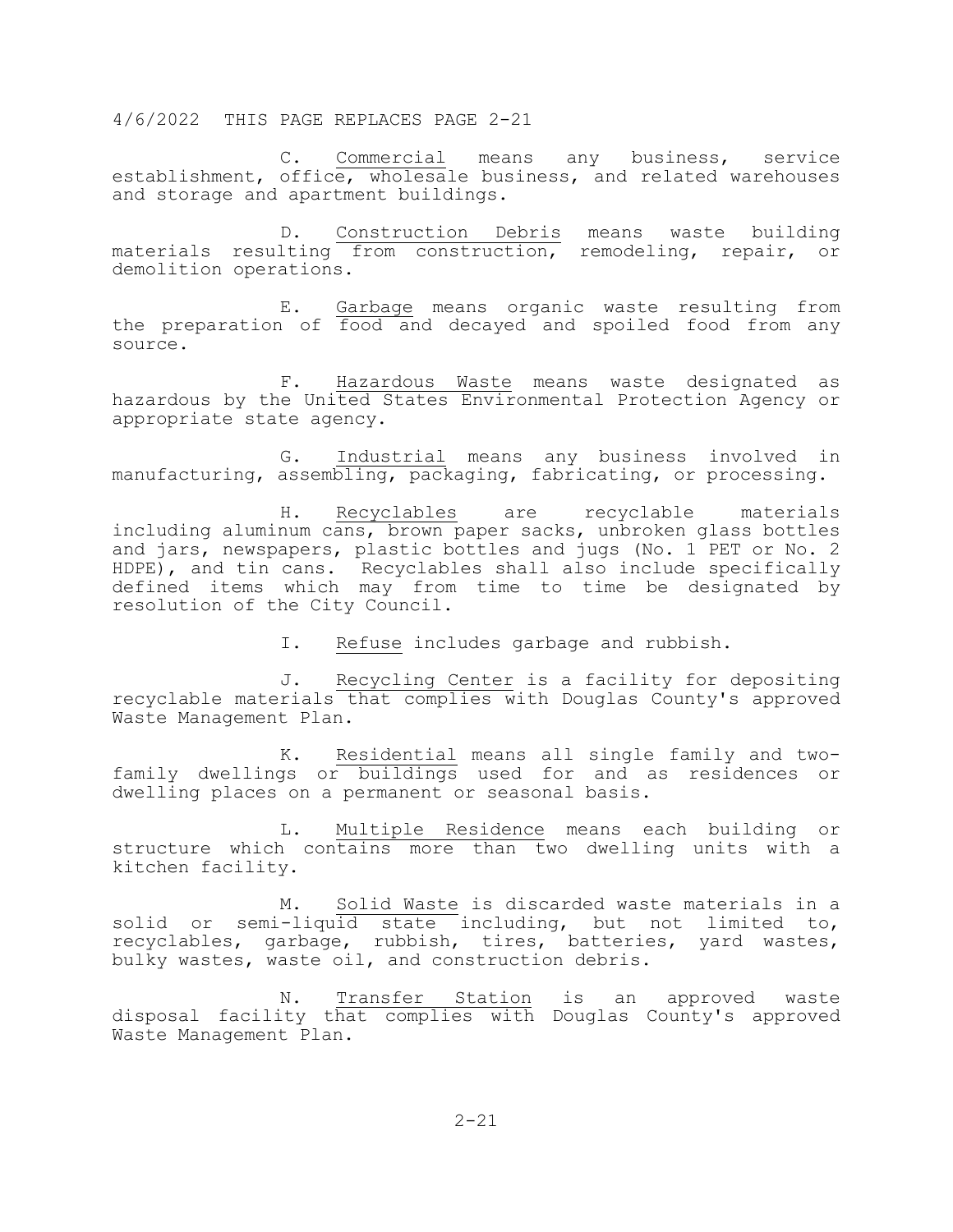4/6/2022 THIS PAGE REPLACES PAGE 2-21

C. Commercial means any business, service establishment, office, wholesale business, and related warehouses and storage and apartment buildings.

D. Construction Debris means waste building materials resulting from construction, remodeling, repair, or demolition operations.

E. Garbage means organic waste resulting from the preparation of food and decayed and spoiled food from any source.

F. Hazardous Waste means waste designated as hazardous by the United States Environmental Protection Agency or appropriate state agency.

G. Industrial means any business involved in manufacturing, assembling, packaging, fabricating, or processing.

H. Recyclables are recyclable materials including aluminum cans, brown paper sacks, unbroken glass bottles and jars, newspapers, plastic bottles and jugs (No. 1 PET or No. 2 HDPE), and tin cans. Recyclables shall also include specifically defined items which may from time to time be designated by resolution of the City Council.

I. Refuse includes garbage and rubbish.

J. Recycling Center is a facility for depositing recyclable materials that complies with Douglas County's approved Waste Management Plan.

K. Residential means all single family and two-family dwellings or buildings used for and as residences or dwelling places on a permanent or seasonal basis.

L. Multiple Residence means each building or structure which contains more than two dwelling units with a kitchen facility.

M. Solid Waste is discarded waste materials in a solid or semi-liquid state including, but not limited to, recyclables, garbage, rubbish, tires, batteries, yard wastes, bulky wastes, waste oil, and construction debris.

N. Transfer Station is an approved waste disposal facility that complies with Douglas County's approved Waste Management Plan.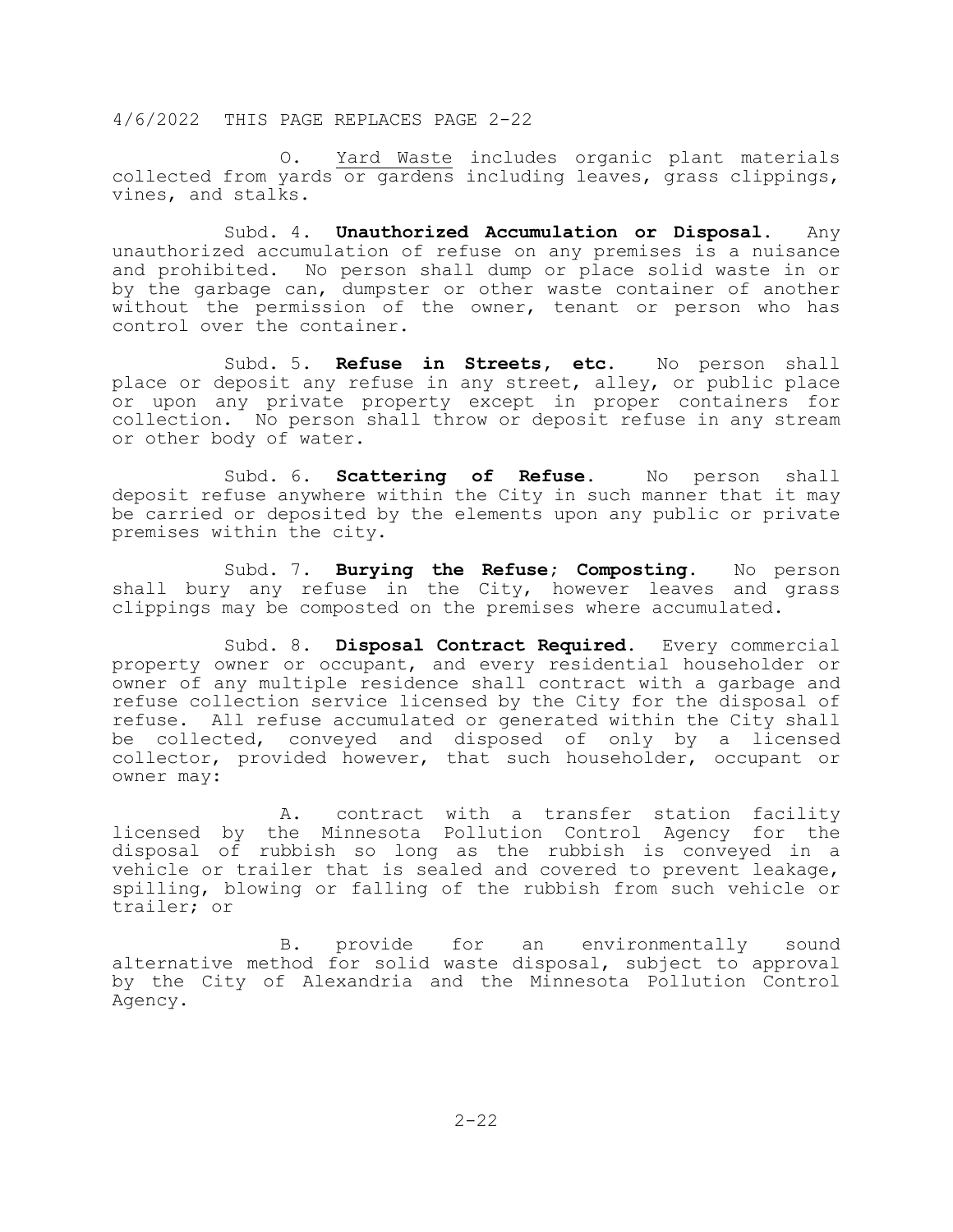4/6/2022 THIS PAGE REPLACES PAGE 2-22

O. Yard Waste includes organic plant materials collected from yards or gardens including leaves, grass clippings, vines, and stalks.

Subd. 4. **Unauthorized Accumulation or Disposal.** Any unauthorized accumulation of refuse on any premises is a nuisance and prohibited. No person shall dump or place solid waste in or by the garbage can, dumpster or other waste container of another without the permission of the owner, tenant or person who has control over the container.

Subd. 5. **Refuse in Streets, etc.** No person shall place or deposit any refuse in any street, alley, or public place or upon any private property except in proper containers for collection. No person shall throw or deposit refuse in any stream or other body of water.

Subd. 6. **Scattering of Refuse.** No person shall deposit refuse anywhere within the City in such manner that it may be carried or deposited by the elements upon any public or private premises within the city.

Subd. 7. **Burying the Refuse; Composting.** No person shall bury any refuse in the City, however leaves and grass clippings may be composted on the premises where accumulated.

Subd. 8. **Disposal Contract Required.** Every commercial property owner or occupant, and every residential householder or owner of any multiple residence shall contract with a garbage and refuse collection service licensed by the City for the disposal of refuse. All refuse accumulated or generated within the City shall be collected, conveyed and disposed of only by a licensed collector, provided however, that such householder, occupant or owner may:

A. contract with a transfer station facility licensed by the Minnesota Pollution Control Agency for the disposal of rubbish so long as the rubbish is conveyed in a vehicle or trailer that is sealed and covered to prevent leakage, spilling, blowing or falling of the rubbish from such vehicle or trailer; or

B. provide for an environmentally sound alternative method for solid waste disposal, subject to approval by the City of Alexandria and the Minnesota Pollution Control Agency.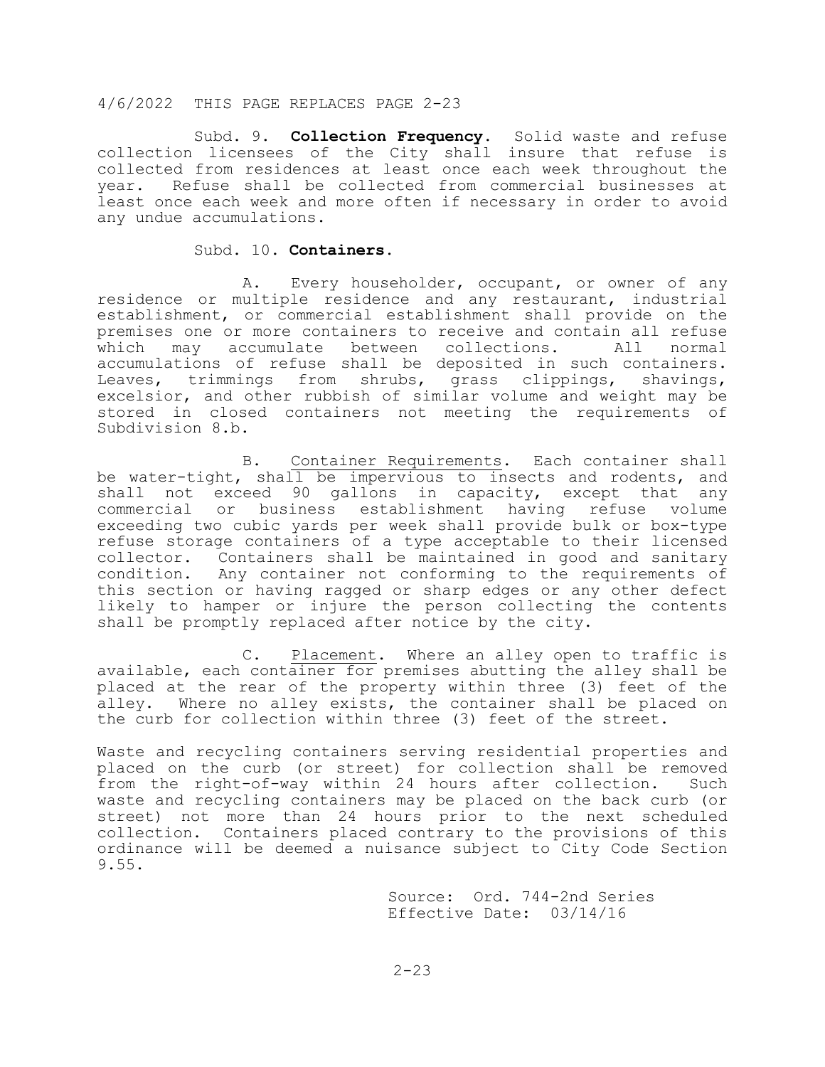4/6/2022 THIS PAGE REPLACES PAGE 2-23

Subd. 9. **Collection Frequency.** Solid waste and refuse collection licensees of the City shall insure that refuse is collected from residences at least once each week throughout the year. Refuse shall be collected from commercial businesses at least once each week and more often if necessary in order to avoid any undue accumulations.

Subd. 10. **Containers.**

A. Every householder, occupant, or owner of any residence or multiple residence and any restaurant, industrial establishment, or commercial establishment shall provide on the premises one or more containers to receive and contain all refuse which may accumulate between collections. All normal accumulations of refuse shall be deposited in such containers. Leaves, trimmings from shrubs, grass clippings, shavings, excelsior, and other rubbish of similar volume and weight may be stored in closed containers not meeting the requirements of Subdivision 8.b.

B. Container Requirements. Each container shall be water-tight, shall be impervious to insects and rodents, and shall not exceed 90 gallons in capacity, except that any commercial or business establishment having refuse volume exceeding two cubic yards per week shall provide bulk or box-type refuse storage containers of a type acceptable to their licensed collector. Containers shall be maintained in good and sanitary condition. Any container not conforming to the requirements of this section or having ragged or sharp edges or any other defect likely to hamper or injure the person collecting the contents shall be promptly replaced after notice by the city.

C. Placement. Where an alley open to traffic is available, each container for premises abutting the alley shall be placed at the rear of the property within three (3) feet of the alley. Where no alley exists, the container shall be placed on the curb for collection within three (3) feet of the street.

Waste and recycling containers serving residential properties and placed on the curb (or street) for collection shall be removed from the right-of-way within 24 hours after collection. Such waste and recycling containers may be placed on the back curb (or street) not more than 24 hours prior to the next scheduled collection. Containers placed contrary to the provisions of this ordinance will be deemed a nuisance subject to City Code Section 9.55.

Source: Ord. 744-2nd Series
Effective Date: 03/14/16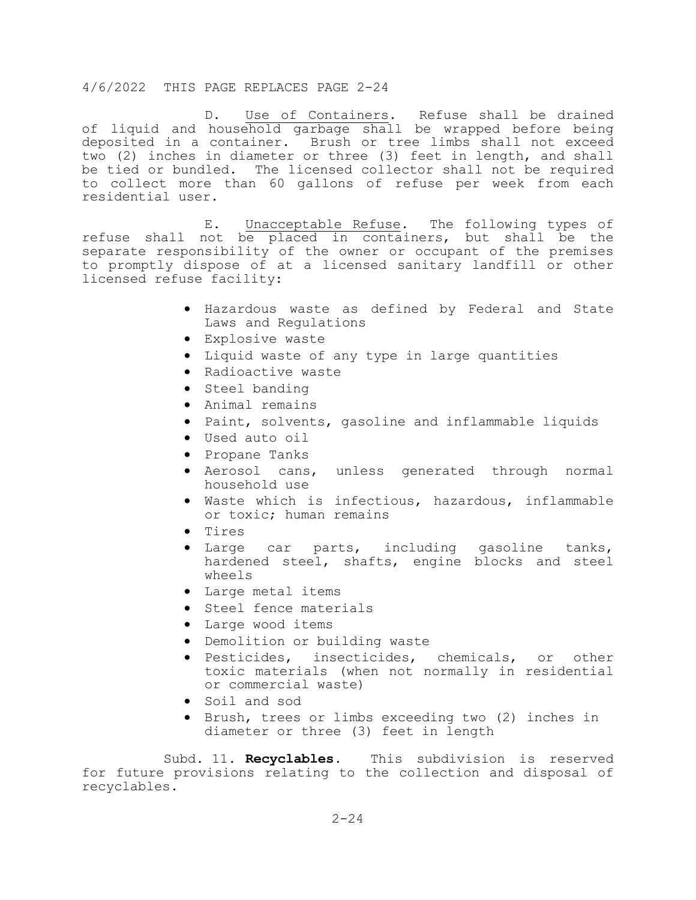4/6/2022 THIS PAGE REPLACES PAGE 2-24

D. Use of Containers. Refuse shall be drained of liquid and household garbage shall be wrapped before being deposited in a container. Brush or tree limbs shall not exceed two (2) inches in diameter or three (3) feet in length, and shall be tied or bundled. The licensed collector shall not be required to collect more than 60 gallons of refuse per week from each residential user.

E. Unacceptable Refuse. The following types of refuse shall not be placed in containers, but shall be the separate responsibility of the owner or occupant of the premises to promptly dispose of at a licensed sanitary landfill or other licensed refuse facility:

- Hazardous waste as defined by Federal and State Laws and Regulations
- Explosive waste
- Liquid waste of any type in large quantities
- Radioactive waste
- Steel banding
- Animal remains
- Paint, solvents, gasoline and inflammable liquids
- Used auto oil
- Propane Tanks
- Aerosol cans, unless generated through normal household use
- Waste which is infectious, hazardous, inflammable or toxic; human remains
- Tires
- Large car parts, including gasoline tanks, hardened steel, shafts, engine blocks and steel wheels
- Large metal items
- Steel fence materials
- Large wood items
- Demolition or building waste
- Pesticides, insecticides, chemicals, or other toxic materials (when not normally in residential or commercial waste)
- Soil and sod
- Brush, trees or limbs exceeding two (2) inches in diameter or three (3) feet in length

Subd. 11. **Recyclables.** This subdivision is reserved for future provisions relating to the collection and disposal of recyclables.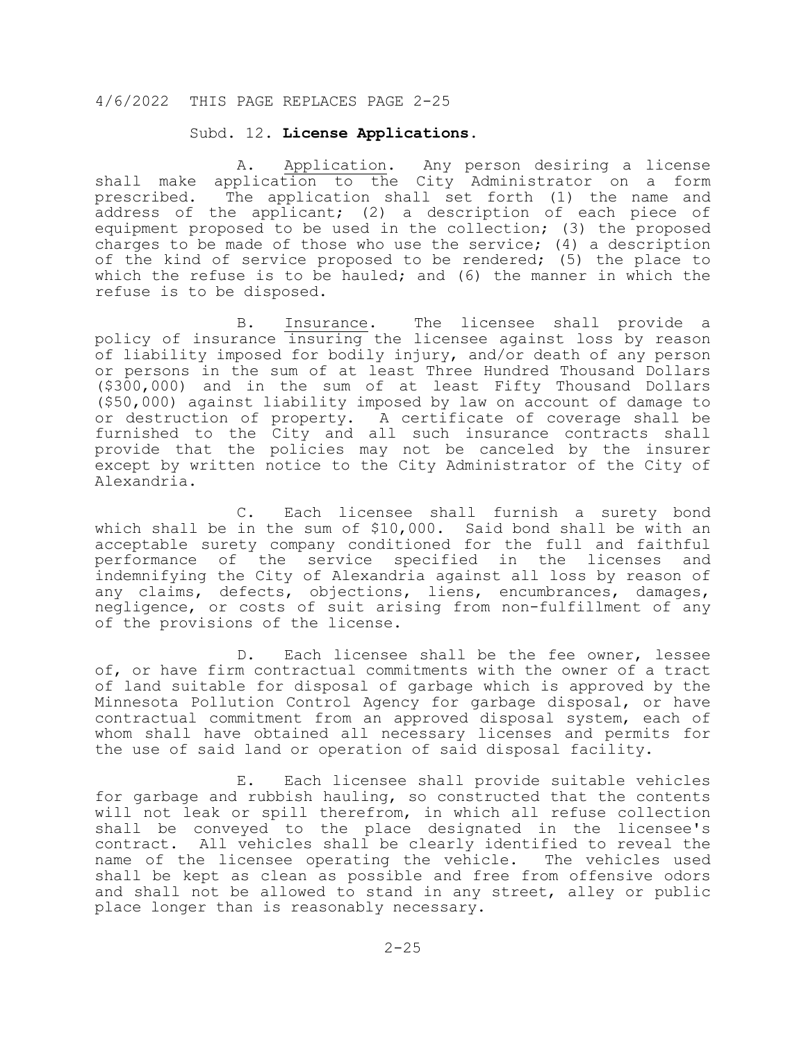4/6/2022 THIS PAGE REPLACES PAGE 2-25

Subd. 12. **License Applications.**

A. Application. Any person desiring a license shall make application to the City Administrator on a form prescribed. The application shall set forth (1) the name and address of the applicant; (2) a description of each piece of equipment proposed to be used in the collection; (3) the proposed charges to be made of those who use the service; (4) a description of the kind of service proposed to be rendered; (5) the place to which the refuse is to be hauled; and (6) the manner in which the refuse is to be disposed.

B. Insurance. The licensee shall provide a policy of insurance insuring the licensee against loss by reason of liability imposed for bodily injury, and/or death of any person or persons in the sum of at least Three Hundred Thousand Dollars ($300,000) and in the sum of at least Fifty Thousand Dollars ($50,000) against liability imposed by law on account of damage to or destruction of property. A certificate of coverage shall be furnished to the City and all such insurance contracts shall provide that the policies may not be canceled by the insurer except by written notice to the City Administrator of the City of Alexandria.

C. Each licensee shall furnish a surety bond which shall be in the sum of $10,000. Said bond shall be with an acceptable surety company conditioned for the full and faithful performance of the service specified in the licenses and indemnifying the City of Alexandria against all loss by reason of any claims, defects, objections, liens, encumbrances, damages, negligence, or costs of suit arising from non-fulfillment of any of the provisions of the license.

D. Each licensee shall be the fee owner, lessee of, or have firm contractual commitments with the owner of a tract of land suitable for disposal of garbage which is approved by the Minnesota Pollution Control Agency for garbage disposal, or have contractual commitment from an approved disposal system, each of whom shall have obtained all necessary licenses and permits for the use of said land or operation of said disposal facility.

E. Each licensee shall provide suitable vehicles for garbage and rubbish hauling, so constructed that the contents will not leak or spill therefrom, in which all refuse collection shall be conveyed to the place designated in the licensee's contract. All vehicles shall be clearly identified to reveal the name of the licensee operating the vehicle. The vehicles used shall be kept as clean as possible and free from offensive odors and shall not be allowed to stand in any street, alley or public place longer than is reasonably necessary.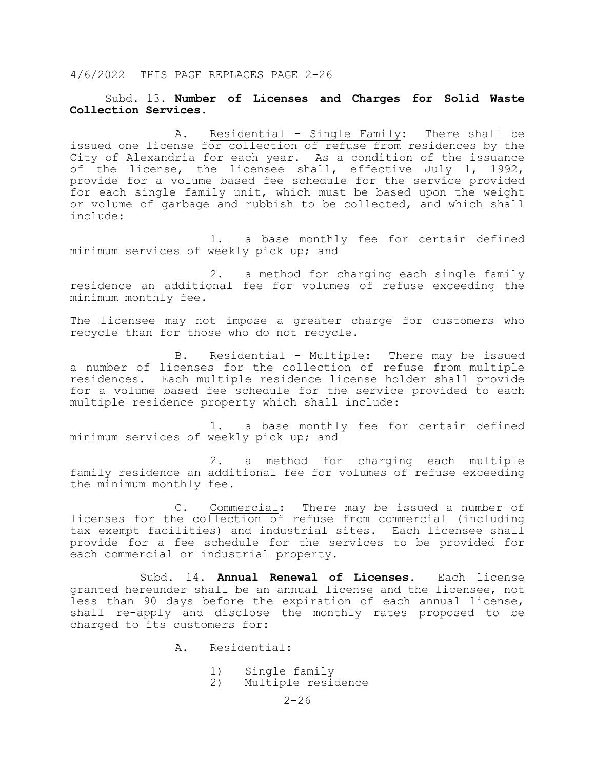4/6/2022 THIS PAGE REPLACES PAGE 2-26

Subd. 13. **Number of Licenses and Charges for Solid Waste Collection Services.**

A. Residential - Single Family: There shall be issued one license for collection of refuse from residences by the City of Alexandria for each year. As a condition of the issuance of the license, the licensee shall, effective July 1, 1992, provide for a volume based fee schedule for the service provided for each single family unit, which must be based upon the weight or volume of garbage and rubbish to be collected, and which shall include:

1. a base monthly fee for certain defined minimum services of weekly pick up; and

2. a method for charging each single family residence an additional fee for volumes of refuse exceeding the minimum monthly fee.

The licensee may not impose a greater charge for customers who recycle than for those who do not recycle.

B. Residential - Multiple: There may be issued a number of licenses for the collection of refuse from multiple residences. Each multiple residence license holder shall provide for a volume based fee schedule for the service provided to each multiple residence property which shall include:

1. a base monthly fee for certain defined minimum services of weekly pick up; and

2. a method for charging each multiple family residence an additional fee for volumes of refuse exceeding the minimum monthly fee.

C. Commercial: There may be issued a number of licenses for the collection of refuse from commercial (including tax exempt facilities) and industrial sites. Each licensee shall provide for a fee schedule for the services to be provided for each commercial or industrial property.

Subd. 14. **Annual Renewal of Licenses.** Each license granted hereunder shall be an annual license and the licensee, not less than 90 days before the expiration of each annual license, shall re-apply and disclose the monthly rates proposed to be charged to its customers for:

A. Residential:

1) Single family
2) Multiple residence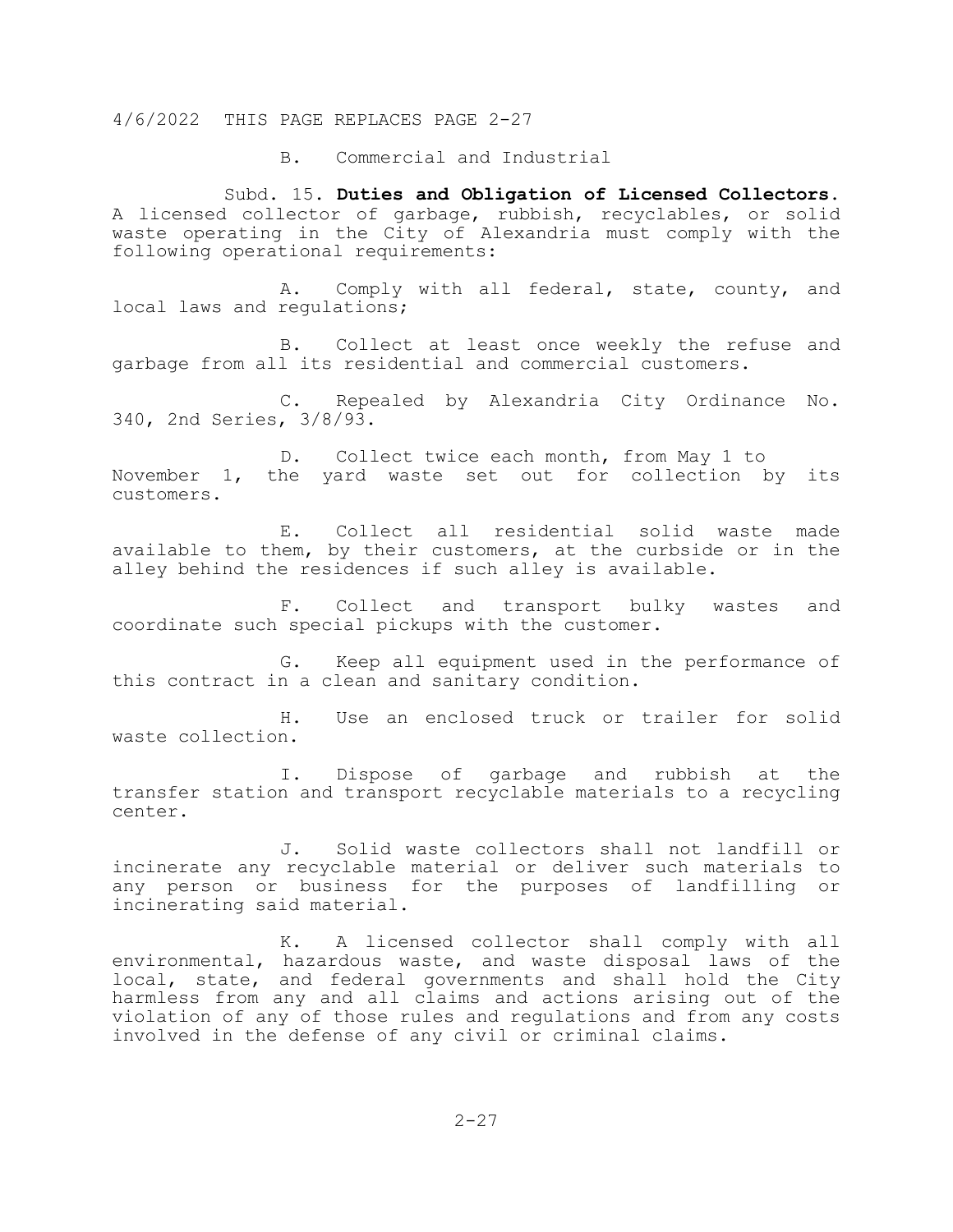4/6/2022 THIS PAGE REPLACES PAGE 2-27

B. Commercial and Industrial

Subd. 15. **Duties and Obligation of Licensed Collectors.** A licensed collector of garbage, rubbish, recyclables, or solid waste operating in the City of Alexandria must comply with the following operational requirements:

A. Comply with all federal, state, county, and local laws and regulations;

B. Collect at least once weekly the refuse and garbage from all its residential and commercial customers.

C. Repealed by Alexandria City Ordinance No. 340, 2nd Series, 3/8/93.

D. Collect twice each month, from May 1 to November 1, the yard waste set out for collection by its customers.

E. Collect all residential solid waste made available to them, by their customers, at the curbside or in the alley behind the residences if such alley is available.

F. Collect and transport bulky wastes and coordinate such special pickups with the customer.

G. Keep all equipment used in the performance of this contract in a clean and sanitary condition.

H. Use an enclosed truck or trailer for solid waste collection.

I. Dispose of garbage and rubbish at the transfer station and transport recyclable materials to a recycling center.

J. Solid waste collectors shall not landfill or incinerate any recyclable material or deliver such materials to any person or business for the purposes of landfilling or incinerating said material.

K. A licensed collector shall comply with all environmental, hazardous waste, and waste disposal laws of the local, state, and federal governments and shall hold the City harmless from any and all claims and actions arising out of the violation of any of those rules and regulations and from any costs involved in the defense of any civil or criminal claims.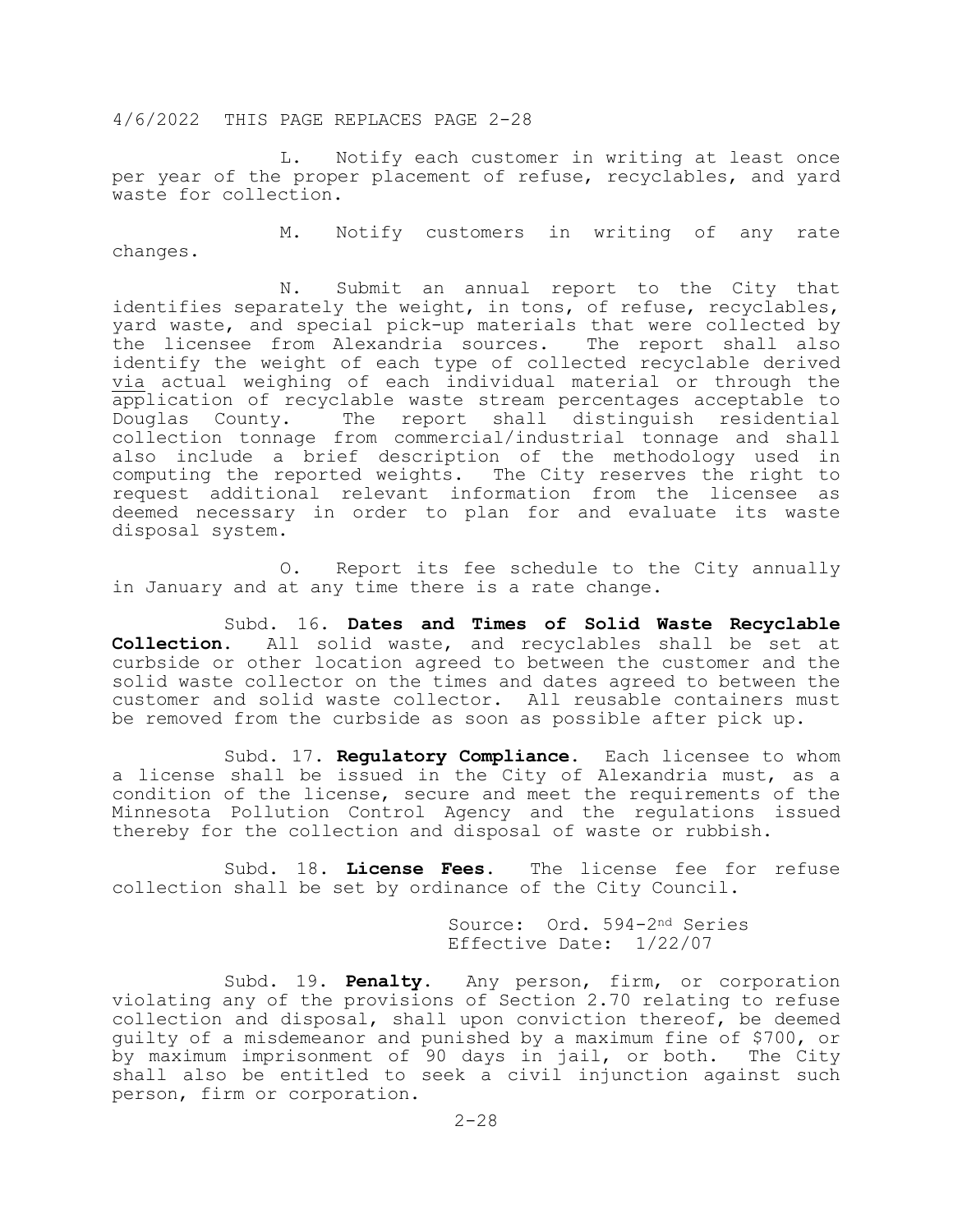4/6/2022 THIS PAGE REPLACES PAGE 2-28

L. Notify each customer in writing at least once per year of the proper placement of refuse, recyclables, and yard waste for collection.

M. Notify customers in writing of any rate changes.

N. Submit an annual report to the City that identifies separately the weight, in tons, of refuse, recyclables, yard waste, and special pick-up materials that were collected by the licensee from Alexandria sources. The report shall also identify the weight of each type of collected recyclable derived via actual weighing of each individual material or through the application of recyclable waste stream percentages acceptable to Douglas County. The report shall distinguish residential collection tonnage from commercial/industrial tonnage and shall also include a brief description of the methodology used in computing the reported weights. The City reserves the right to request additional relevant information from the licensee as deemed necessary in order to plan for and evaluate its waste disposal system.

O. Report its fee schedule to the City annually in January and at any time there is a rate change.

Subd. 16. **Dates and Times of Solid Waste Recyclable Collection.** All solid waste, and recyclables shall be set at curbside or other location agreed to between the customer and the solid waste collector on the times and dates agreed to between the customer and solid waste collector. All reusable containers must be removed from the curbside as soon as possible after pick up.

Subd. 17. **Regulatory Compliance.** Each licensee to whom a license shall be issued in the City of Alexandria must, as a condition of the license, secure and meet the requirements of the Minnesota Pollution Control Agency and the regulations issued thereby for the collection and disposal of waste or rubbish.

Subd. 18. **License Fees.** The license fee for refuse collection shall be set by ordinance of the City Council.

Source: Ord. 594-2nd Series
Effective Date: 1/22/07

Subd. 19. **Penalty.** Any person, firm, or corporation violating any of the provisions of Section 2.70 relating to refuse collection and disposal, shall upon conviction thereof, be deemed guilty of a misdemeanor and punished by a maximum fine of $700, or by maximum imprisonment of 90 days in jail, or both. The City shall also be entitled to seek a civil injunction against such person, firm or corporation.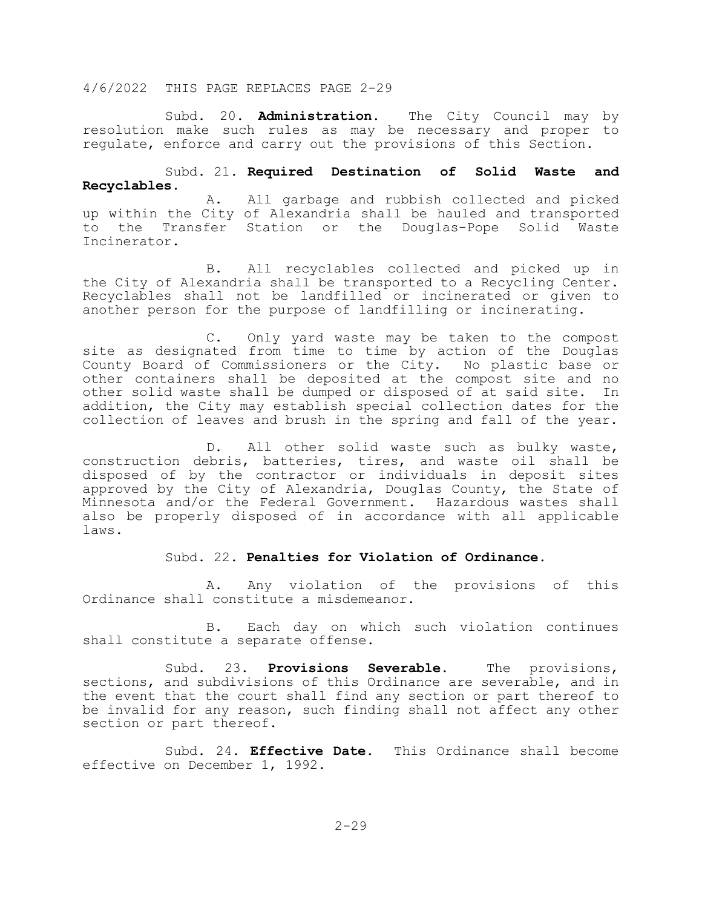4/6/2022 THIS PAGE REPLACES PAGE 2-29

Subd. 20. **Administration.** The City Council may by resolution make such rules as may be necessary and proper to regulate, enforce and carry out the provisions of this Section.

Subd. 21. **Required Destination of Solid Waste and Recyclables.**

A. All garbage and rubbish collected and picked up within the City of Alexandria shall be hauled and transported to the Transfer Station or the Douglas-Pope Solid Waste Incinerator.

B. All recyclables collected and picked up in the City of Alexandria shall be transported to a Recycling Center. Recyclables shall not be landfilled or incinerated or given to another person for the purpose of landfilling or incinerating.

C. Only yard waste may be taken to the compost site as designated from time to time by action of the Douglas County Board of Commissioners or the City. No plastic base or other containers shall be deposited at the compost site and no other solid waste shall be dumped or disposed of at said site. In addition, the City may establish special collection dates for the collection of leaves and brush in the spring and fall of the year.

D. All other solid waste such as bulky waste, construction debris, batteries, tires, and waste oil shall be disposed of by the contractor or individuals in deposit sites approved by the City of Alexandria, Douglas County, the State of Minnesota and/or the Federal Government. Hazardous wastes shall also be properly disposed of in accordance with all applicable laws.

Subd. 22. **Penalties for Violation of Ordinance.**

A. Any violation of the provisions of this Ordinance shall constitute a misdemeanor.

B. Each day on which such violation continues shall constitute a separate offense.

Subd. 23. **Provisions Severable.** The provisions, sections, and subdivisions of this Ordinance are severable, and in the event that the court shall find any section or part thereof to be invalid for any reason, such finding shall not affect any other section or part thereof.

Subd. 24. **Effective Date.** This Ordinance shall become effective on December 1, 1992.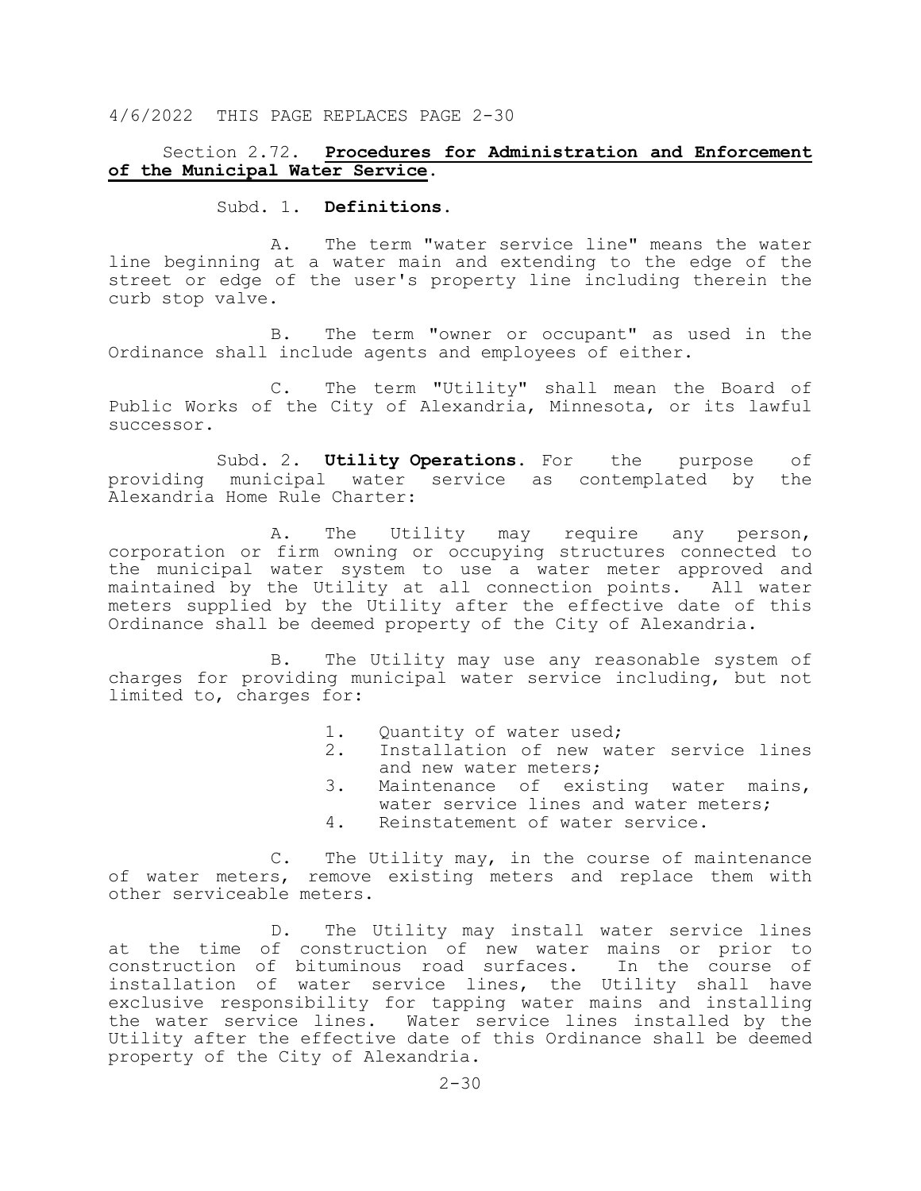4/6/2022 THIS PAGE REPLACES PAGE 2-30

## Section 2.72. **Procedures for Administration and Enforcement of the Municipal Water Service.**

### Subd. 1. **Definitions.**

A. The term "water service line" means the water line beginning at a water main and extending to the edge of the street or edge of the user's property line including therein the curb stop valve.

B. The term "owner or occupant" as used in the Ordinance shall include agents and employees of either.

C. The term "Utility" shall mean the Board of Public Works of the City of Alexandria, Minnesota, or its lawful successor.

Subd. 2. **Utility Operations.** For the purpose of providing municipal water service as contemplated by the Alexandria Home Rule Charter:

A. The Utility may require any person, corporation or firm owning or occupying structures connected to the municipal water system to use a water meter approved and maintained by the Utility at all connection points. All water meters supplied by the Utility after the effective date of this Ordinance shall be deemed property of the City of Alexandria.

B. The Utility may use any reasonable system of charges for providing municipal water service including, but not limited to, charges for:

1. Quantity of water used;
2. Installation of new water service lines and new water meters;
3. Maintenance of existing water mains, water service lines and water meters;
4. Reinstatement of water service.

C. The Utility may, in the course of maintenance of water meters, remove existing meters and replace them with other serviceable meters.

D. The Utility may install water service lines at the time of construction of new water mains or prior to construction of bituminous road surfaces. In the course of installation of water service lines, the Utility shall have exclusive responsibility for tapping water mains and installing the water service lines. Water service lines installed by the Utility after the effective date of this Ordinance shall be deemed property of the City of Alexandria.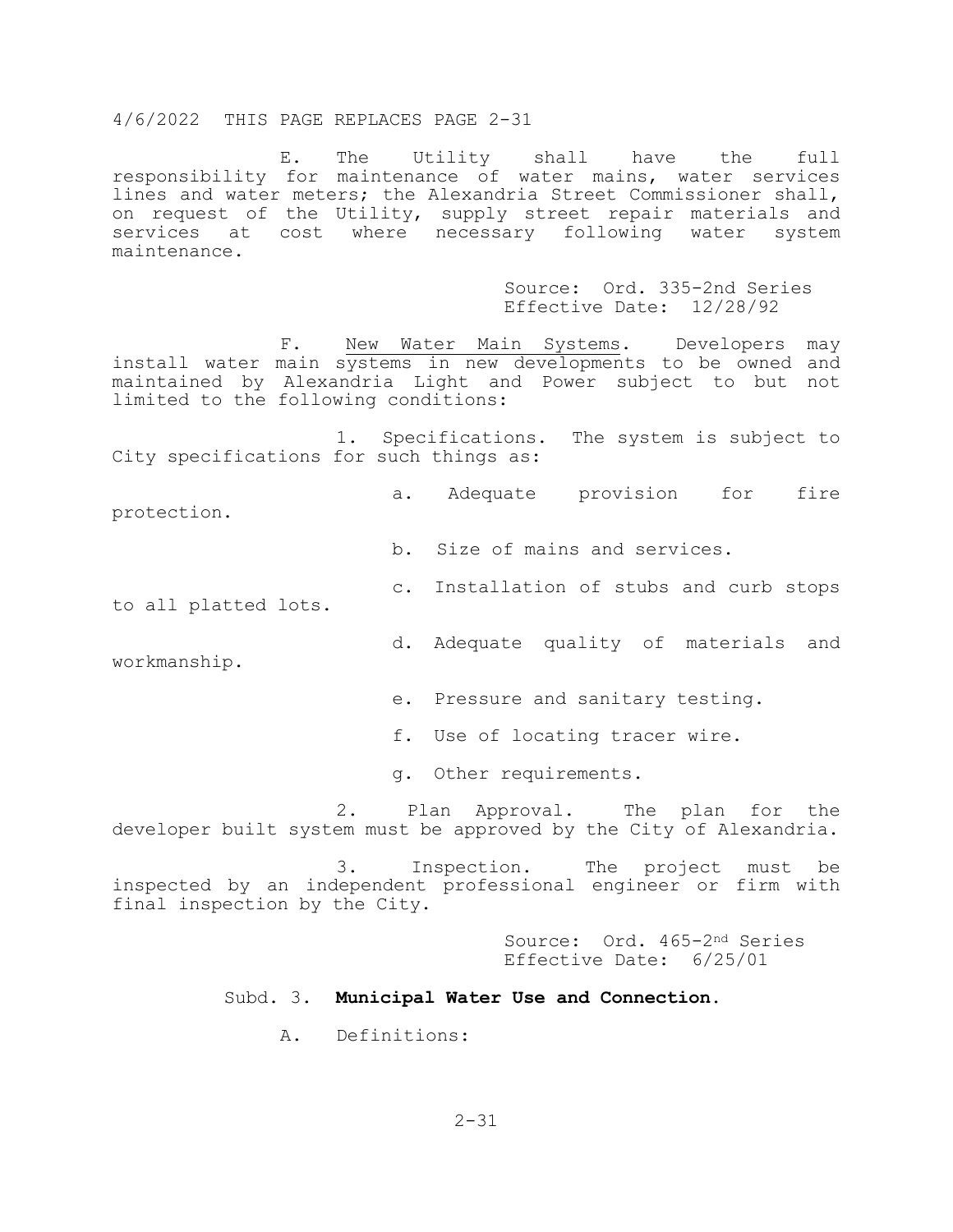4/6/2022 THIS PAGE REPLACES PAGE 2-31

E. The Utility shall have the full responsibility for maintenance of water mains, water services lines and water meters; the Alexandria Street Commissioner shall, on request of the Utility, supply street repair materials and services at cost where necessary following water system maintenance.

Source: Ord. 335-2nd Series
Effective Date: 12/28/92

F. New Water Main Systems. Developers may install water main systems in new developments to be owned and maintained by Alexandria Light and Power subject to but not limited to the following conditions:

1. Specifications. The system is subject to City specifications for such things as:

a. Adequate provision for fire protection.

b. Size of mains and services.

c. Installation of stubs and curb stops to all platted lots.

d. Adequate quality of materials and workmanship.

e. Pressure and sanitary testing.

f. Use of locating tracer wire.

g. Other requirements.

2. Plan Approval. The plan for the developer built system must be approved by the City of Alexandria.

3. Inspection. The project must be inspected by an independent professional engineer or firm with final inspection by the City.

Source: Ord. 465-2nd Series
Effective Date: 6/25/01

Subd. 3. **Municipal Water Use and Connection.**

A. Definitions: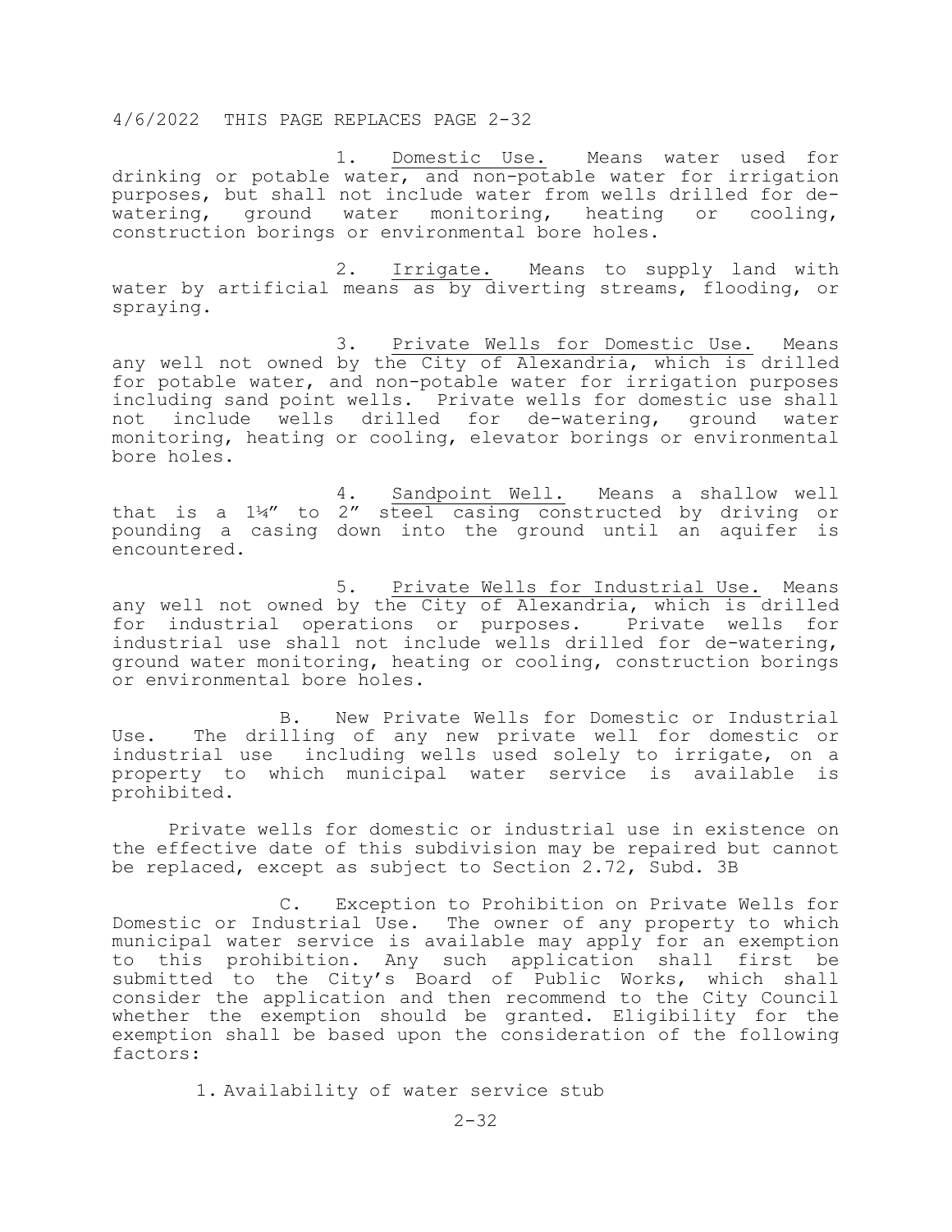4/6/2022 THIS PAGE REPLACES PAGE 2-32

1. Domestic Use. Means water used for drinking or potable water, and non-potable water for irrigation purposes, but shall not include water from wells drilled for de-watering, ground water monitoring, heating or cooling, construction borings or environmental bore holes.

2. Irrigate. Means to supply land with water by artificial means as by diverting streams, flooding, or spraying.

3. Private Wells for Domestic Use. Means any well not owned by the City of Alexandria, which is drilled for potable water, and non-potable water for irrigation purposes including sand point wells. Private wells for domestic use shall not include wells drilled for de-watering, ground water monitoring, heating or cooling, elevator borings or environmental bore holes.

4. Sandpoint Well. Means a shallow well that is a 1¼" to 2" steel casing constructed by driving or pounding a casing down into the ground until an aquifer is encountered.

5. Private Wells for Industrial Use. Means any well not owned by the City of Alexandria, which is drilled for industrial operations or purposes. Private wells for industrial use shall not include wells drilled for de-watering, ground water monitoring, heating or cooling, construction borings or environmental bore holes.

B. New Private Wells for Domestic or Industrial Use. The drilling of any new private well for domestic or industrial use including wells used solely to irrigate, on a property to which municipal water service is available is prohibited.

Private wells for domestic or industrial use in existence on the effective date of this subdivision may be repaired but cannot be replaced, except as subject to Section 2.72, Subd. 3B

C. Exception to Prohibition on Private Wells for Domestic or Industrial Use. The owner of any property to which municipal water service is available may apply for an exemption to this prohibition. Any such application shall first be submitted to the City's Board of Public Works, which shall consider the application and then recommend to the City Council whether the exemption should be granted. Eligibility for the exemption shall be based upon the consideration of the following factors:

1. Availability of water service stub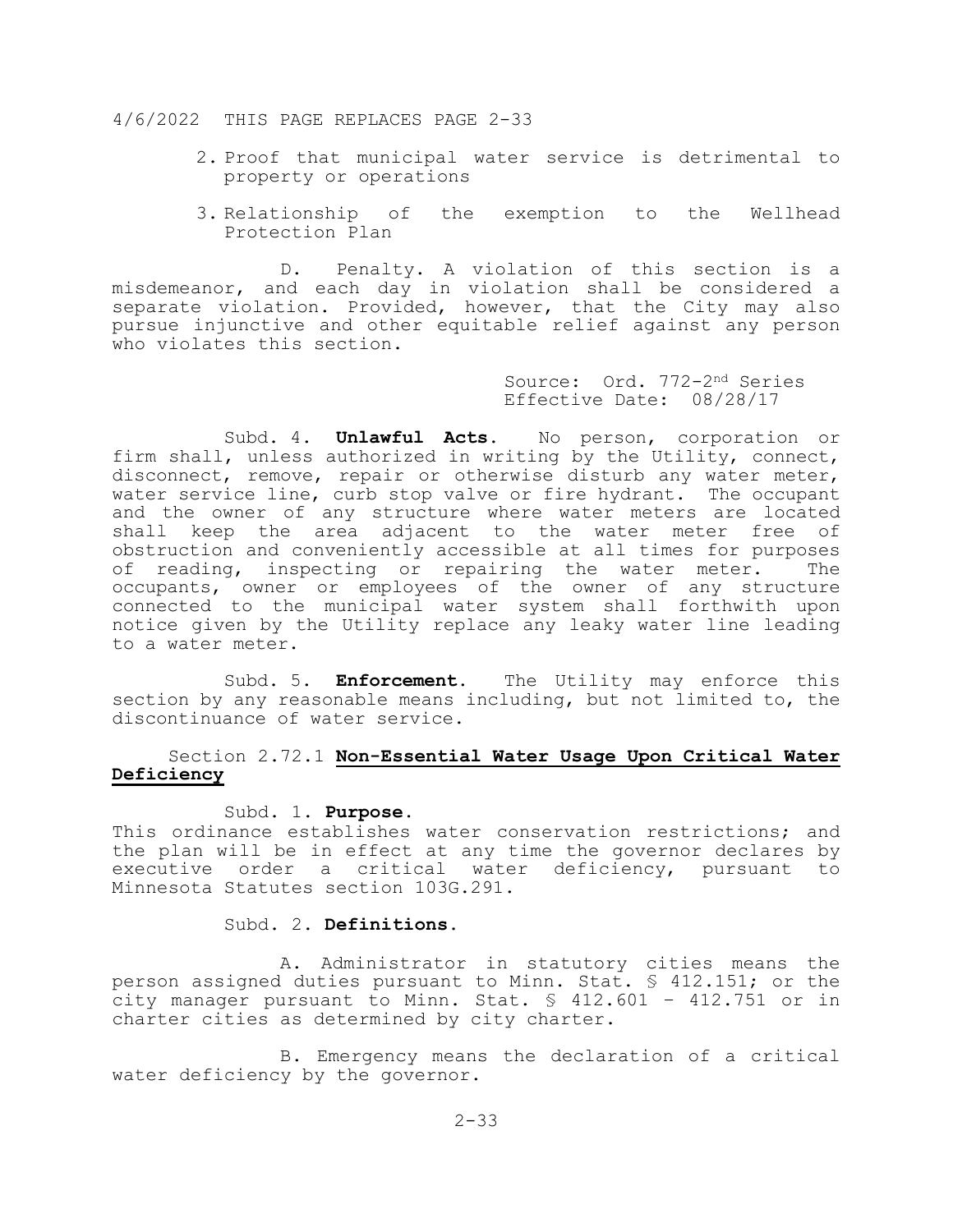2. Proof that municipal water service is detrimental to property or operations

3. Relationship of the exemption to the Wellhead Protection Plan

D. Penalty. A violation of this section is a misdemeanor, and each day in violation shall be considered a separate violation. Provided, however, that the City may also pursue injunctive and other equitable relief against any person who violates this section.

Source: Ord. 772-2nd Series
Effective Date: 08/28/17

Subd. 4. **Unlawful Acts.** No person, corporation or firm shall, unless authorized in writing by the Utility, connect, disconnect, remove, repair or otherwise disturb any water meter, water service line, curb stop valve or fire hydrant. The occupant and the owner of any structure where water meters are located shall keep the area adjacent to the water meter free of obstruction and conveniently accessible at all times for purposes of reading, inspecting or repairing the water meter. The occupants, owner or employees of the owner of any structure connected to the municipal water system shall forthwith upon notice given by the Utility replace any leaky water line leading to a water meter.

Subd. 5. **Enforcement.** The Utility may enforce this section by any reasonable means including, but not limited to, the discontinuance of water service.

### Section 2.72.1 **Non-Essential Water Usage Upon Critical Water Deficiency**

Subd. 1. **Purpose.**
This ordinance establishes water conservation restrictions; and the plan will be in effect at any time the governor declares by executive order a critical water deficiency, pursuant to Minnesota Statutes section 103G.291.

Subd. 2. **Definitions.**

A. Administrator in statutory cities means the person assigned duties pursuant to Minn. Stat. § 412.151; or the city manager pursuant to Minn. Stat. § 412.601 – 412.751 or in charter cities as determined by city charter.

B. Emergency means the declaration of a critical water deficiency by the governor.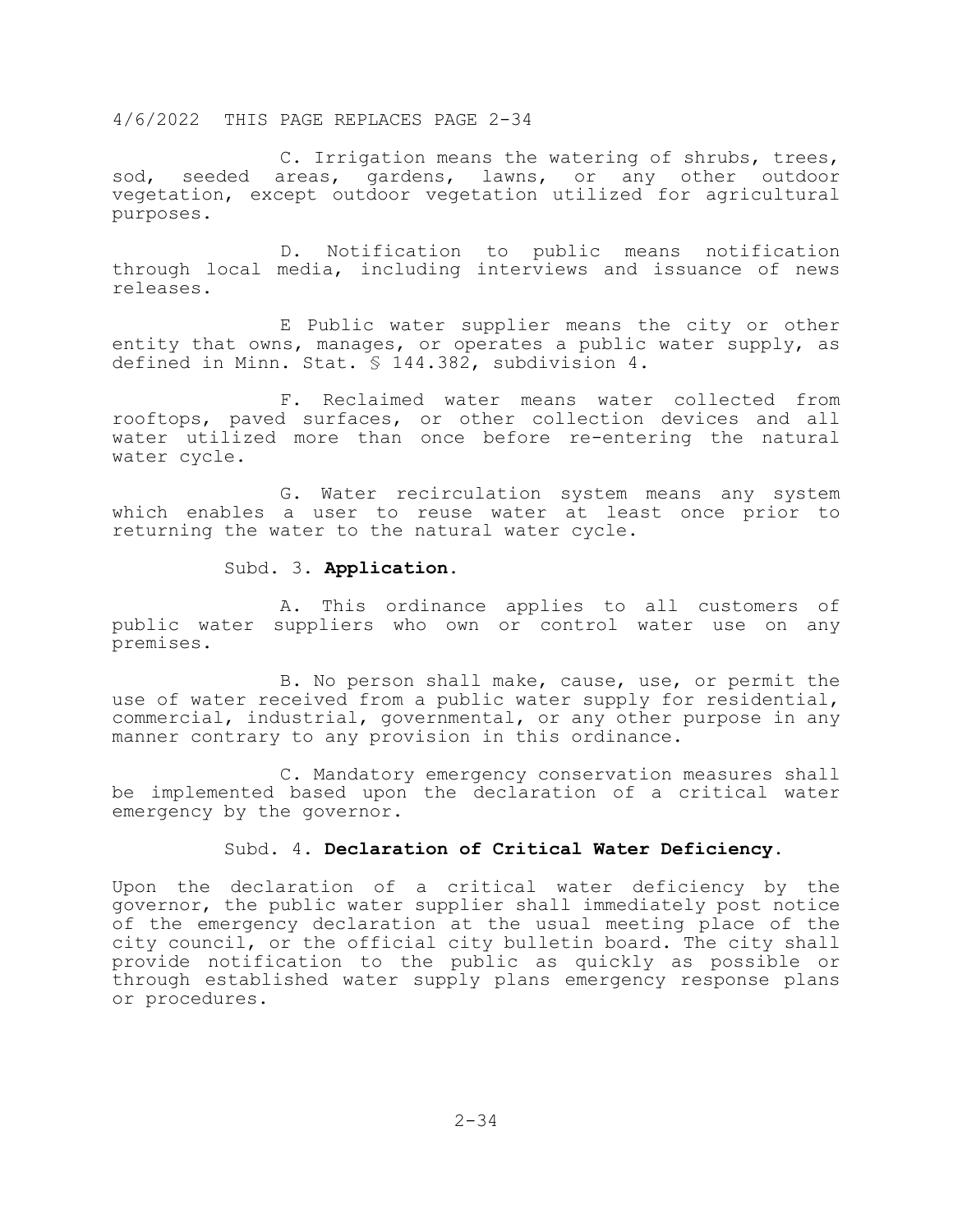4/6/2022 THIS PAGE REPLACES PAGE 2-34

C. Irrigation means the watering of shrubs, trees, sod, seeded areas, gardens, lawns, or any other outdoor vegetation, except outdoor vegetation utilized for agricultural purposes.

D. Notification to public means notification through local media, including interviews and issuance of news releases.

E Public water supplier means the city or other entity that owns, manages, or operates a public water supply, as defined in Minn. Stat. § 144.382, subdivision 4.

F. Reclaimed water means water collected from rooftops, paved surfaces, or other collection devices and all water utilized more than once before re-entering the natural water cycle.

G. Water recirculation system means any system which enables a user to reuse water at least once prior to returning the water to the natural water cycle.

Subd. 3. **Application.**

A. This ordinance applies to all customers of public water suppliers who own or control water use on any premises.

B. No person shall make, cause, use, or permit the use of water received from a public water supply for residential, commercial, industrial, governmental, or any other purpose in any manner contrary to any provision in this ordinance.

C. Mandatory emergency conservation measures shall be implemented based upon the declaration of a critical water emergency by the governor.

Subd. 4. **Declaration of Critical Water Deficiency.**

Upon the declaration of a critical water deficiency by the governor, the public water supplier shall immediately post notice of the emergency declaration at the usual meeting place of the city council, or the official city bulletin board. The city shall provide notification to the public as quickly as possible or through established water supply plans emergency response plans or procedures.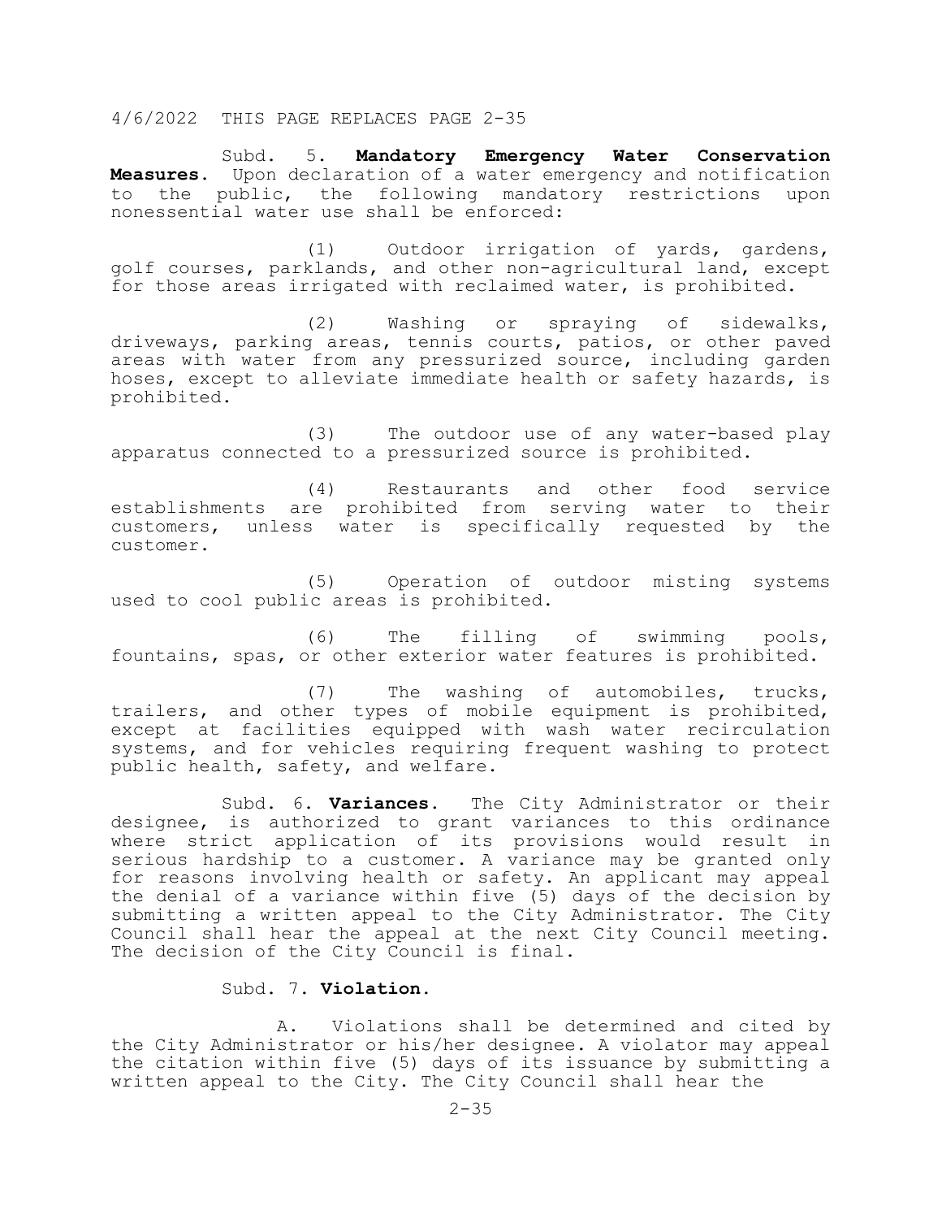Subd. 5. **Mandatory Emergency Water Conservation Measures.** Upon declaration of a water emergency and notification to the public, the following mandatory restrictions upon nonessential water use shall be enforced:

(1) Outdoor irrigation of yards, gardens, golf courses, parklands, and other non-agricultural land, except for those areas irrigated with reclaimed water, is prohibited.

(2) Washing or spraying of sidewalks, driveways, parking areas, tennis courts, patios, or other paved areas with water from any pressurized source, including garden hoses, except to alleviate immediate health or safety hazards, is prohibited.

(3) The outdoor use of any water-based play apparatus connected to a pressurized source is prohibited.

(4) Restaurants and other food service establishments are prohibited from serving water to their customers, unless water is specifically requested by the customer.

(5) Operation of outdoor misting systems used to cool public areas is prohibited.

(6) The filling of swimming pools, fountains, spas, or other exterior water features is prohibited.

(7) The washing of automobiles, trucks, trailers, and other types of mobile equipment is prohibited, except at facilities equipped with wash water recirculation systems, and for vehicles requiring frequent washing to protect public health, safety, and welfare.

Subd. 6. **Variances.** The City Administrator or their designee, is authorized to grant variances to this ordinance where strict application of its provisions would result in serious hardship to a customer. A variance may be granted only for reasons involving health or safety. An applicant may appeal the denial of a variance within five (5) days of the decision by submitting a written appeal to the City Administrator. The City Council shall hear the appeal at the next City Council meeting. The decision of the City Council is final.

Subd. 7. **Violation.**

A. Violations shall be determined and cited by the City Administrator or his/her designee. A violator may appeal the citation within five (5) days of its issuance by submitting a written appeal to the City. The City Council shall hear the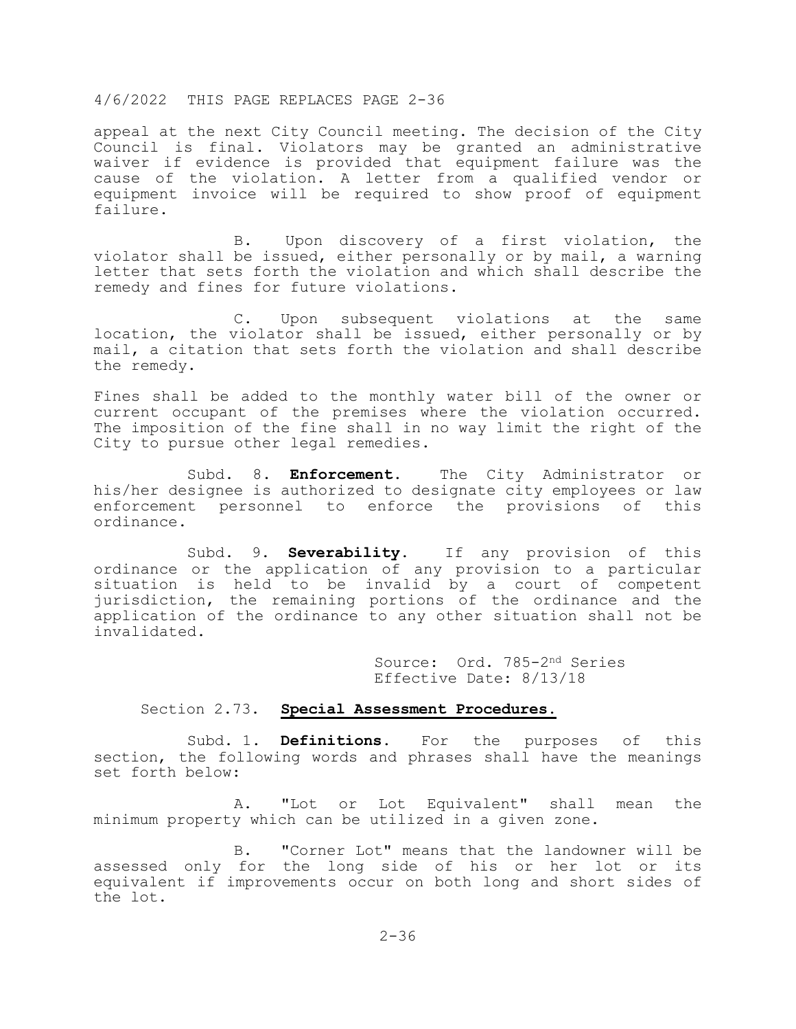4/6/2022 THIS PAGE REPLACES PAGE 2-36

appeal at the next City Council meeting. The decision of the City Council is final. Violators may be granted an administrative waiver if evidence is provided that equipment failure was the cause of the violation. A letter from a qualified vendor or equipment invoice will be required to show proof of equipment failure.

B. Upon discovery of a first violation, the violator shall be issued, either personally or by mail, a warning letter that sets forth the violation and which shall describe the remedy and fines for future violations.

C. Upon subsequent violations at the same location, the violator shall be issued, either personally or by mail, a citation that sets forth the violation and shall describe the remedy.

Fines shall be added to the monthly water bill of the owner or current occupant of the premises where the violation occurred. The imposition of the fine shall in no way limit the right of the City to pursue other legal remedies.

Subd. 8. **Enforcement.** The City Administrator or his/her designee is authorized to designate city employees or law enforcement personnel to enforce the provisions of this ordinance.

Subd. 9. **Severability.** If any provision of this ordinance or the application of any provision to a particular situation is held to be invalid by a court of competent jurisdiction, the remaining portions of the ordinance and the application of the ordinance to any other situation shall not be invalidated.

Source: Ord. 785-2nd Series
Effective Date: 8/13/18

## Section 2.73. **Special Assessment Procedures.**

Subd. 1. **Definitions.** For the purposes of this section, the following words and phrases shall have the meanings set forth below:

A. "Lot or Lot Equivalent" shall mean the minimum property which can be utilized in a given zone.

B. "Corner Lot" means that the landowner will be assessed only for the long side of his or her lot or its equivalent if improvements occur on both long and short sides of the lot.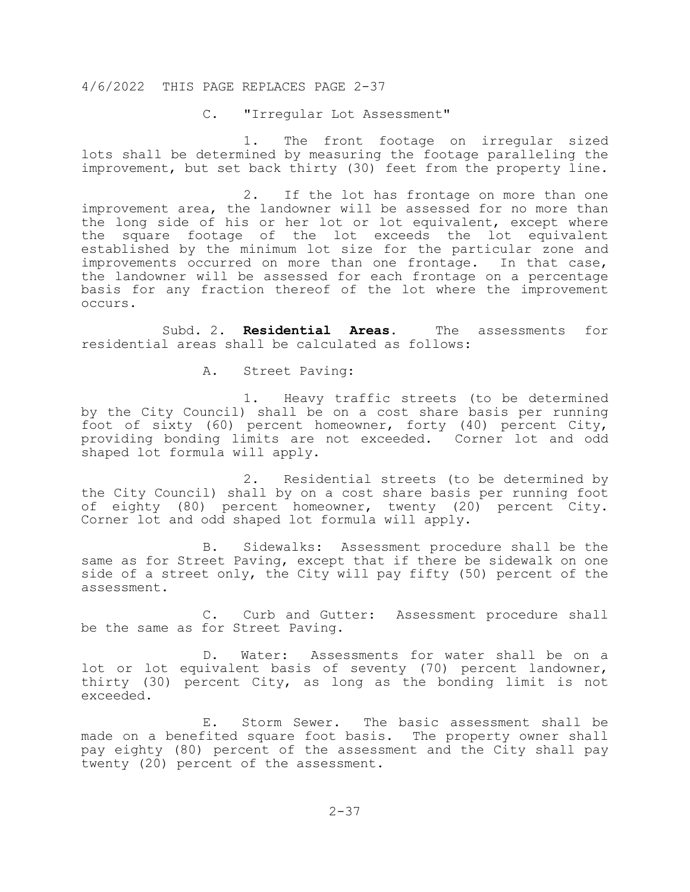4/6/2022 THIS PAGE REPLACES PAGE 2-37

C. "Irregular Lot Assessment"

1. The front footage on irregular sized lots shall be determined by measuring the footage paralleling the improvement, but set back thirty (30) feet from the property line.

2. If the lot has frontage on more than one improvement area, the landowner will be assessed for no more than the long side of his or her lot or lot equivalent, except where the square footage of the lot exceeds the lot equivalent established by the minimum lot size for the particular zone and improvements occurred on more than one frontage. In that case, the landowner will be assessed for each frontage on a percentage basis for any fraction thereof of the lot where the improvement occurs.

Subd. 2. **Residential Areas**. The assessments for residential areas shall be calculated as follows:

A. Street Paving:

1. Heavy traffic streets (to be determined by the City Council) shall be on a cost share basis per running foot of sixty (60) percent homeowner, forty (40) percent City, providing bonding limits are not exceeded. Corner lot and odd shaped lot formula will apply.

2. Residential streets (to be determined by the City Council) shall by on a cost share basis per running foot of eighty (80) percent homeowner, twenty (20) percent City. Corner lot and odd shaped lot formula will apply.

B. Sidewalks: Assessment procedure shall be the same as for Street Paving, except that if there be sidewalk on one side of a street only, the City will pay fifty (50) percent of the assessment.

C. Curb and Gutter: Assessment procedure shall be the same as for Street Paving.

D. Water: Assessments for water shall be on a lot or lot equivalent basis of seventy (70) percent landowner, thirty (30) percent City, as long as the bonding limit is not exceeded.

E. Storm Sewer. The basic assessment shall be made on a benefited square foot basis. The property owner shall pay eighty (80) percent of the assessment and the City shall pay twenty (20) percent of the assessment.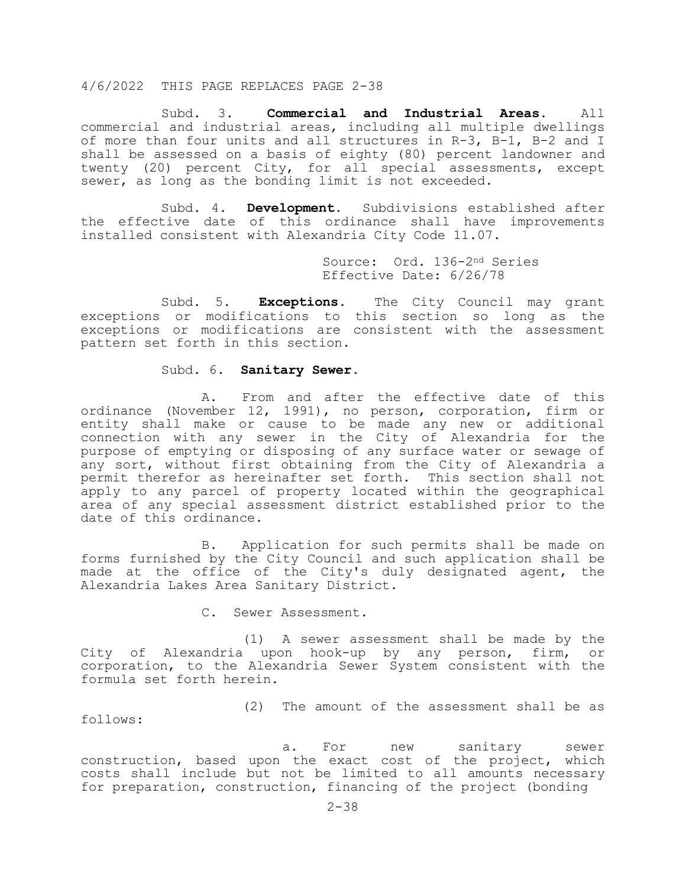4/6/2022 THIS PAGE REPLACES PAGE 2-38

Subd. 3. **Commercial and Industrial Areas.** All commercial and industrial areas, including all multiple dwellings of more than four units and all structures in R-3, B-1, B-2 and I shall be assessed on a basis of eighty (80) percent landowner and twenty (20) percent City, for all special assessments, except sewer, as long as the bonding limit is not exceeded.

Subd. 4. **Development.** Subdivisions established after the effective date of this ordinance shall have improvements installed consistent with Alexandria City Code 11.07.

Source: Ord. 136-2nd Series
Effective Date: 6/26/78

Subd. 5. **Exceptions.** The City Council may grant exceptions or modifications to this section so long as the exceptions or modifications are consistent with the assessment pattern set forth in this section.

Subd. 6. **Sanitary Sewer.**

A. From and after the effective date of this ordinance (November 12, 1991), no person, corporation, firm or entity shall make or cause to be made any new or additional connection with any sewer in the City of Alexandria for the purpose of emptying or disposing of any surface water or sewage of any sort, without first obtaining from the City of Alexandria a permit therefor as hereinafter set forth. This section shall not apply to any parcel of property located within the geographical area of any special assessment district established prior to the date of this ordinance.

B. Application for such permits shall be made on forms furnished by the City Council and such application shall be made at the office of the City's duly designated agent, the Alexandria Lakes Area Sanitary District.

C. Sewer Assessment.

(1) A sewer assessment shall be made by the City of Alexandria upon hook-up by any person, firm, or corporation, to the Alexandria Sewer System consistent with the formula set forth herein.

(2) The amount of the assessment shall be as follows:

a. For new sanitary sewer construction, based upon the exact cost of the project, which costs shall include but not be limited to all amounts necessary for preparation, construction, financing of the project (bonding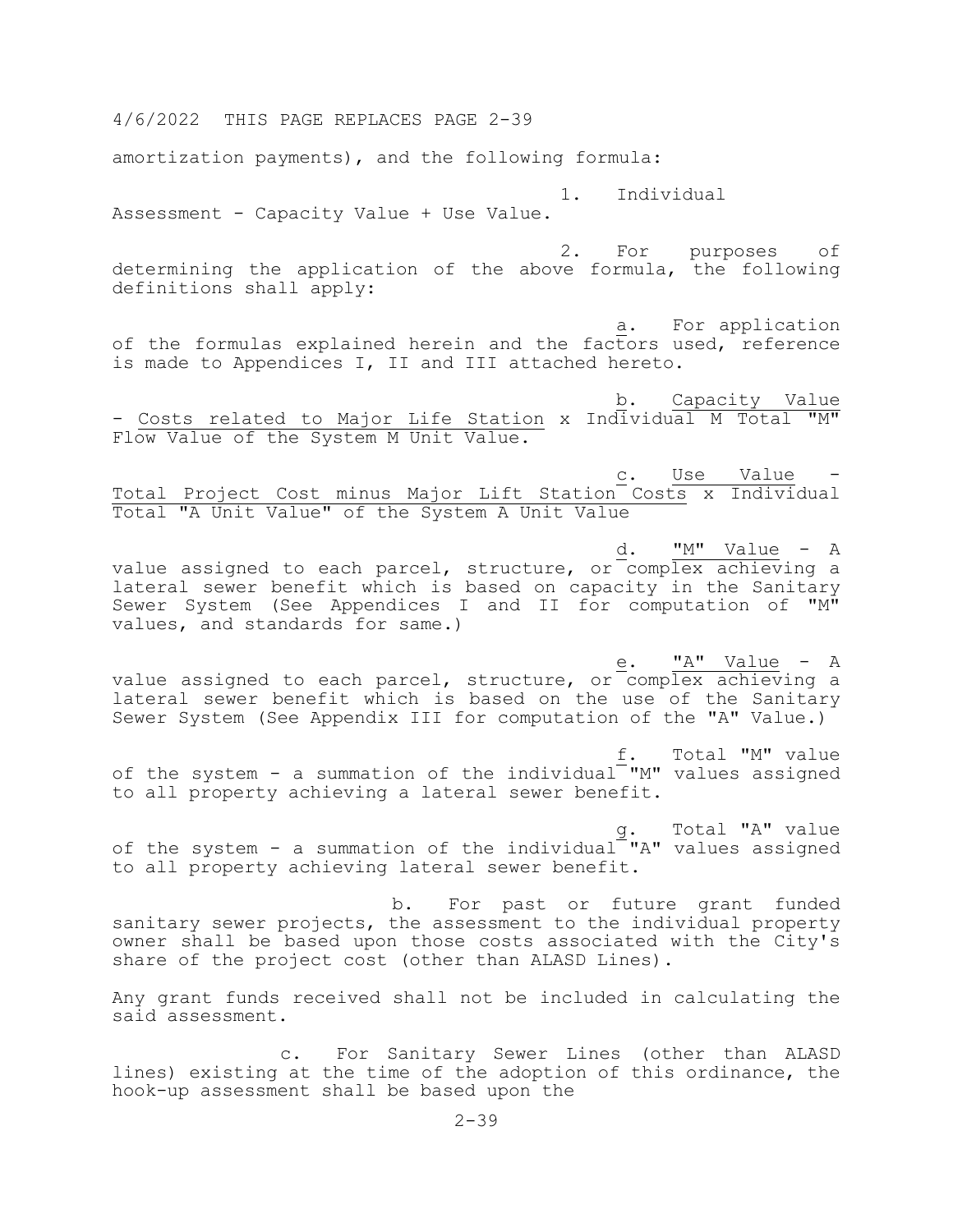4/6/2022 THIS PAGE REPLACES PAGE 2-39

amortization payments), and the following formula:

1. Individual Assessment - Capacity Value + Use Value.

2. For purposes of determining the application of the above formula, the following definitions shall apply:

a. For application of the formulas explained herein and the factors used, reference is made to Appendices I, II and III attached hereto.

b. Capacity Value - Costs related to Major Life Station x Individual M Total "M" Flow Value of the System M Unit Value.

c. Use Value - Total Project Cost minus Major Lift Station Costs x Individual Total "A Unit Value" of the System A Unit Value

d. "M" Value - A value assigned to each parcel, structure, or complex achieving a lateral sewer benefit which is based on capacity in the Sanitary Sewer System (See Appendices I and II for computation of "M" values, and standards for same.)

e. "A" Value - A value assigned to each parcel, structure, or complex achieving a lateral sewer benefit which is based on the use of the Sanitary Sewer System (See Appendix III for computation of the "A" Value.)

f. Total "M" value of the system - a summation of the individual "M" values assigned to all property achieving a lateral sewer benefit.

g. Total "A" value of the system - a summation of the individual "A" values assigned to all property achieving lateral sewer benefit.

b. For past or future grant funded sanitary sewer projects, the assessment to the individual property owner shall be based upon those costs associated with the City's share of the project cost (other than ALASD Lines).

Any grant funds received shall not be included in calculating the said assessment.

c. For Sanitary Sewer Lines (other than ALASD lines) existing at the time of the adoption of this ordinance, the hook-up assessment shall be based upon the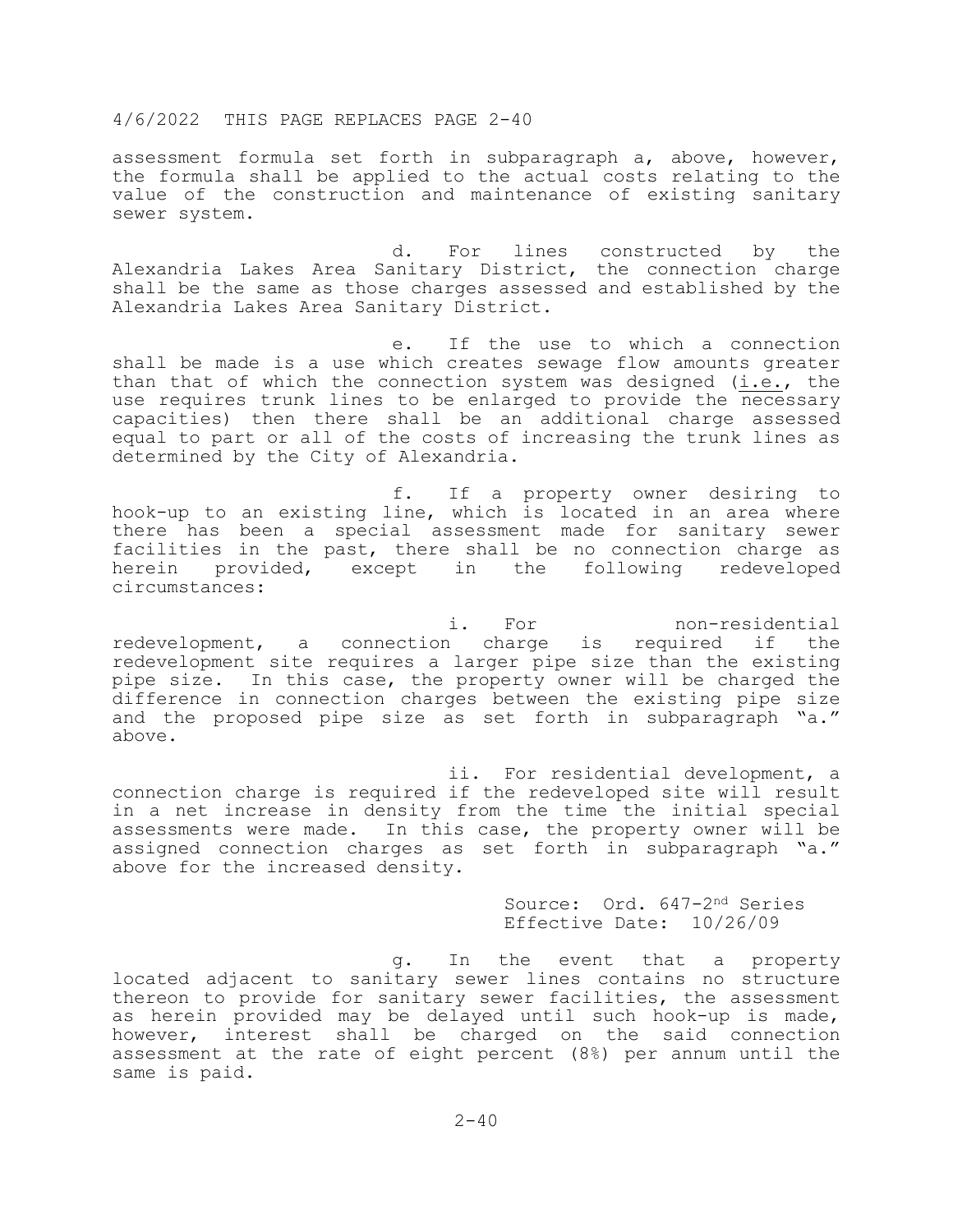4/6/2022 THIS PAGE REPLACES PAGE 2-40

assessment formula set forth in subparagraph a, above, however, the formula shall be applied to the actual costs relating to the value of the construction and maintenance of existing sanitary sewer system.

d. For lines constructed by the Alexandria Lakes Area Sanitary District, the connection charge shall be the same as those charges assessed and established by the Alexandria Lakes Area Sanitary District.

e. If the use to which a connection shall be made is a use which creates sewage flow amounts greater than that of which the connection system was designed (i.e., the use requires trunk lines to be enlarged to provide the necessary capacities) then there shall be an additional charge assessed equal to part or all of the costs of increasing the trunk lines as determined by the City of Alexandria.

f. If a property owner desiring to hook-up to an existing line, which is located in an area where there has been a special assessment made for sanitary sewer facilities in the past, there shall be no connection charge as herein provided, except in the following redeveloped circumstances:

i. For non-residential redevelopment, a connection charge is required if the redevelopment site requires a larger pipe size than the existing pipe size. In this case, the property owner will be charged the difference in connection charges between the existing pipe size and the proposed pipe size as set forth in subparagraph "a." above.

ii. For residential development, a connection charge is required if the redeveloped site will result in a net increase in density from the time the initial special assessments were made. In this case, the property owner will be assigned connection charges as set forth in subparagraph "a." above for the increased density.

Source: Ord. 647-2nd Series
Effective Date: 10/26/09

g. In the event that a property located adjacent to sanitary sewer lines contains no structure thereon to provide for sanitary sewer facilities, the assessment as herein provided may be delayed until such hook-up is made, however, interest shall be charged on the said connection assessment at the rate of eight percent (8%) per annum until the same is paid.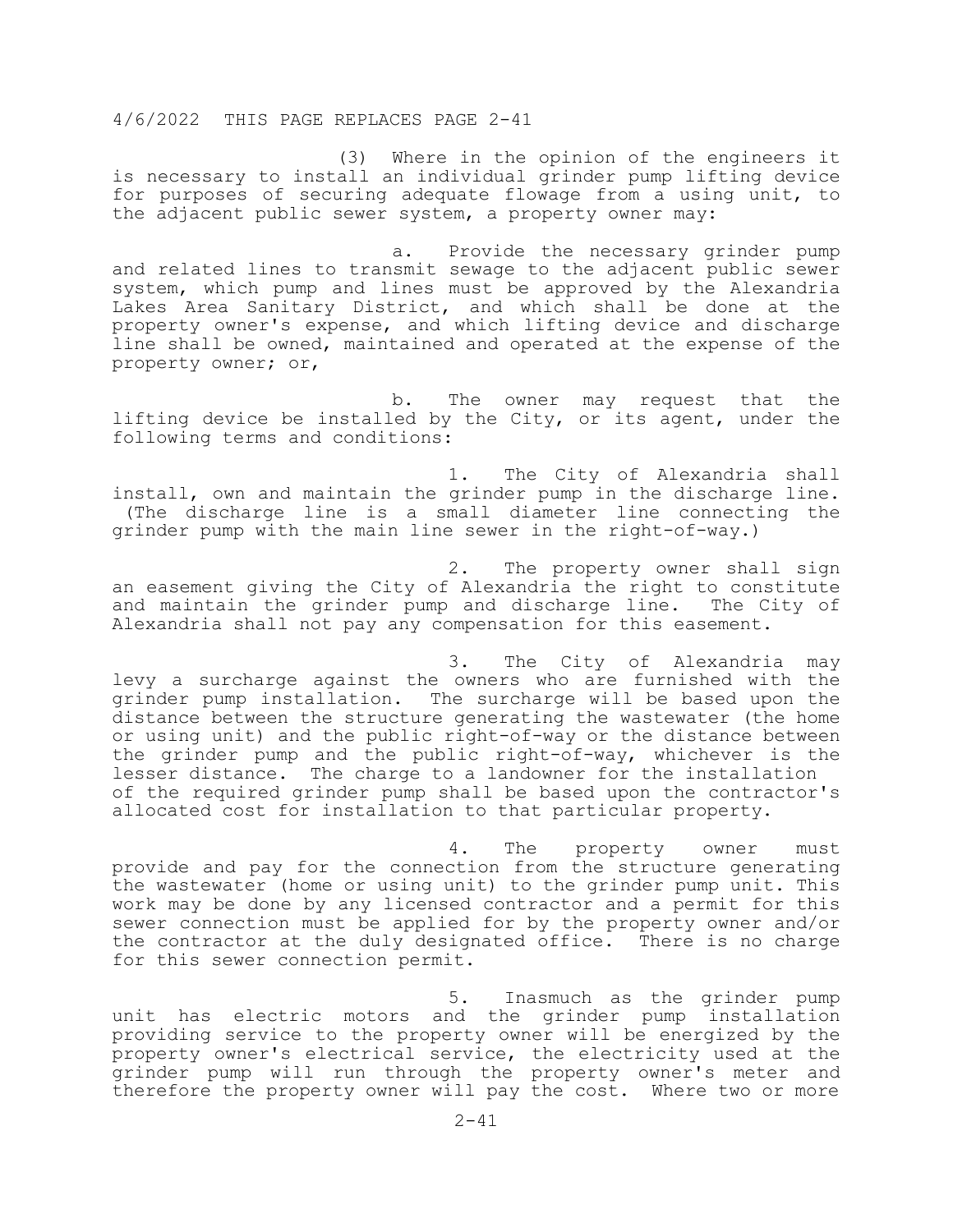4/6/2022 THIS PAGE REPLACES PAGE 2-41

(3) Where in the opinion of the engineers it is necessary to install an individual grinder pump lifting device for purposes of securing adequate flowage from a using unit, to the adjacent public sewer system, a property owner may:

a. Provide the necessary grinder pump and related lines to transmit sewage to the adjacent public sewer system, which pump and lines must be approved by the Alexandria Lakes Area Sanitary District, and which shall be done at the property owner's expense, and which lifting device and discharge line shall be owned, maintained and operated at the expense of the property owner; or,

b. The owner may request that the lifting device be installed by the City, or its agent, under the following terms and conditions:

1. The City of Alexandria shall install, own and maintain the grinder pump in the discharge line. (The discharge line is a small diameter line connecting the grinder pump with the main line sewer in the right-of-way.)

2. The property owner shall sign an easement giving the City of Alexandria the right to constitute and maintain the grinder pump and discharge line. The City of Alexandria shall not pay any compensation for this easement.

3. The City of Alexandria may levy a surcharge against the owners who are furnished with the grinder pump installation. The surcharge will be based upon the distance between the structure generating the wastewater (the home or using unit) and the public right-of-way or the distance between the grinder pump and the public right-of-way, whichever is the lesser distance. The charge to a landowner for the installation of the required grinder pump shall be based upon the contractor's allocated cost for installation to that particular property.

4. The property owner must provide and pay for the connection from the structure generating the wastewater (home or using unit) to the grinder pump unit. This work may be done by any licensed contractor and a permit for this sewer connection must be applied for by the property owner and/or the contractor at the duly designated office. There is no charge for this sewer connection permit.

5. Inasmuch as the grinder pump unit has electric motors and the grinder pump installation providing service to the property owner will be energized by the property owner's electrical service, the electricity used at the grinder pump will run through the property owner's meter and therefore the property owner will pay the cost. Where two or more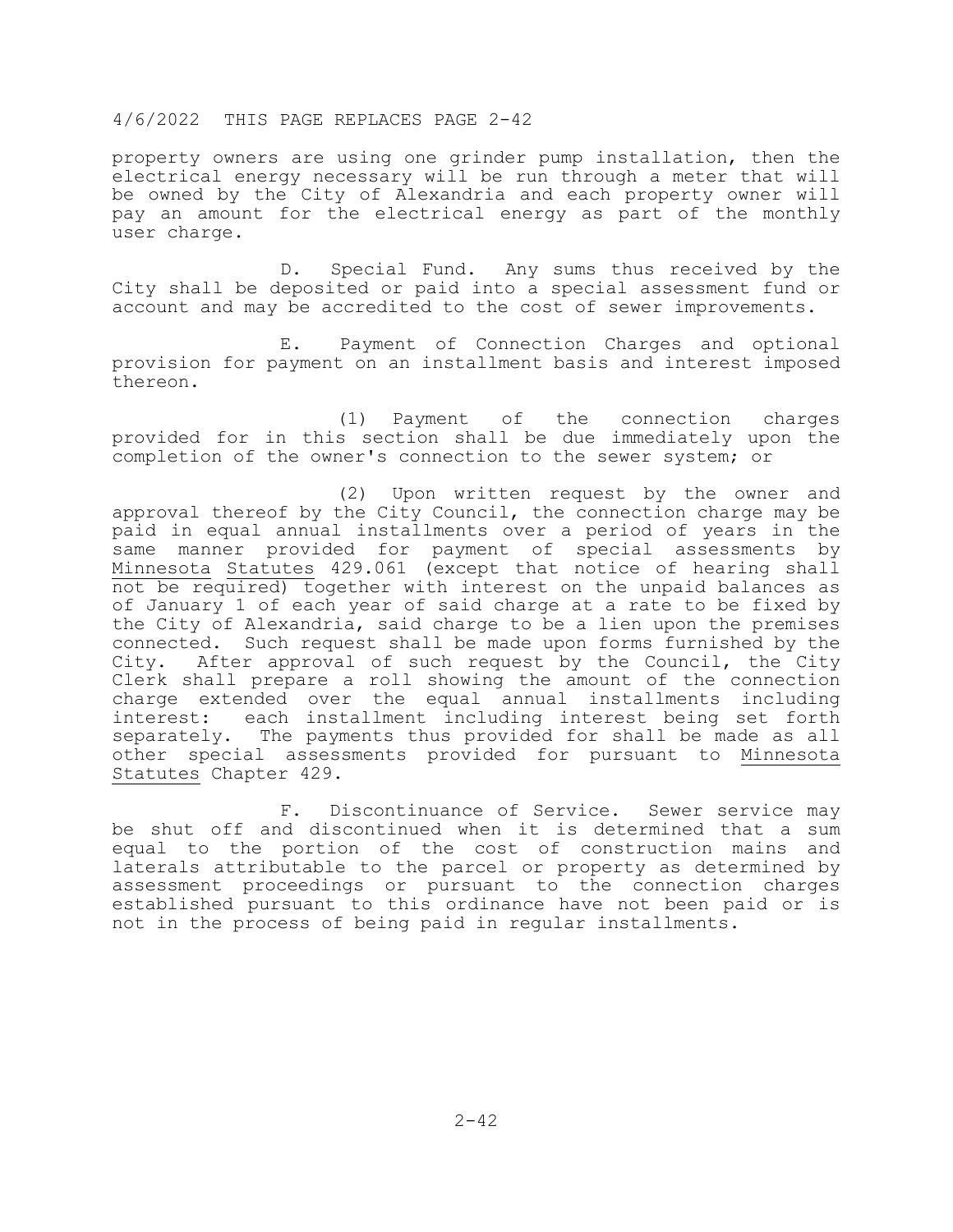4/6/2022 THIS PAGE REPLACES PAGE 2-42

property owners are using one grinder pump installation, then the electrical energy necessary will be run through a meter that will be owned by the City of Alexandria and each property owner will pay an amount for the electrical energy as part of the monthly user charge.

D. Special Fund. Any sums thus received by the City shall be deposited or paid into a special assessment fund or account and may be accredited to the cost of sewer improvements.

E. Payment of Connection Charges and optional provision for payment on an installment basis and interest imposed thereon.

(1) Payment of the connection charges provided for in this section shall be due immediately upon the completion of the owner's connection to the sewer system; or

(2) Upon written request by the owner and approval thereof by the City Council, the connection charge may be paid in equal annual installments over a period of years in the same manner provided for payment of special assessments by <u>Minnesota Statutes</u> 429.061 (except that notice of hearing shall not be required) together with interest on the unpaid balances as of January 1 of each year of said charge at a rate to be fixed by the City of Alexandria, said charge to be a lien upon the premises connected. Such request shall be made upon forms furnished by the City. After approval of such request by the Council, the City Clerk shall prepare a roll showing the amount of the connection charge extended over the equal annual installments including interest: each installment including interest being set forth separately. The payments thus provided for shall be made as all other special assessments provided for pursuant to <u>Minnesota Statutes</u> Chapter 429.

F. Discontinuance of Service. Sewer service may be shut off and discontinued when it is determined that a sum equal to the portion of the cost of construction mains and laterals attributable to the parcel or property as determined by assessment proceedings or pursuant to the connection charges established pursuant to this ordinance have not been paid or is not in the process of being paid in regular installments.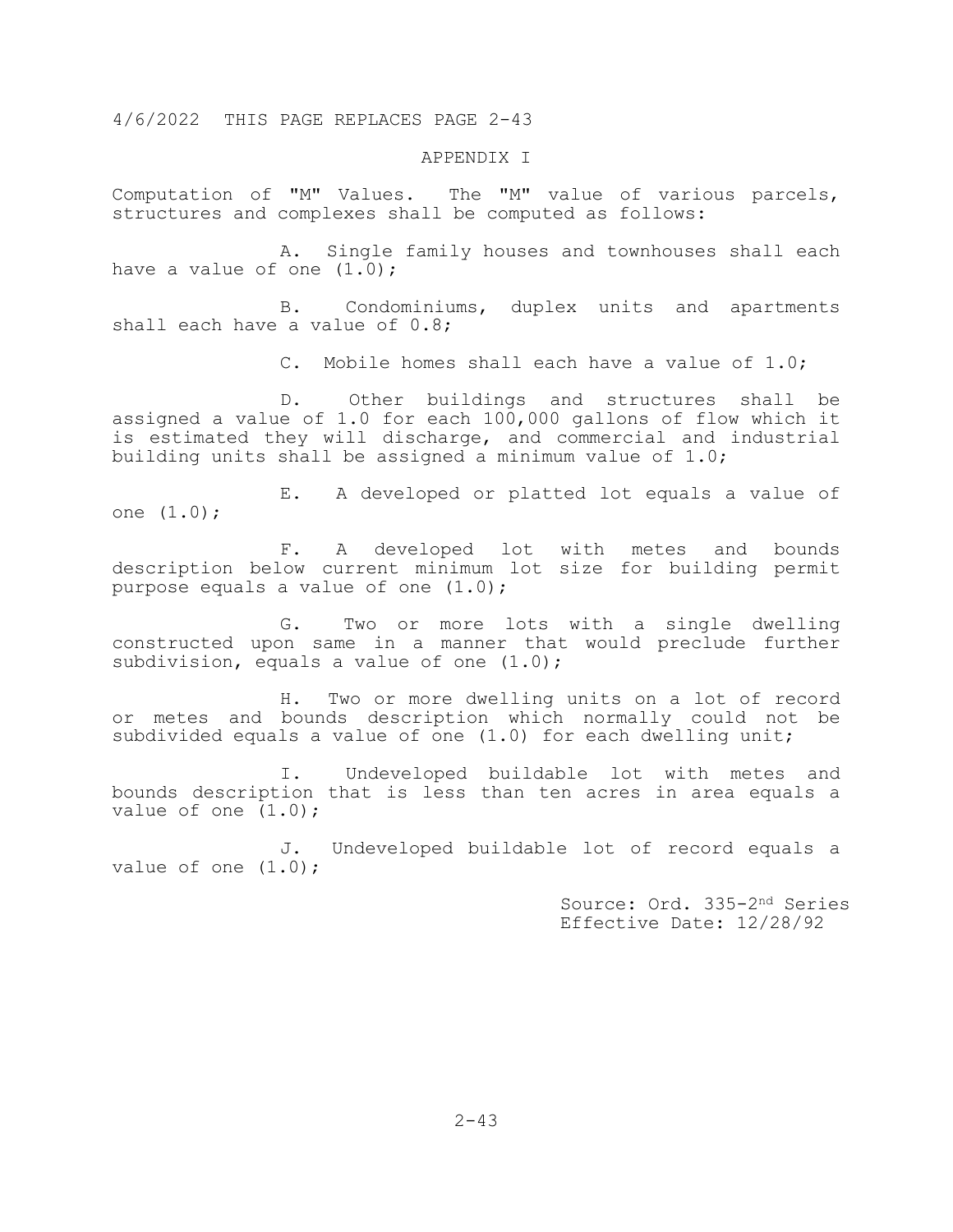4/6/2022 THIS PAGE REPLACES PAGE 2-43

## APPENDIX I

Computation of "M" Values. The "M" value of various parcels, structures and complexes shall be computed as follows:

A. Single family houses and townhouses shall each have a value of one (1.0);

B. Condominiums, duplex units and apartments shall each have a value of 0.8;

C. Mobile homes shall each have a value of 1.0;

D. Other buildings and structures shall be assigned a value of 1.0 for each 100,000 gallons of flow which it is estimated they will discharge, and commercial and industrial building units shall be assigned a minimum value of 1.0;

E. A developed or platted lot equals a value of one (1.0);

F. A developed lot with metes and bounds description below current minimum lot size for building permit purpose equals a value of one (1.0);

G. Two or more lots with a single dwelling constructed upon same in a manner that would preclude further subdivision, equals a value of one (1.0);

H. Two or more dwelling units on a lot of record or metes and bounds description which normally could not be subdivided equals a value of one (1.0) for each dwelling unit;

I. Undeveloped buildable lot with metes and bounds description that is less than ten acres in area equals a value of one (1.0);

J. Undeveloped buildable lot of record equals a value of one (1.0);

Source: Ord. 335-2nd Series
Effective Date: 12/28/92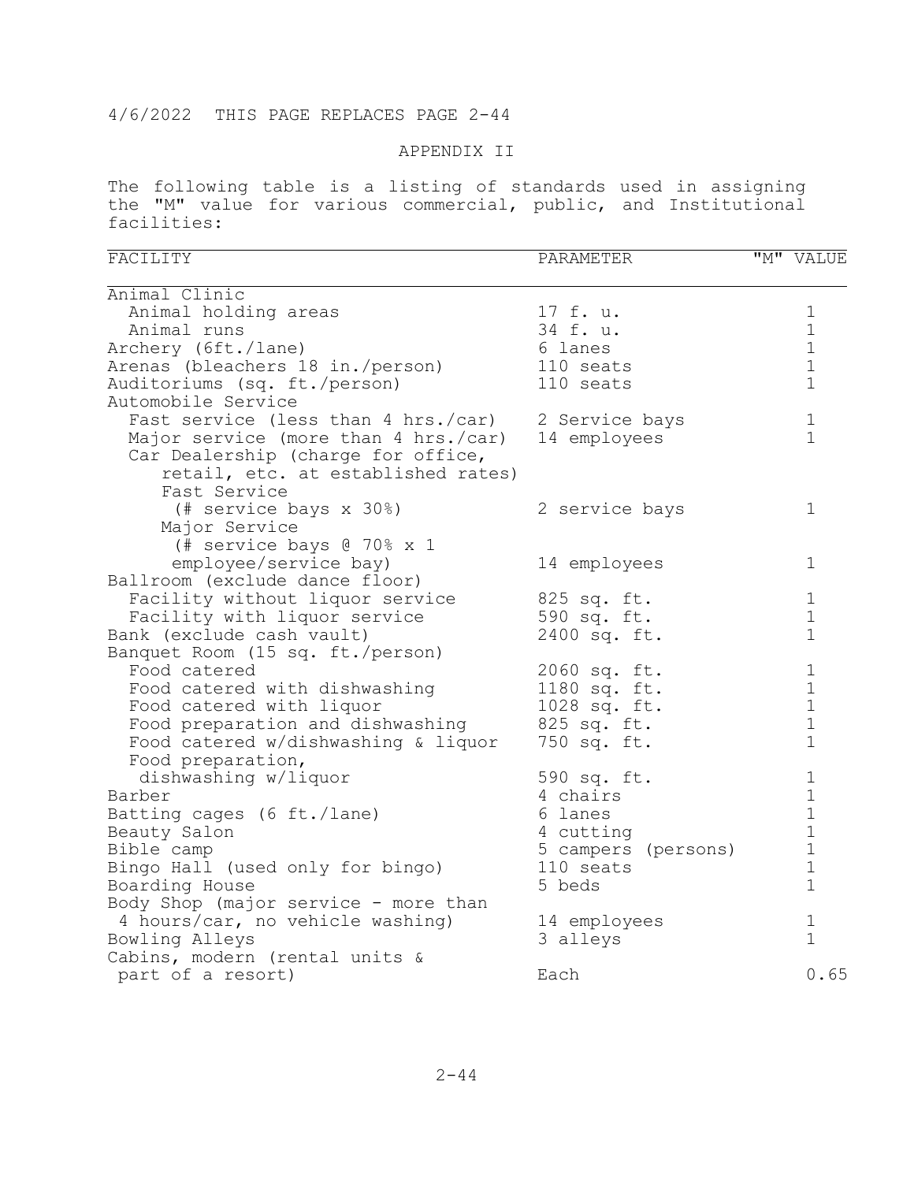4/6/2022 THIS PAGE REPLACES PAGE 2-44

## APPENDIX II

The following table is a listing of standards used in assigning the "M" value for various commercial, public, and Institutional facilities:

| FACILITY | PARAMETER | "M" VALUE |
|---|---|---|
| Animal Clinic | | |
| Animal holding areas | 17 f. u. | 1 |
| Animal runs | 34 f. u. | 1 |
| Archery (6ft./lane) | 6 lanes | 1 |
| Arenas (bleachers 18 in./person) | 110 seats | 1 |
| Auditoriums (sq. ft./person) | 110 seats | 1 |
| Automobile Service | | |
| Fast service (less than 4 hrs./car) | 2 Service bays | 1 |
| Major service (more than 4 hrs./car) | 14 employees | 1 |
| Car Dealership (charge for office, retail, etc. at established rates) | | |
| Fast Service (# service bays x 30%) | 2 service bays | 1 |
| Major Service (# service bays @ 70% x 1 employee/service bay) | 14 employees | 1 |
| Ballroom (exclude dance floor) | | |
| Facility without liquor service | 825 sq. ft. | 1 |
| Facility with liquor service | 590 sq. ft. | 1 |
| Bank (exclude cash vault) | 2400 sq. ft. | 1 |
| Banquet Room (15 sq. ft./person) | | |
| Food catered | 2060 sq. ft. | 1 |
| Food catered with dishwashing | 1180 sq. ft. | 1 |
| Food catered with liquor | 1028 sq. ft. | 1 |
| Food preparation and dishwashing | 825 sq. ft. | 1 |
| Food catered w/dishwashing & liquor | 750 sq. ft. | 1 |
| Food preparation, dishwashing w/liquor | 590 sq. ft. | 1 |
| Barber | 4 chairs | 1 |
| Batting cages (6 ft./lane) | 6 lanes | 1 |
| Beauty Salon | 4 cutting | 1 |
| Bible camp | 5 campers (persons) | 1 |
| Bingo Hall (used only for bingo) | 110 seats | 1 |
| Boarding House | 5 beds | 1 |
| Body Shop (major service - more than 4 hours/car, no vehicle washing) | 14 employees | 1 |
| Bowling Alleys | 3 alleys | 1 |
| Cabins, modern (rental units & part of a resort) | Each | 0.65 |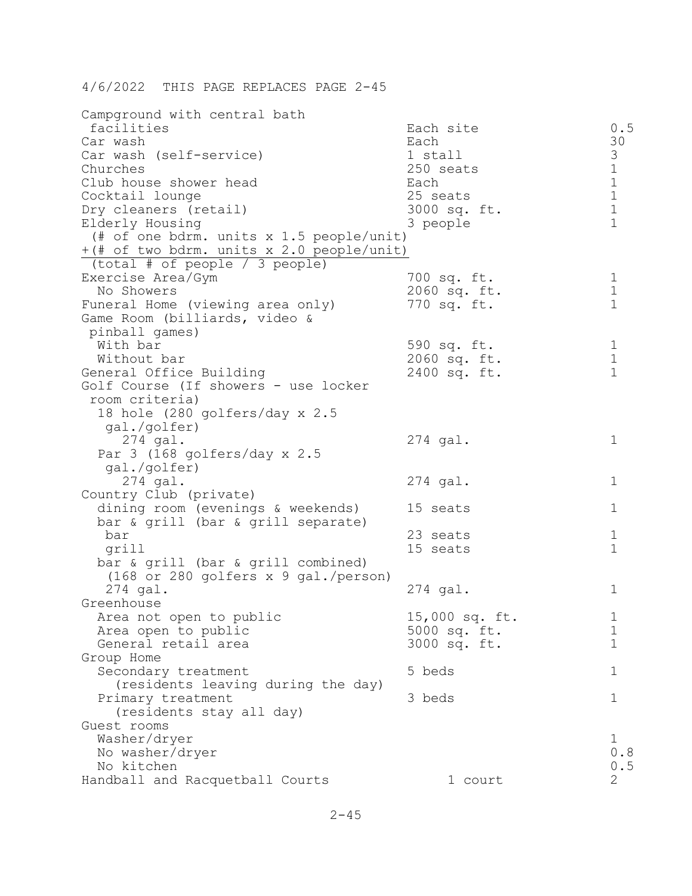4/6/2022 THIS PAGE REPLACES PAGE 2-45

| | | |
|---|---|---|
| Campground with central bath facilities | Each site | 0.5 |
| Car wash | Each | 30 |
| Car wash (self-service) | 1 stall | 3 |
| Churches | 250 seats | 1 |
| Club house shower head | Each | 1 |
| Cocktail lounge | 25 seats | 1 |
| Dry cleaners (retail) | 3000 sq. ft. | 1 |
| Elderly Housing (# of one bdrm. units x 1.5 people/unit) +(# of two bdrm. units x 2.0 people/unit) (total # of people / 3 people) | 3 people | 1 |
| Exercise Area/Gym | 700 sq. ft. | 1 |
| No Showers | 2060 sq. ft. | 1 |
| Funeral Home (viewing area only) | 770 sq. ft. | 1 |
| Game Room (billiards, video & pinball games) | | |
| With bar | 590 sq. ft. | 1 |
| Without bar | 2060 sq. ft. | 1 |
| General Office Building | 2400 sq. ft. | 1 |
| Golf Course (If showers - use locker room criteria) | | |
| 18 hole (280 golfers/day x 2.5 gal./golfer) 274 gal. | 274 gal. | 1 |
| Par 3 (168 golfers/day x 2.5 gal./golfer) 274 gal. | 274 gal. | 1 |
| Country Club (private) | | |
| dining room (evenings & weekends) | 15 seats | 1 |
| bar & grill (bar & grill separate) | | |
| bar | 23 seats | 1 |
| grill | 15 seats | 1 |
| bar & grill (bar & grill combined) (168 or 280 golfers x 9 gal./person) 274 gal. | 274 gal. | 1 |
| Greenhouse | | |
| Area not open to public | 15,000 sq. ft. | 1 |
| Area open to public | 5000 sq. ft. | 1 |
| General retail area | 3000 sq. ft. | 1 |
| Group Home | | |
| Secondary treatment (residents leaving during the day) | 5 beds | 1 |
| Primary treatment (residents stay all day) | 3 beds | 1 |
| Guest rooms | | |
| Washer/dryer | | 1 |
| No washer/dryer | | 0.8 |
| No kitchen | | 0.5 |
| Handball and Racquetball Courts | 1 court | 2 |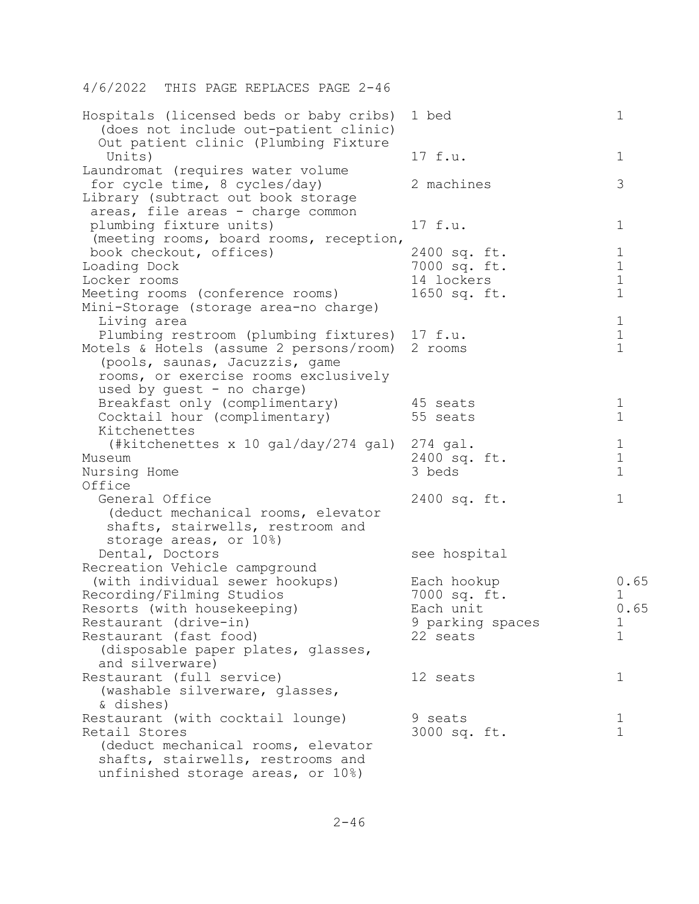4/6/2022 THIS PAGE REPLACES PAGE 2-46

| | | |
|---|---|---|
| Hospitals (licensed beds or baby cribs) (does not include out-patient clinic) | 1 bed | 1 |
| Out patient clinic (Plumbing Fixture Units) | 17 f.u. | 1 |
| Laundromat (requires water volume for cycle time, 8 cycles/day) | 2 machines | 3 |
| Library (subtract out book storage areas, file areas - charge common plumbing fixture units) | 17 f.u. | 1 |
| (meeting rooms, board rooms, reception, book checkout, offices) | 2400 sq. ft. | 1 |
| Loading Dock | 7000 sq. ft. | 1 |
| Locker rooms | 14 lockers | 1 |
| Meeting rooms (conference rooms) | 1650 sq. ft. | 1 |
| Mini-Storage (storage area-no charge) | | |
| Living area | | 1 |
| Plumbing restroom (plumbing fixtures) | 17 f.u. | 1 |
| Motels & Hotels (assume 2 persons/room) (pools, saunas, Jacuzzis, game rooms, or exercise rooms exclusively used by guest - no charge) | 2 rooms | 1 |
| Breakfast only (complimentary) | 45 seats | 1 |
| Cocktail hour (complimentary) | 55 seats | 1 |
| Kitchenettes (#kitchenettes x 10 gal/day/274 gal) | 274 gal. | 1 |
| Museum | 2400 sq. ft. | 1 |
| Nursing Home | 3 beds | 1 |
| Office | | |
| General Office (deduct mechanical rooms, elevator shafts, stairwells, restroom and storage areas, or 10%) | 2400 sq. ft. | 1 |
| Dental, Doctors | see hospital | |
| Recreation Vehicle campground (with individual sewer hookups) | Each hookup | 0.65 |
| Recording/Filming Studios | 7000 sq. ft. | 1 |
| Resorts (with housekeeping) | Each unit | 0.65 |
| Restaurant (drive-in) | 9 parking spaces | 1 |
| Restaurant (fast food) (disposable paper plates, glasses, and silverware) | 22 seats | 1 |
| Restaurant (full service) (washable silverware, glasses, & dishes) | 12 seats | 1 |
| Restaurant (with cocktail lounge) | 9 seats | 1 |
| Retail Stores (deduct mechanical rooms, elevator shafts, stairwells, restrooms and unfinished storage areas, or 10%) | 3000 sq. ft. | 1 |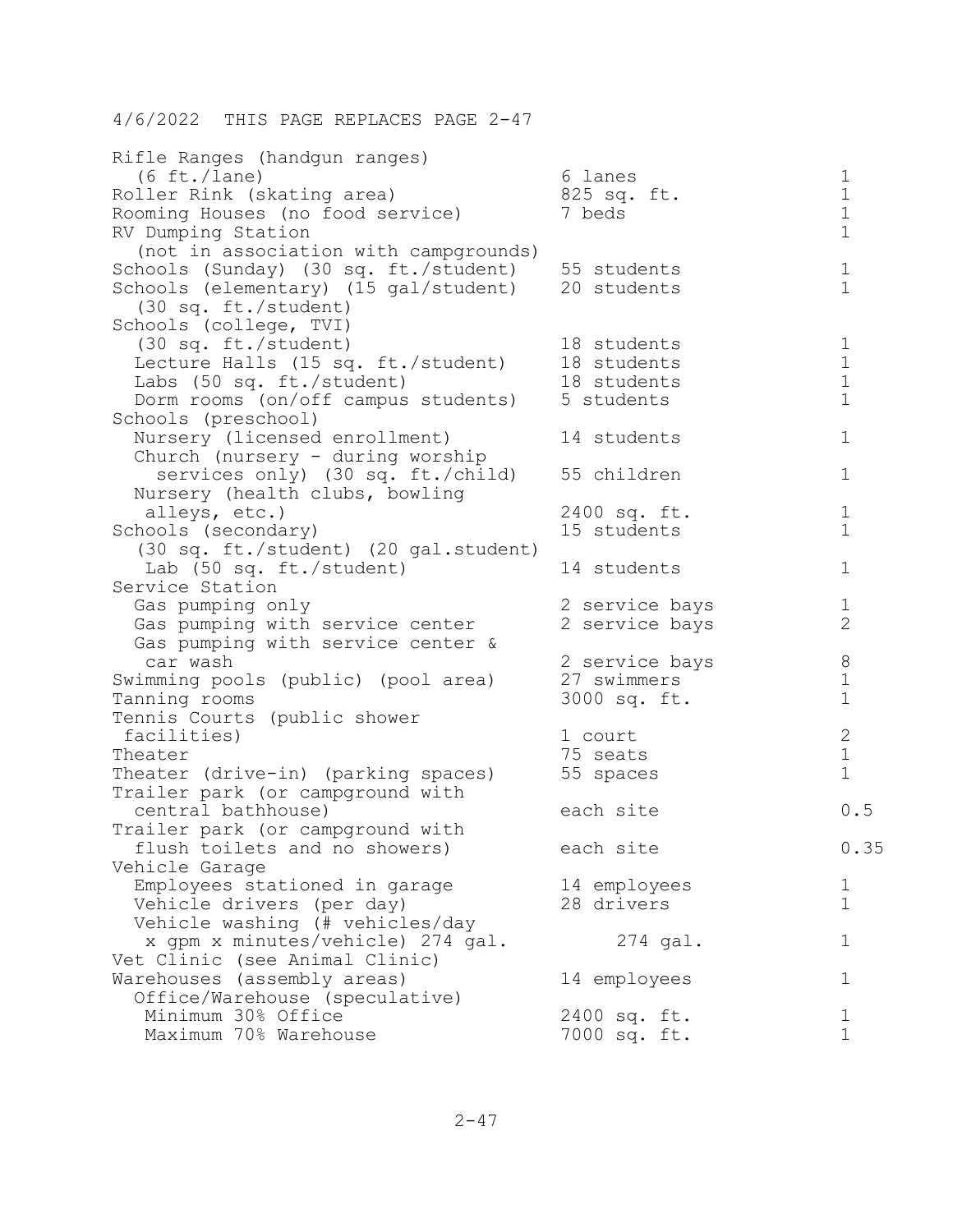4/6/2022 THIS PAGE REPLACES PAGE 2-47

| | | |
|---|---|---|
| Rifle Ranges (handgun ranges) | | |
| (6 ft./lane) | 6 lanes | 1 |
| Roller Rink (skating area) | 825 sq. ft. | 1 |
| Rooming Houses (no food service) | 7 beds | 1 |
| RV Dumping Station | | 1 |
| (not in association with campgrounds) | | |
| Schools (Sunday) (30 sq. ft./student) | 55 students | 1 |
| Schools (elementary) (15 gal/student) | 20 students | 1 |
| (30 sq. ft./student) | | |
| Schools (college, TVI) | | |
| (30 sq. ft./student) | 18 students | 1 |
| Lecture Halls (15 sq. ft./student) | 18 students | 1 |
| Labs (50 sq. ft./student) | 18 students | 1 |
| Dorm rooms (on/off campus students) | 5 students | 1 |
| Schools (preschool) | | |
| Nursery (licensed enrollment) | 14 students | 1 |
| Church (nursery - during worship services only) (30 sq. ft./child) | 55 children | 1 |
| Nursery (health clubs, bowling alleys, etc.) | 2400 sq. ft. | 1 |
| Schools (secondary) | 15 students | 1 |
| (30 sq. ft./student) (20 gal.student) | | |
| Lab (50 sq. ft./student) | 14 students | 1 |
| Service Station | | |
| Gas pumping only | 2 service bays | 1 |
| Gas pumping with service center | 2 service bays | 2 |
| Gas pumping with service center & car wash | 2 service bays | 8 |
| Swimming pools (public) (pool area) | 27 swimmers | 1 |
| Tanning rooms | 3000 sq. ft. | 1 |
| Tennis Courts (public shower facilities) | 1 court | 2 |
| Theater | 75 seats | 1 |
| Theater (drive-in) (parking spaces) | 55 spaces | 1 |
| Trailer park (or campground with central bathhouse) | each site | 0.5 |
| Trailer park (or campground with flush toilets and no showers) | each site | 0.35 |
| Vehicle Garage | | |
| Employees stationed in garage | 14 employees | 1 |
| Vehicle drivers (per day) | 28 drivers | 1 |
| Vehicle washing (# vehicles/day x gpm x minutes/vehicle) 274 gal. | 274 gal. | 1 |
| Vet Clinic (see Animal Clinic) | | |
| Warehouses (assembly areas) | 14 employees | 1 |
| Office/Warehouse (speculative) | | |
| Minimum 30% Office | 2400 sq. ft. | 1 |
| Maximum 70% Warehouse | 7000 sq. ft. | 1 |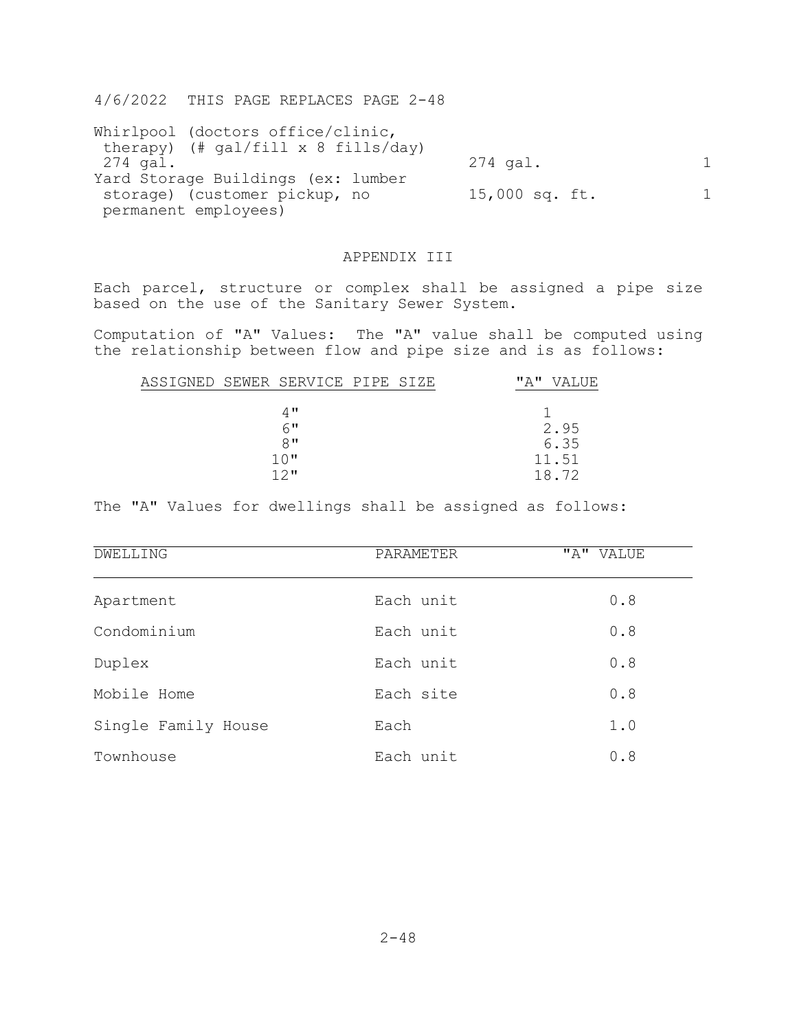4/6/2022 THIS PAGE REPLACES PAGE 2-48

| | | |
|---|---|---|
| Whirlpool (doctors office/clinic, therapy) (# gal/fill x 8 fills/day) 274 gal. | 274 gal. | 1 |
| Yard Storage Buildings (ex: lumber storage) (customer pickup, no permanent employees) | 15,000 sq. ft. | 1 |

## APPENDIX III

Each parcel, structure or complex shall be assigned a pipe size based on the use of the Sanitary Sewer System.

Computation of "A" Values: The "A" value shall be computed using the relationship between flow and pipe size and is as follows:

| ASSIGNED SEWER SERVICE PIPE SIZE | "A" VALUE |
|---|---|
| 4" | 1 |
| 6" | 2.95 |
| 8" | 6.35 |
| 10" | 11.51 |
| 12" | 18.72 |

The "A" Values for dwellings shall be assigned as follows:

| DWELLING | PARAMETER | "A" VALUE |
|---|---|---|
| Apartment | Each unit | 0.8 |
| Condominium | Each unit | 0.8 |
| Duplex | Each unit | 0.8 |
| Mobile Home | Each site | 0.8 |
| Single Family House | Each | 1.0 |
| Townhouse | Each unit | 0.8 |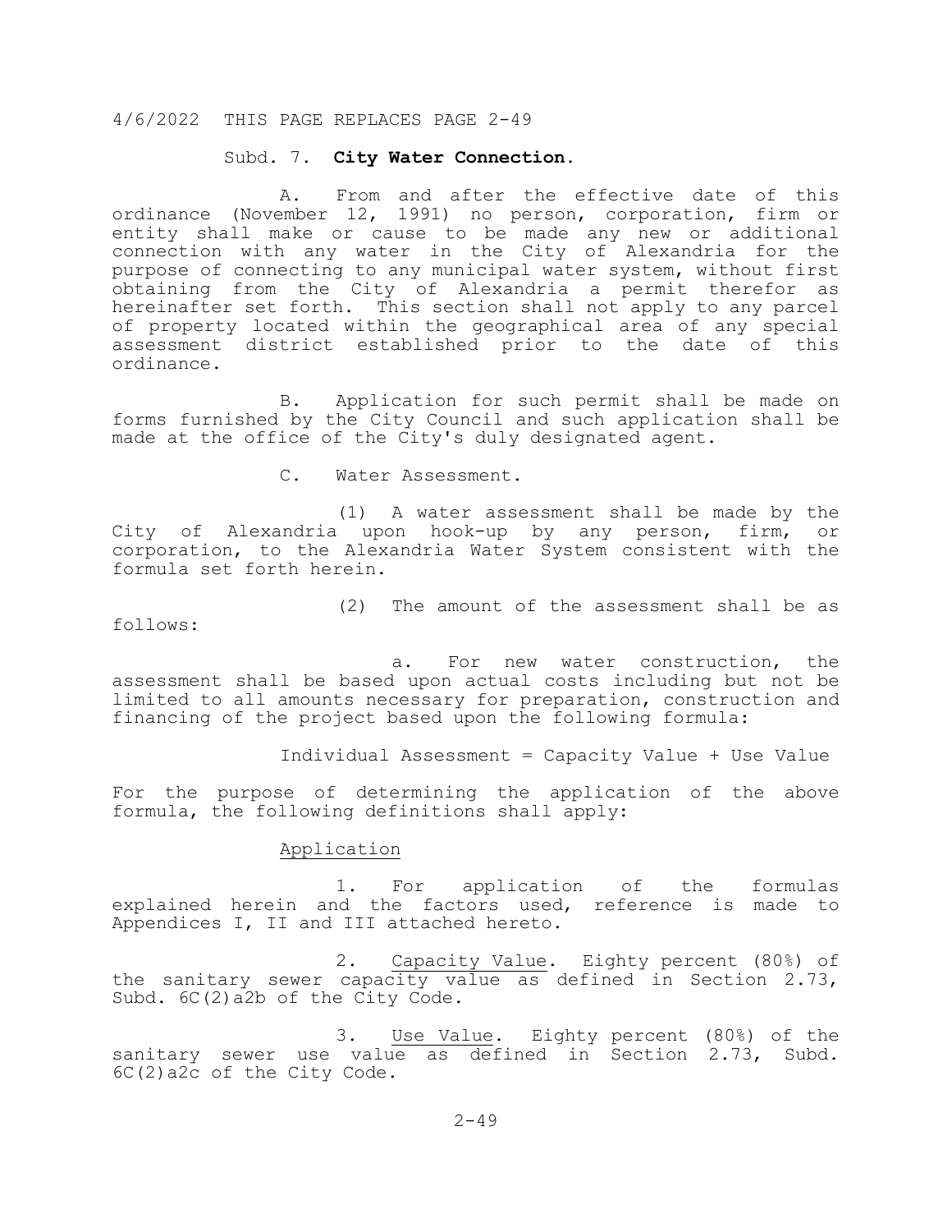4/6/2022 THIS PAGE REPLACES PAGE 2-49

Subd. 7. **City Water Connection.**

A. From and after the effective date of this ordinance (November 12, 1991) no person, corporation, firm or entity shall make or cause to be made any new or additional connection with any water in the City of Alexandria for the purpose of connecting to any municipal water system, without first obtaining from the City of Alexandria a permit therefor as hereinafter set forth. This section shall not apply to any parcel of property located within the geographical area of any special assessment district established prior to the date of this ordinance.

B. Application for such permit shall be made on forms furnished by the City Council and such application shall be made at the office of the City's duly designated agent.

C. Water Assessment.

(1) A water assessment shall be made by the City of Alexandria upon hook-up by any person, firm, or corporation, to the Alexandria Water System consistent with the formula set forth herein.

(2) The amount of the assessment shall be as follows:

a. For new water construction, the assessment shall be based upon actual costs including but not be limited to all amounts necessary for preparation, construction and financing of the project based upon the following formula:

Individual Assessment = Capacity Value + Use Value

For the purpose of determining the application of the above formula, the following definitions shall apply:

<u>Application</u>

1. For application of the formulas explained herein and the factors used, reference is made to Appendices I, II and III attached hereto.

2. <u>Capacity Value</u>. Eighty percent (80%) of the sanitary sewer capacity value as defined in Section 2.73, Subd. 6C(2)a2b of the City Code.

3. <u>Use Value</u>. Eighty percent (80%) of the sanitary sewer use value as defined in Section 2.73, Subd. 6C(2)a2c of the City Code.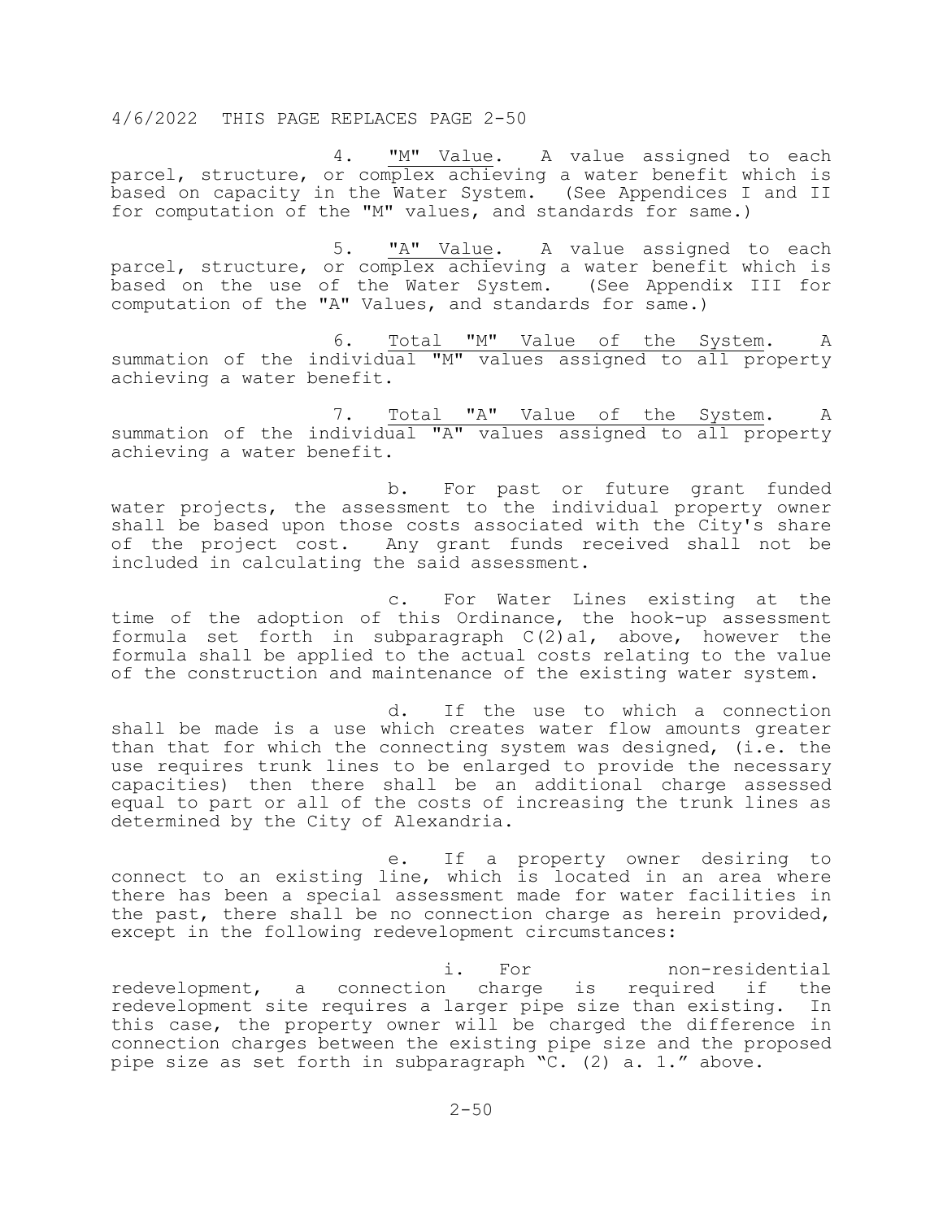4/6/2022 THIS PAGE REPLACES PAGE 2-50

4. "M" Value. A value assigned to each parcel, structure, or complex achieving a water benefit which is based on capacity in the Water System. (See Appendices I and II for computation of the "M" values, and standards for same.)

5. "A" Value. A value assigned to each parcel, structure, or complex achieving a water benefit which is based on the use of the Water System. (See Appendix III for computation of the "A" Values, and standards for same.)

6. Total "M" Value of the System. A summation of the individual "M" values assigned to all property achieving a water benefit.

7. Total "A" Value of the System. A summation of the individual "A" values assigned to all property achieving a water benefit.

b. For past or future grant funded water projects, the assessment to the individual property owner shall be based upon those costs associated with the City's share of the project cost. Any grant funds received shall not be included in calculating the said assessment.

c. For Water Lines existing at the time of the adoption of this Ordinance, the hook-up assessment formula set forth in subparagraph C(2)a1, above, however the formula shall be applied to the actual costs relating to the value of the construction and maintenance of the existing water system.

d. If the use to which a connection shall be made is a use which creates water flow amounts greater than that for which the connecting system was designed, (i.e. the use requires trunk lines to be enlarged to provide the necessary capacities) then there shall be an additional charge assessed equal to part or all of the costs of increasing the trunk lines as determined by the City of Alexandria.

e. If a property owner desiring to connect to an existing line, which is located in an area where there has been a special assessment made for water facilities in the past, there shall be no connection charge as herein provided, except in the following redevelopment circumstances:

i. For non-residential redevelopment, a connection charge is required if the redevelopment site requires a larger pipe size than existing. In this case, the property owner will be charged the difference in connection charges between the existing pipe size and the proposed pipe size as set forth in subparagraph "C. (2) a. 1." above.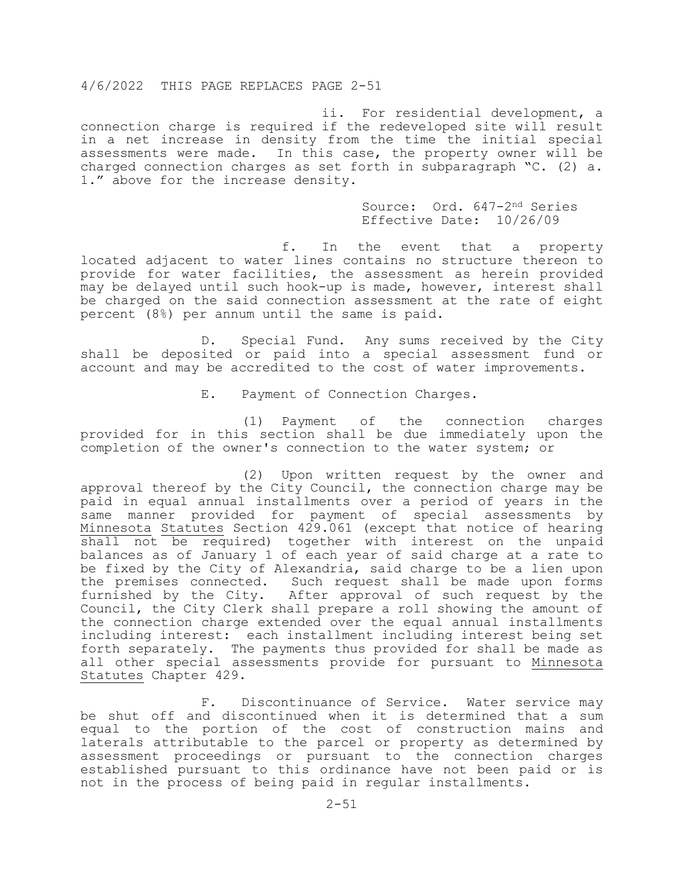4/6/2022 THIS PAGE REPLACES PAGE 2-51

ii. For residential development, a connection charge is required if the redeveloped site will result in a net increase in density from the time the initial special assessments were made. In this case, the property owner will be charged connection charges as set forth in subparagraph "C. (2) a. 1." above for the increase density.

Source: Ord. 647-2nd Series
Effective Date: 10/26/09

f. In the event that a property located adjacent to water lines contains no structure thereon to provide for water facilities, the assessment as herein provided may be delayed until such hook-up is made, however, interest shall be charged on the said connection assessment at the rate of eight percent (8%) per annum until the same is paid.

D. Special Fund. Any sums received by the City shall be deposited or paid into a special assessment fund or account and may be accredited to the cost of water improvements.

E. Payment of Connection Charges.

(1) Payment of the connection charges provided for in this section shall be due immediately upon the completion of the owner's connection to the water system; or

(2) Upon written request by the owner and approval thereof by the City Council, the connection charge may be paid in equal annual installments over a period of years in the same manner provided for payment of special assessments by Minnesota Statutes Section 429.061 (except that notice of hearing shall not be required) together with interest on the unpaid balances as of January 1 of each year of said charge at a rate to be fixed by the City of Alexandria, said charge to be a lien upon the premises connected. Such request shall be made upon forms furnished by the City. After approval of such request by the Council, the City Clerk shall prepare a roll showing the amount of the connection charge extended over the equal annual installments including interest: each installment including interest being set forth separately. The payments thus provided for shall be made as all other special assessments provide for pursuant to Minnesota Statutes Chapter 429.

F. Discontinuance of Service. Water service may be shut off and discontinued when it is determined that a sum equal to the portion of the cost of construction mains and laterals attributable to the parcel or property as determined by assessment proceedings or pursuant to the connection charges established pursuant to this ordinance have not been paid or is not in the process of being paid in regular installments.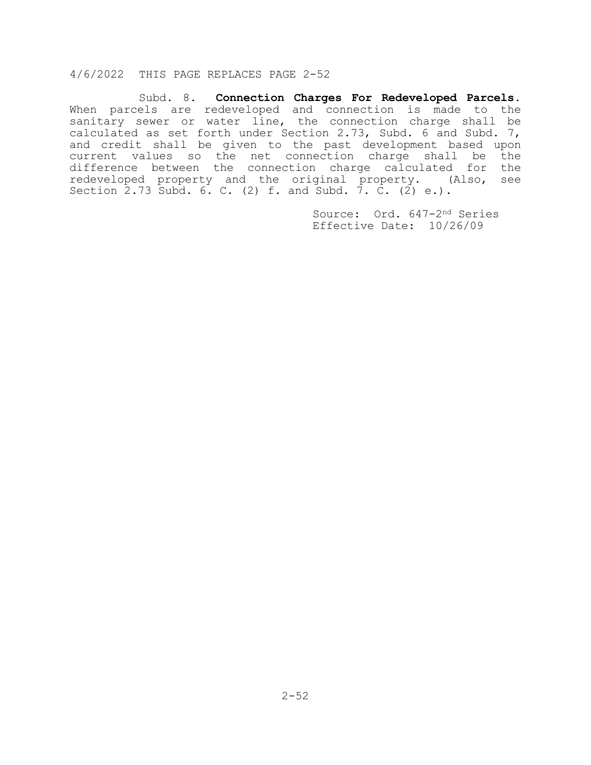4/6/2022 THIS PAGE REPLACES PAGE 2-52

Subd. 8. **Connection Charges For Redeveloped Parcels.** When parcels are redeveloped and connection is made to the sanitary sewer or water line, the connection charge shall be calculated as set forth under Section 2.73, Subd. 6 and Subd. 7, and credit shall be given to the past development based upon current values so the net connection charge shall be the difference between the connection charge calculated for the redeveloped property and the original property. (Also, see Section 2.73 Subd. 6. C. (2) f. and Subd. 7. C. (2) e.).

Source: Ord. 647-2nd Series
Effective Date: 10/26/09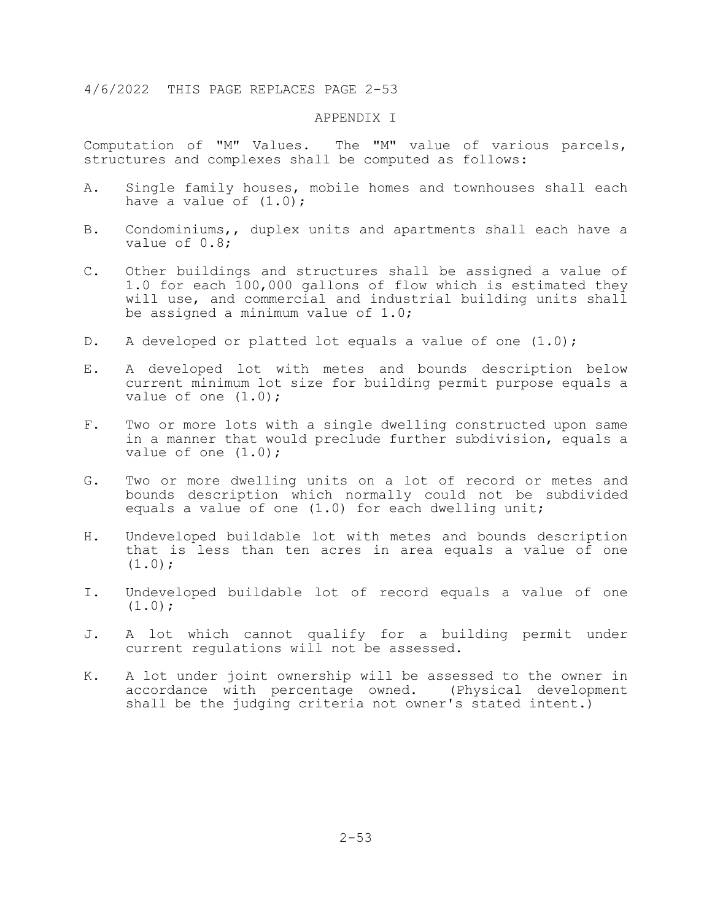4/6/2022 THIS PAGE REPLACES PAGE 2-53

## APPENDIX I

Computation of "M" Values. The "M" value of various parcels, structures and complexes shall be computed as follows:

A. Single family houses, mobile homes and townhouses shall each have a value of (1.0);

B. Condominiums,, duplex units and apartments shall each have a value of 0.8;

C. Other buildings and structures shall be assigned a value of 1.0 for each 100,000 gallons of flow which is estimated they will use, and commercial and industrial building units shall be assigned a minimum value of 1.0;

D. A developed or platted lot equals a value of one (1.0);

E. A developed lot with metes and bounds description below current minimum lot size for building permit purpose equals a value of one (1.0);

F. Two or more lots with a single dwelling constructed upon same in a manner that would preclude further subdivision, equals a value of one (1.0);

G. Two or more dwelling units on a lot of record or metes and bounds description which normally could not be subdivided equals a value of one (1.0) for each dwelling unit;

H. Undeveloped buildable lot with metes and bounds description that is less than ten acres in area equals a value of one (1.0);

I. Undeveloped buildable lot of record equals a value of one (1.0);

J. A lot which cannot qualify for a building permit under current regulations will not be assessed.

K. A lot under joint ownership will be assessed to the owner in accordance with percentage owned. (Physical development shall be the judging criteria not owner's stated intent.)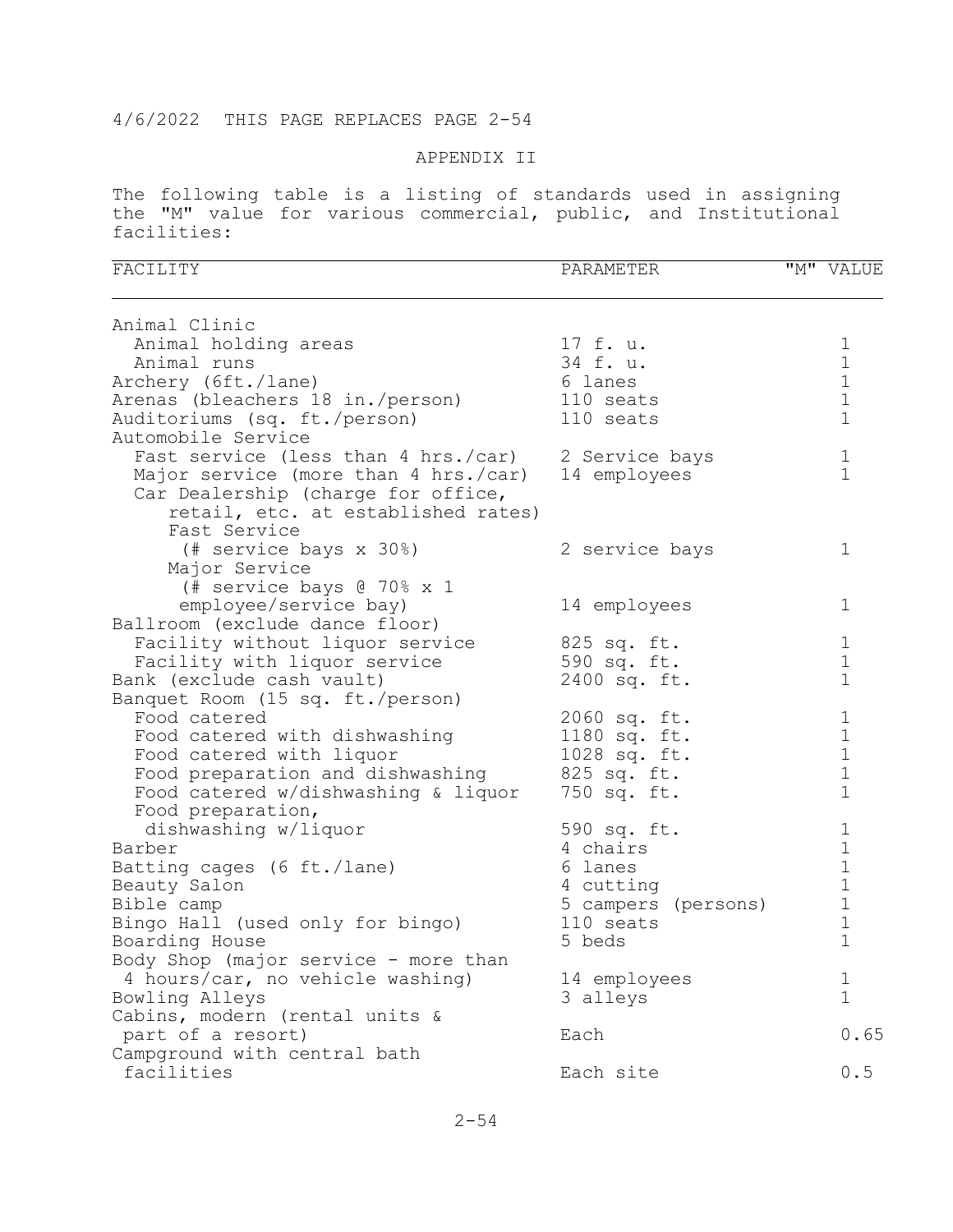4/6/2022 THIS PAGE REPLACES PAGE 2-54

## APPENDIX II

The following table is a listing of standards used in assigning the "M" value for various commercial, public, and Institutional facilities:

| FACILITY | PARAMETER | "M" VALUE |
|---|---|---|
| Animal Clinic | | |
| Animal holding areas | 17 f. u. | 1 |
| Animal runs | 34 f. u. | 1 |
| Archery (6ft./lane) | 6 lanes | 1 |
| Arenas (bleachers 18 in./person) | 110 seats | 1 |
| Auditoriums (sq. ft./person) | 110 seats | 1 |
| Automobile Service | | |
| Fast service (less than 4 hrs./car) | 2 Service bays | 1 |
| Major service (more than 4 hrs./car) | 14 employees | 1 |
| Car Dealership (charge for office, retail, etc. at established rates) | | |
| Fast Service (# service bays x 30%) | 2 service bays | 1 |
| Major Service (# service bays @ 70% x 1 employee/service bay) | 14 employees | 1 |
| Ballroom (exclude dance floor) | | |
| Facility without liquor service | 825 sq. ft. | 1 |
| Facility with liquor service | 590 sq. ft. | 1 |
| Bank (exclude cash vault) | 2400 sq. ft. | 1 |
| Banquet Room (15 sq. ft./person) | | |
| Food catered | 2060 sq. ft. | 1 |
| Food catered with dishwashing | 1180 sq. ft. | 1 |
| Food catered with liquor | 1028 sq. ft. | 1 |
| Food preparation and dishwashing | 825 sq. ft. | 1 |
| Food catered w/dishwashing & liquor | 750 sq. ft. | 1 |
| Food preparation, dishwashing w/liquor | 590 sq. ft. | 1 |
| Barber | 4 chairs | 1 |
| Batting cages (6 ft./lane) | 6 lanes | 1 |
| Beauty Salon | 4 cutting | 1 |
| Bible camp | 5 campers (persons) | 1 |
| Bingo Hall (used only for bingo) | 110 seats | 1 |
| Boarding House | 5 beds | 1 |
| Body Shop (major service - more than 4 hours/car, no vehicle washing) | 14 employees | 1 |
| Bowling Alleys | 3 alleys | 1 |
| Cabins, modern (rental units & part of a resort) | Each | 0.65 |
| Campground with central bath facilities | Each site | 0.5 |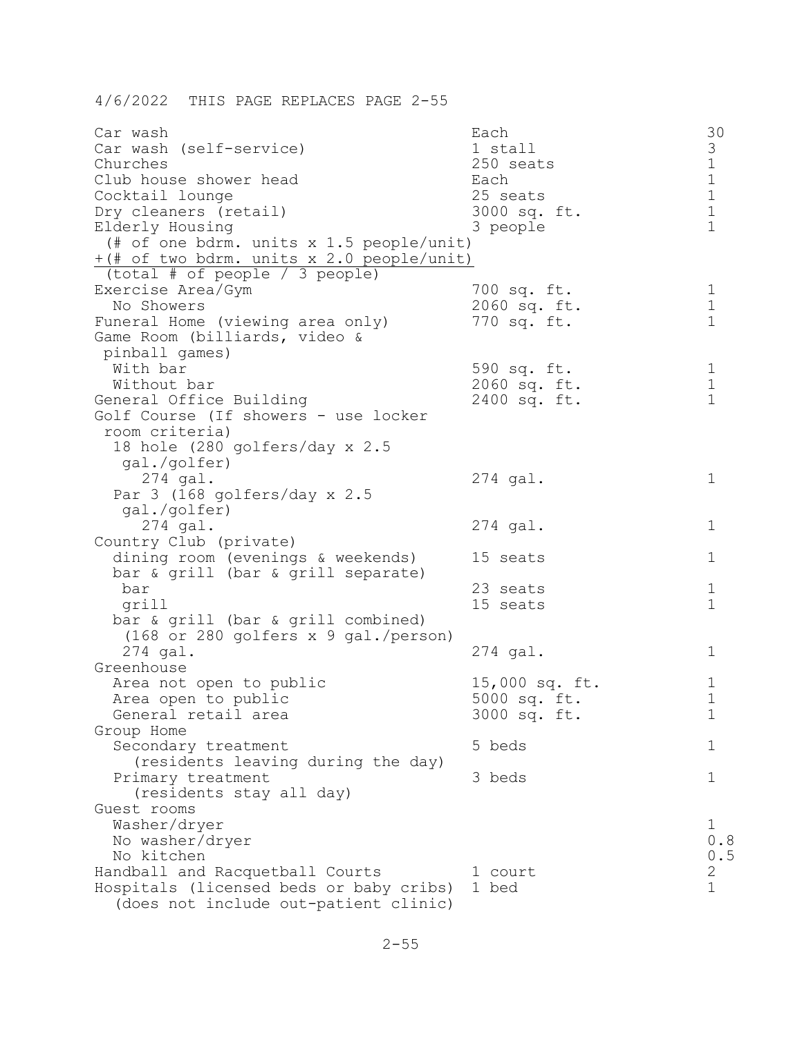4/6/2022 THIS PAGE REPLACES PAGE 2-55

| | | |
|---|---|---|
| Car wash | Each | 30 |
| Car wash (self-service) | 1 stall | 3 |
| Churches | 250 seats | 1 |
| Club house shower head | Each | 1 |
| Cocktail lounge | 25 seats | 1 |
| Dry cleaners (retail) | 3000 sq. ft. | 1 |
| Elderly Housing | 3 people | 1 |
| (# of one bdrm. units x 1.5 people/unit) | | |
| +(# of two bdrm. units x 2.0 people/unit) | | |
| (total # of people / 3 people) | | |
| Exercise Area/Gym | 700 sq. ft. | 1 |
| No Showers | 2060 sq. ft. | 1 |
| Funeral Home (viewing area only) | 770 sq. ft. | 1 |
| Game Room (billiards, video & pinball games) | | |
| With bar | 590 sq. ft. | 1 |
| Without bar | 2060 sq. ft. | 1 |
| General Office Building | 2400 sq. ft. | 1 |
| Golf Course (If showers - use locker room criteria) | | |
| 18 hole (280 golfers/day x 2.5 gal./golfer) 274 gal. | 274 gal. | 1 |
| Par 3 (168 golfers/day x 2.5 gal./golfer) 274 gal. | 274 gal. | 1 |
| Country Club (private) | | |
| dining room (evenings & weekends) | 15 seats | 1 |
| bar & grill (bar & grill separate) | | |
| bar | 23 seats | 1 |
| grill | 15 seats | 1 |
| bar & grill (bar & grill combined) (168 or 280 golfers x 9 gal./person) 274 gal. | 274 gal. | 1 |
| Greenhouse | | |
| Area not open to public | 15,000 sq. ft. | 1 |
| Area open to public | 5000 sq. ft. | 1 |
| General retail area | 3000 sq. ft. | 1 |
| Group Home | | |
| Secondary treatment (residents leaving during the day) | 5 beds | 1 |
| Primary treatment (residents stay all day) | 3 beds | 1 |
| Guest rooms | | |
| Washer/dryer | | 1 |
| No washer/dryer | | 0.8 |
| No kitchen | | 0.5 |
| Handball and Racquetball Courts | 1 court | 2 |
| Hospitals (licensed beds or baby cribs) (does not include out-patient clinic) | 1 bed | 1 |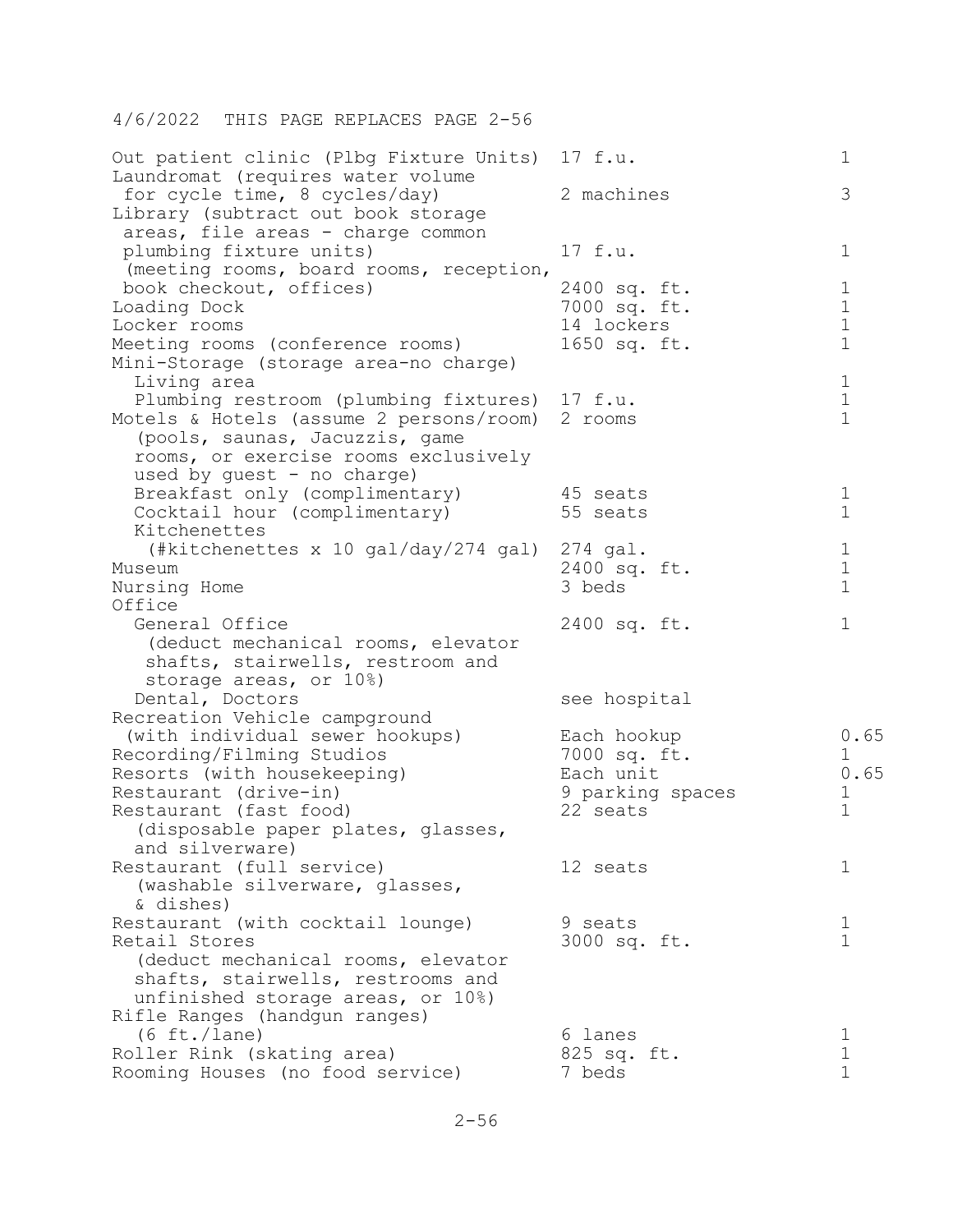4/6/2022 THIS PAGE REPLACES PAGE 2-56

| | | |
|---|---|---|
| Out patient clinic (Plbg Fixture Units) | 17 f.u. | 1 |
| Laundromat (requires water volume for cycle time, 8 cycles/day) | 2 machines | 3 |
| Library (subtract out book storage areas, file areas - charge common plumbing fixture units) | 17 f.u. | 1 |
| (meeting rooms, board rooms, reception, book checkout, offices) | 2400 sq. ft. | 1 |
| Loading Dock | 7000 sq. ft. | 1 |
| Locker rooms | 14 lockers | 1 |
| Meeting rooms (conference rooms) | 1650 sq. ft. | 1 |
| Mini-Storage (storage area-no charge) | | |
| Living area | | 1 |
| Plumbing restroom (plumbing fixtures) | 17 f.u. | 1 |
| Motels & Hotels (assume 2 persons/room) | 2 rooms | 1 |
| (pools, saunas, Jacuzzis, game rooms, or exercise rooms exclusively used by guest - no charge) | | |
| Breakfast only (complimentary) | 45 seats | 1 |
| Cocktail hour (complimentary) | 55 seats | 1 |
| Kitchenettes (#kitchenettes x 10 gal/day/274 gal) | 274 gal. | 1 |
| Museum | 2400 sq. ft. | 1 |
| Nursing Home | 3 beds | 1 |
| Office | | |
| General Office (deduct mechanical rooms, elevator shafts, stairwells, restroom and storage areas, or 10%) | 2400 sq. ft. | 1 |
| Dental, Doctors | see hospital | |
| Recreation Vehicle campground (with individual sewer hookups) | Each hookup | 0.65 |
| Recording/Filming Studios | 7000 sq. ft. | 1 |
| Resorts (with housekeeping) | Each unit | 0.65 |
| Restaurant (drive-in) | 9 parking spaces | 1 |
| Restaurant (fast food) (disposable paper plates, glasses, and silverware) | 22 seats | 1 |
| Restaurant (full service) (washable silverware, glasses, & dishes) | 12 seats | 1 |
| Restaurant (with cocktail lounge) | 9 seats | 1 |
| Retail Stores (deduct mechanical rooms, elevator shafts, stairwells, restrooms and unfinished storage areas, or 10%) | 3000 sq. ft. | 1 |
| Rifle Ranges (handgun ranges) (6 ft./lane) | 6 lanes | 1 |
| Roller Rink (skating area) | 825 sq. ft. | 1 |
| Rooming Houses (no food service) | 7 beds | 1 |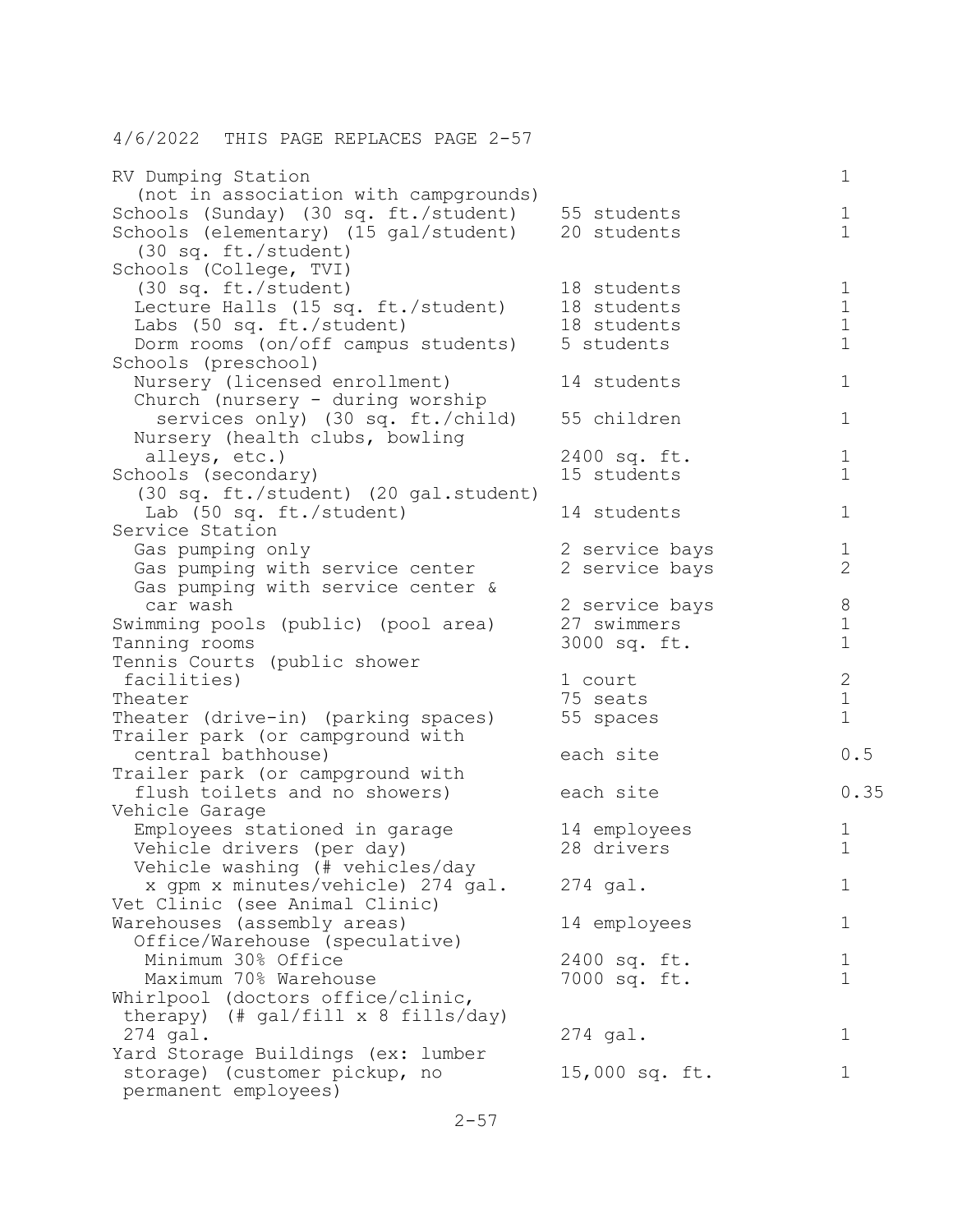4/6/2022 THIS PAGE REPLACES PAGE 2-57

| | | |
|---|---|---|
| RV Dumping Station (not in association with campgrounds) | | 1 |
| Schools (Sunday) (30 sq. ft./student) | 55 students | 1 |
| Schools (elementary) (15 gal/student) (30 sq. ft./student) | 20 students | 1 |
| Schools (College, TVI) | | |
| (30 sq. ft./student) | 18 students | 1 |
| Lecture Halls (15 sq. ft./student) | 18 students | 1 |
| Labs (50 sq. ft./student) | 18 students | 1 |
| Dorm rooms (on/off campus students) | 5 students | 1 |
| Schools (preschool) | | |
| Nursery (licensed enrollment) | 14 students | 1 |
| Church (nursery - during worship services only) (30 sq. ft./child) | 55 children | 1 |
| Nursery (health clubs, bowling alleys, etc.) | 2400 sq. ft. | 1 |
| Schools (secondary) (30 sq. ft./student) (20 gal.student) | 15 students | 1 |
| Lab (50 sq. ft./student) | 14 students | 1 |
| Service Station | | |
| Gas pumping only | 2 service bays | 1 |
| Gas pumping with service center | 2 service bays | 2 |
| Gas pumping with service center & car wash | 2 service bays | 8 |
| Swimming pools (public) (pool area) | 27 swimmers | 1 |
| Tanning rooms | 3000 sq. ft. | 1 |
| Tennis Courts (public shower facilities) | 1 court | 2 |
| Theater | 75 seats | 1 |
| Theater (drive-in) (parking spaces) | 55 spaces | 1 |
| Trailer park (or campground with central bathhouse) | each site | 0.5 |
| Trailer park (or campground with flush toilets and no showers) | each site | 0.35 |
| Vehicle Garage | | |
| Employees stationed in garage | 14 employees | 1 |
| Vehicle drivers (per day) | 28 drivers | 1 |
| Vehicle washing (# vehicles/day x gpm x minutes/vehicle) 274 gal. | 274 gal. | 1 |
| Vet Clinic (see Animal Clinic) | | |
| Warehouses (assembly areas) | 14 employees | 1 |
| Office/Warehouse (speculative) | | |
| Minimum 30% Office | 2400 sq. ft. | 1 |
| Maximum 70% Warehouse | 7000 sq. ft. | 1 |
| Whirlpool (doctors office/clinic, therapy) (# gal/fill x 8 fills/day) 274 gal. | 274 gal. | 1 |
| Yard Storage Buildings (ex: lumber storage) (customer pickup, no permanent employees) | 15,000 sq. ft. | 1 |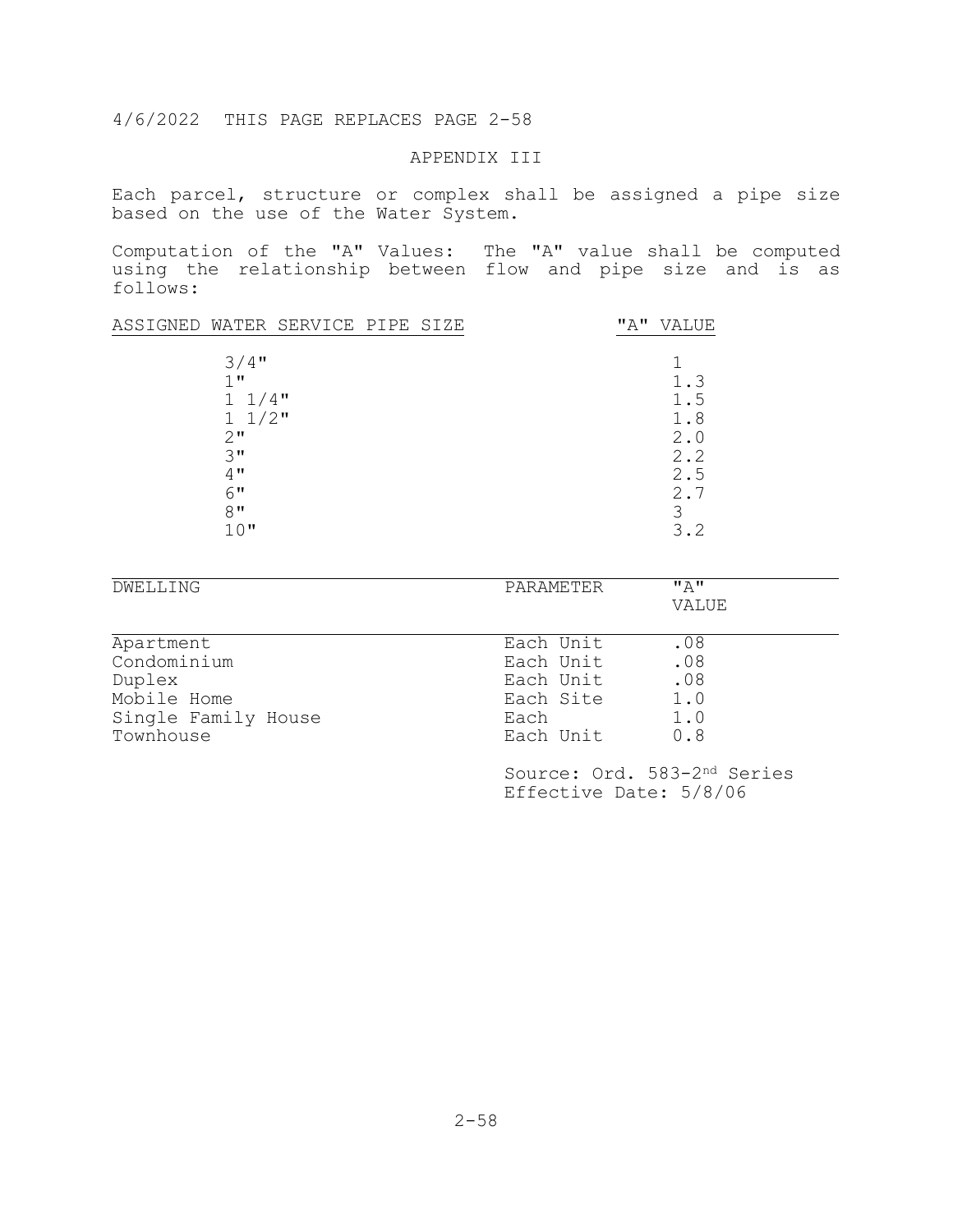4/6/2022 THIS PAGE REPLACES PAGE 2-58

## APPENDIX III

Each parcel, structure or complex shall be assigned a pipe size based on the use of the Water System.

Computation of the "A" Values: The "A" value shall be computed using the relationship between flow and pipe size and is as follows:

| ASSIGNED WATER SERVICE PIPE SIZE | "A" VALUE |
|---|---|
| 3/4" | 1 |
| 1" | 1.3 |
| 1 1/4" | 1.5 |
| 1 1/2" | 1.8 |
| 2" | 2.0 |
| 3" | 2.2 |
| 4" | 2.5 |
| 6" | 2.7 |
| 8" | 3 |
| 10" | 3.2 |

| DWELLING | PARAMETER | "A" VALUE |
|---|---|---|
| Apartment | Each Unit | .08 |
| Condominium | Each Unit | .08 |
| Duplex | Each Unit | .08 |
| Mobile Home | Each Site | 1.0 |
| Single Family House | Each | 1.0 |
| Townhouse | Each Unit | 0.8 |

Source: Ord. 583-2nd Series
Effective Date: 5/8/06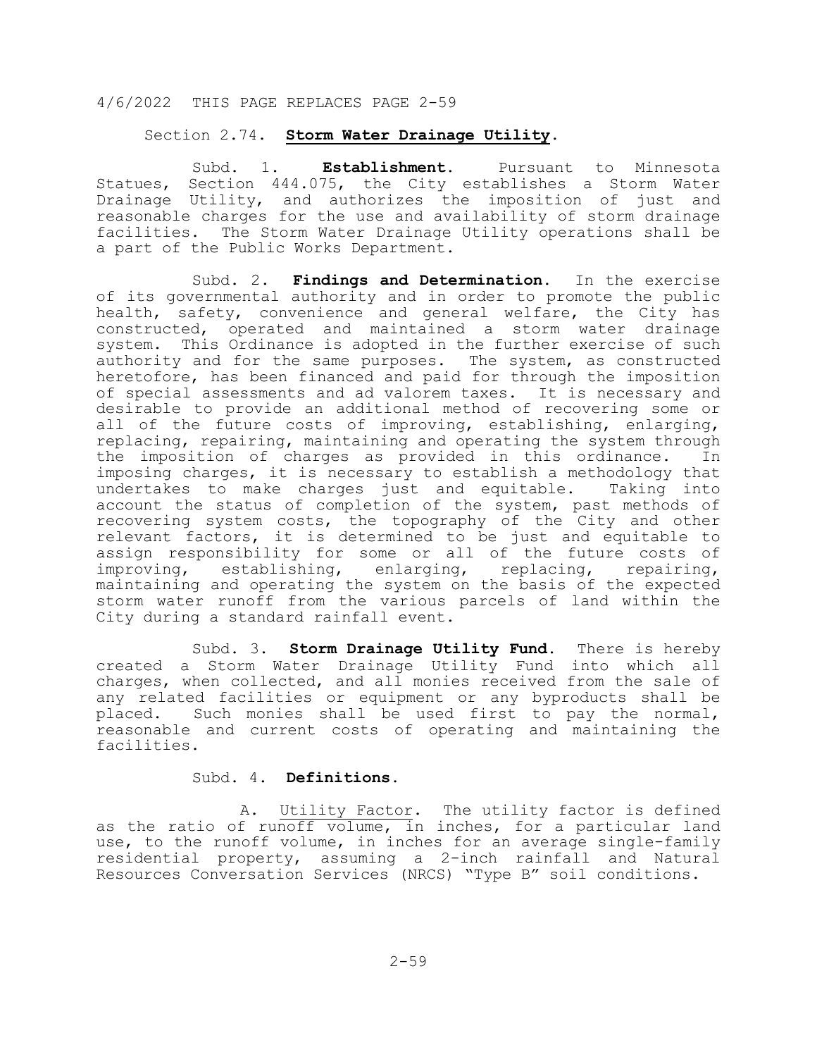4/6/2022 THIS PAGE REPLACES PAGE 2-59

## Section 2.74. **Storm Water Drainage Utility.**

Subd. 1. **Establishment.** Pursuant to Minnesota Statues, Section 444.075, the City establishes a Storm Water Drainage Utility, and authorizes the imposition of just and reasonable charges for the use and availability of storm drainage facilities. The Storm Water Drainage Utility operations shall be a part of the Public Works Department.

Subd. 2. **Findings and Determination.** In the exercise of its governmental authority and in order to promote the public health, safety, convenience and general welfare, the City has constructed, operated and maintained a storm water drainage system. This Ordinance is adopted in the further exercise of such authority and for the same purposes. The system, as constructed heretofore, has been financed and paid for through the imposition of special assessments and ad valorem taxes. It is necessary and desirable to provide an additional method of recovering some or all of the future costs of improving, establishing, enlarging, replacing, repairing, maintaining and operating the system through the imposition of charges as provided in this ordinance. In imposing charges, it is necessary to establish a methodology that undertakes to make charges just and equitable. Taking into account the status of completion of the system, past methods of recovering system costs, the topography of the City and other relevant factors, it is determined to be just and equitable to assign responsibility for some or all of the future costs of improving, establishing, enlarging, replacing, repairing, maintaining and operating the system on the basis of the expected storm water runoff from the various parcels of land within the City during a standard rainfall event.

Subd. 3. **Storm Drainage Utility Fund.** There is hereby created a Storm Water Drainage Utility Fund into which all charges, when collected, and all monies received from the sale of any related facilities or equipment or any byproducts shall be placed. Such monies shall be used first to pay the normal, reasonable and current costs of operating and maintaining the facilities.

Subd. 4. **Definitions.**

A. Utility Factor. The utility factor is defined as the ratio of runoff volume, in inches, for a particular land use, to the runoff volume, in inches for an average single-family residential property, assuming a 2-inch rainfall and Natural Resources Conversation Services (NRCS) "Type B" soil conditions.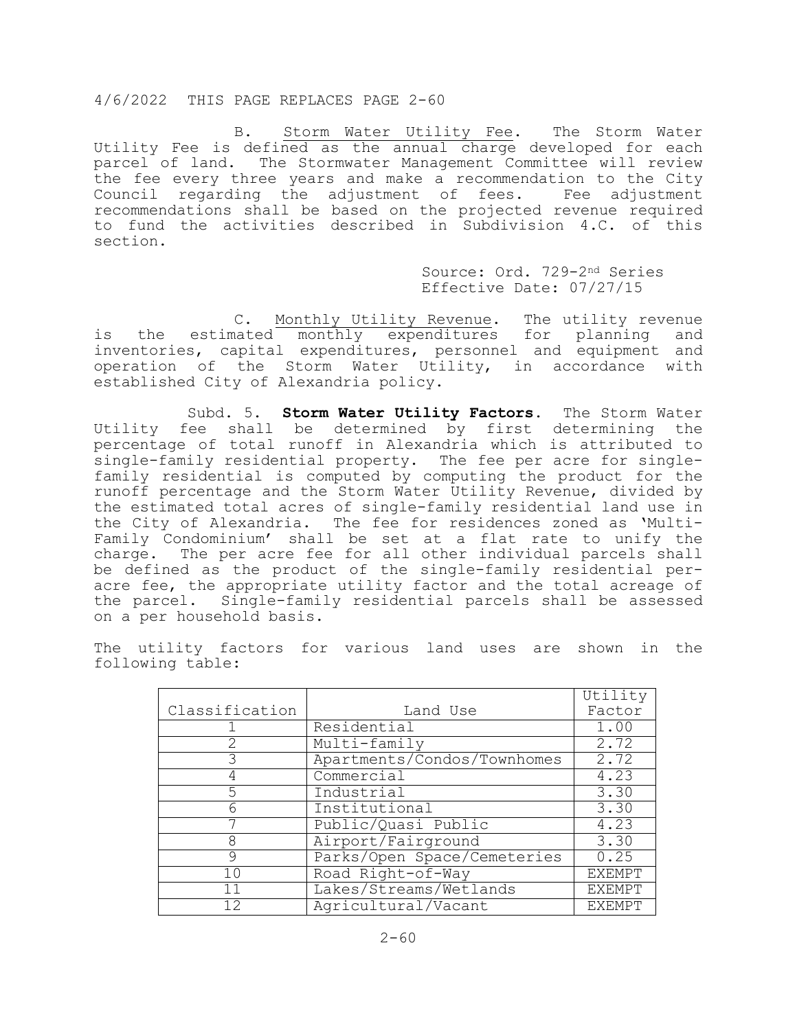4/6/2022 THIS PAGE REPLACES PAGE 2-60

B. Storm Water Utility Fee. The Storm Water Utility Fee is defined as the annual charge developed for each parcel of land. The Stormwater Management Committee will review the fee every three years and make a recommendation to the City Council regarding the adjustment of fees. Fee adjustment recommendations shall be based on the projected revenue required to fund the activities described in Subdivision 4.C. of this section.

Source: Ord. 729-2nd Series
Effective Date: 07/27/15

C. Monthly Utility Revenue. The utility revenue is the estimated monthly expenditures for planning and inventories, capital expenditures, personnel and equipment and operation of the Storm Water Utility, in accordance with established City of Alexandria policy.

Subd. 5. **Storm Water Utility Factors.** The Storm Water Utility fee shall be determined by first determining the percentage of total runoff in Alexandria which is attributed to single-family residential property. The fee per acre for single-family residential is computed by computing the product for the runoff percentage and the Storm Water Utility Revenue, divided by the estimated total acres of single-family residential land use in the City of Alexandria. The fee for residences zoned as 'Multi-Family Condominium' shall be set at a flat rate to unify the charge. The per acre fee for all other individual parcels shall be defined as the product of the single-family residential per-acre fee, the appropriate utility factor and the total acreage of the parcel. Single-family residential parcels shall be assessed on a per household basis.

The utility factors for various land uses are shown in the following table:

| Classification | Land Use | Utility Factor |
|---|---|---|
| 1 | Residential | 1.00 |
| 2 | Multi-family | 2.72 |
| 3 | Apartments/Condos/Townhomes | 2.72 |
| 4 | Commercial | 4.23 |
| 5 | Industrial | 3.30 |
| 6 | Institutional | 3.30 |
| 7 | Public/Quasi Public | 4.23 |
| 8 | Airport/Fairground | 3.30 |
| 9 | Parks/Open Space/Cemeteries | 0.25 |
| 10 | Road Right-of-Way | EXEMPT |
| 11 | Lakes/Streams/Wetlands | EXEMPT |
| 12 | Agricultural/Vacant | EXEMPT |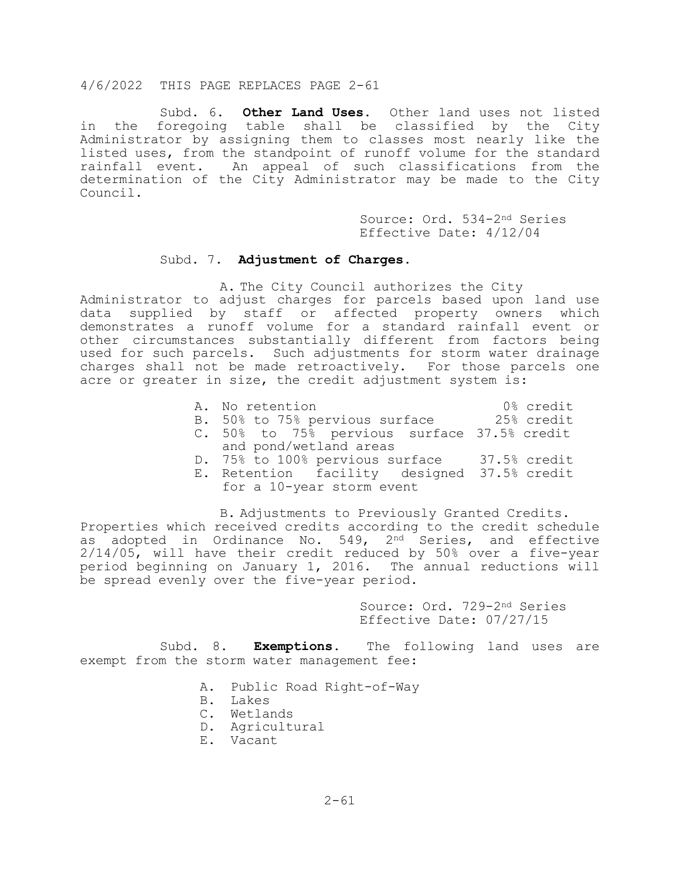4/6/2022 THIS PAGE REPLACES PAGE 2-61

Subd. 6. **Other Land Uses.** Other land uses not listed in the foregoing table shall be classified by the City Administrator by assigning them to classes most nearly like the listed uses, from the standpoint of runoff volume for the standard rainfall event. An appeal of such classifications from the determination of the City Administrator may be made to the City Council.

Source: Ord. 534-2nd Series
Effective Date: 4/12/04

Subd. 7. **Adjustment of Charges.**

A. The City Council authorizes the City Administrator to adjust charges for parcels based upon land use data supplied by staff or affected property owners which demonstrates a runoff volume for a standard rainfall event or other circumstances substantially different from factors being used for such parcels. Such adjustments for storm water drainage charges shall not be made retroactively. For those parcels one acre or greater in size, the credit adjustment system is:

| | |
|---|---|
| A. No retention | 0% credit |
| B. 50% to 75% pervious surface | 25% credit |
| C. 50% to 75% pervious surface and pond/wetland areas | 37.5% credit |
| D. 75% to 100% pervious surface | 37.5% credit |
| E. Retention facility designed for a 10-year storm event | 37.5% credit |

B. Adjustments to Previously Granted Credits. Properties which received credits according to the credit schedule as adopted in Ordinance No. 549, 2nd Series, and effective 2/14/05, will have their credit reduced by 50% over a five-year period beginning on January 1, 2016. The annual reductions will be spread evenly over the five-year period.

Source: Ord. 729-2nd Series
Effective Date: 07/27/15

Subd. 8. **Exemptions.** The following land uses are exempt from the storm water management fee:

A. Public Road Right-of-Way
B. Lakes
C. Wetlands
D. Agricultural
E. Vacant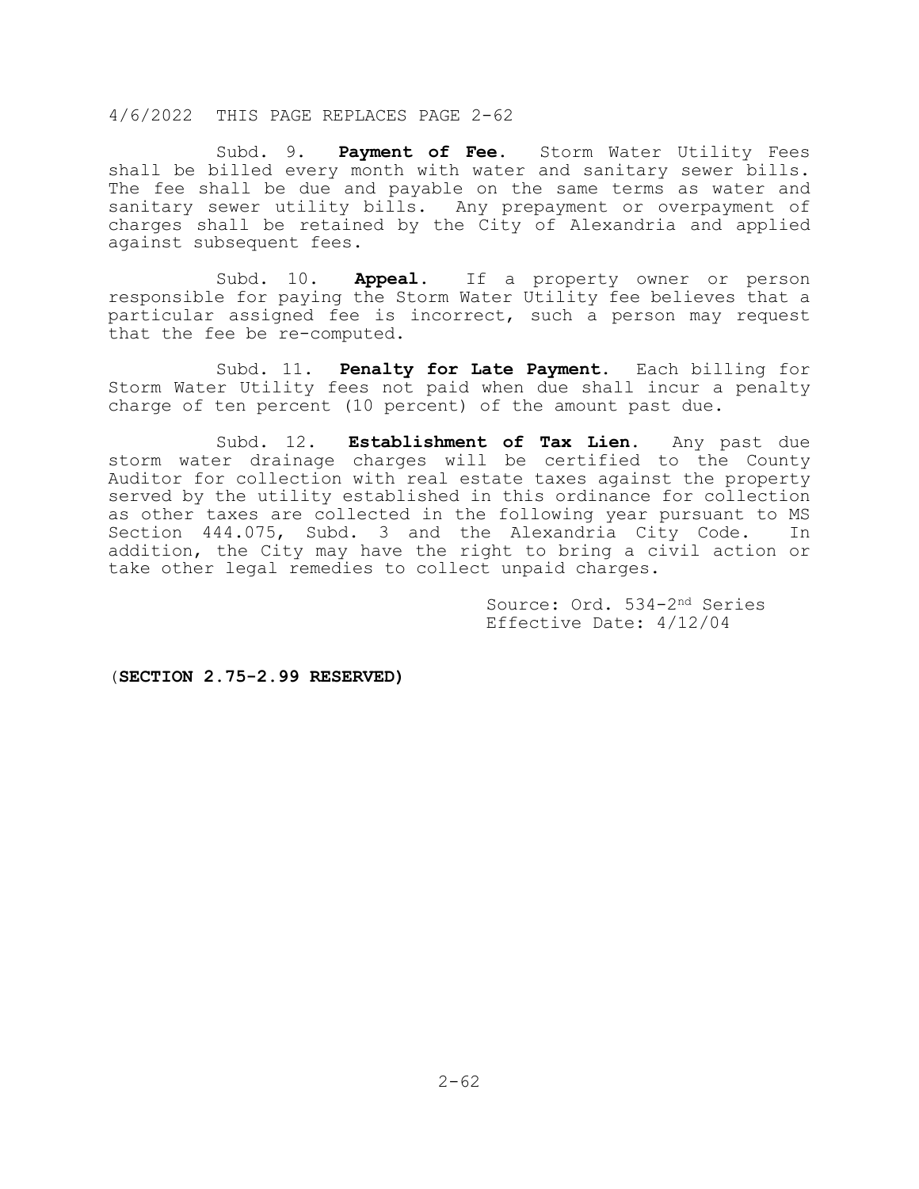4/6/2022 THIS PAGE REPLACES PAGE 2-62

Subd. 9. **Payment of Fee.** Storm Water Utility Fees shall be billed every month with water and sanitary sewer bills. The fee shall be due and payable on the same terms as water and sanitary sewer utility bills. Any prepayment or overpayment of charges shall be retained by the City of Alexandria and applied against subsequent fees.

Subd. 10. **Appeal.** If a property owner or person responsible for paying the Storm Water Utility fee believes that a particular assigned fee is incorrect, such a person may request that the fee be re-computed.

Subd. 11. **Penalty for Late Payment.** Each billing for Storm Water Utility fees not paid when due shall incur a penalty charge of ten percent (10 percent) of the amount past due.

Subd. 12. **Establishment of Tax Lien.** Any past due storm water drainage charges will be certified to the County Auditor for collection with real estate taxes against the property served by the utility established in this ordinance for collection as other taxes are collected in the following year pursuant to MS Section 444.075, Subd. 3 and the Alexandria City Code. In addition, the City may have the right to bring a civil action or take other legal remedies to collect unpaid charges.

Source: Ord. 534-2nd Series
Effective Date: 4/12/04

(**SECTION 2.75-2.99 RESERVED)**